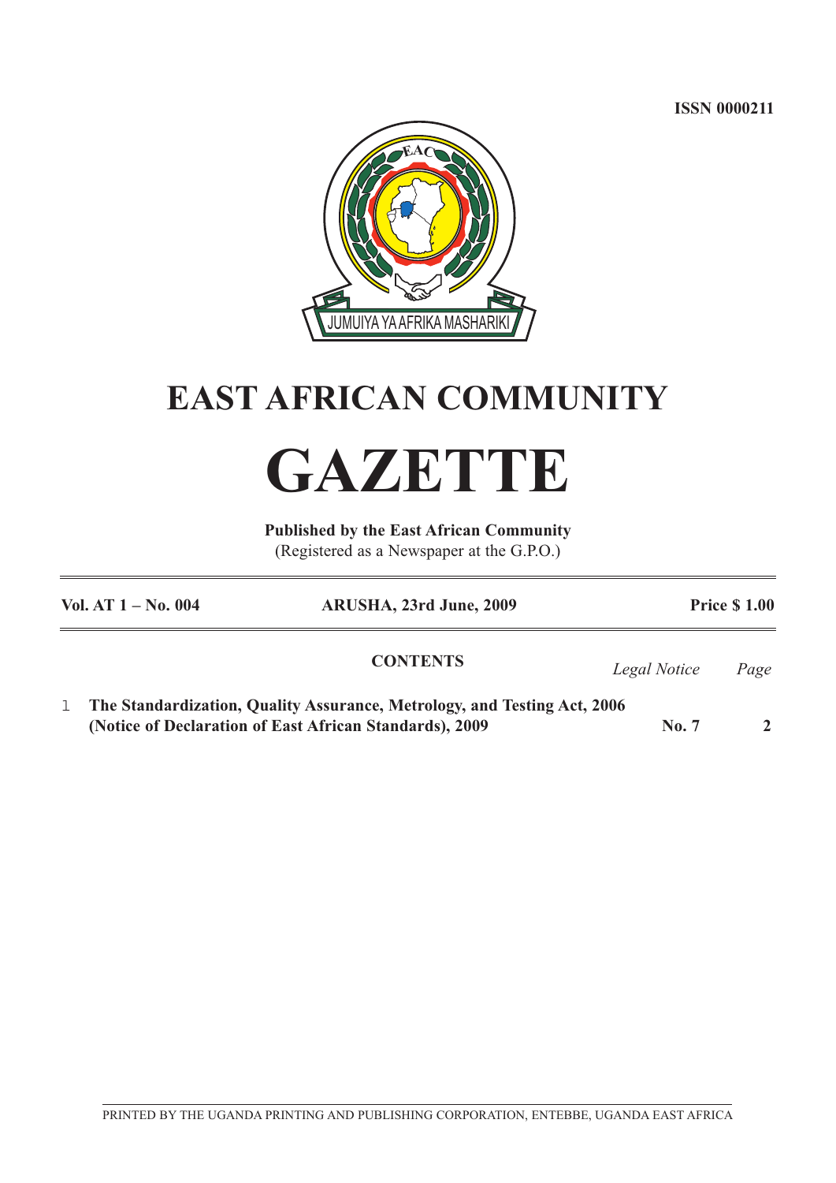ISSN 0000211

JUMUIYA YA AFRIKA MASHARIKI

# EAST AFRICAN COMMUNITY

# GAZETTE

**Published by the East African Community**
(Registered as a Newspaper at the G.P.O.)

| **Vol. AT 1 – No. 004** | **ARUSHA, 23rd June, 2009** | **Price $ 1.00** |
|---|---|---|

**CONTENTS**

| | | *Legal Notice* | *Page* |
|---|---|---|---|
| 1 | **The Standardization, Quality Assurance, Metrology, and Testing Act, 2006 (Notice of Declaration of East African Standards), 2009** | **No. 7** | **2** |

PRINTED BY THE UGANDA PRINTING AND PUBLISHING CORPORATION, ENTEBBE, UGANDA EAST AFRICA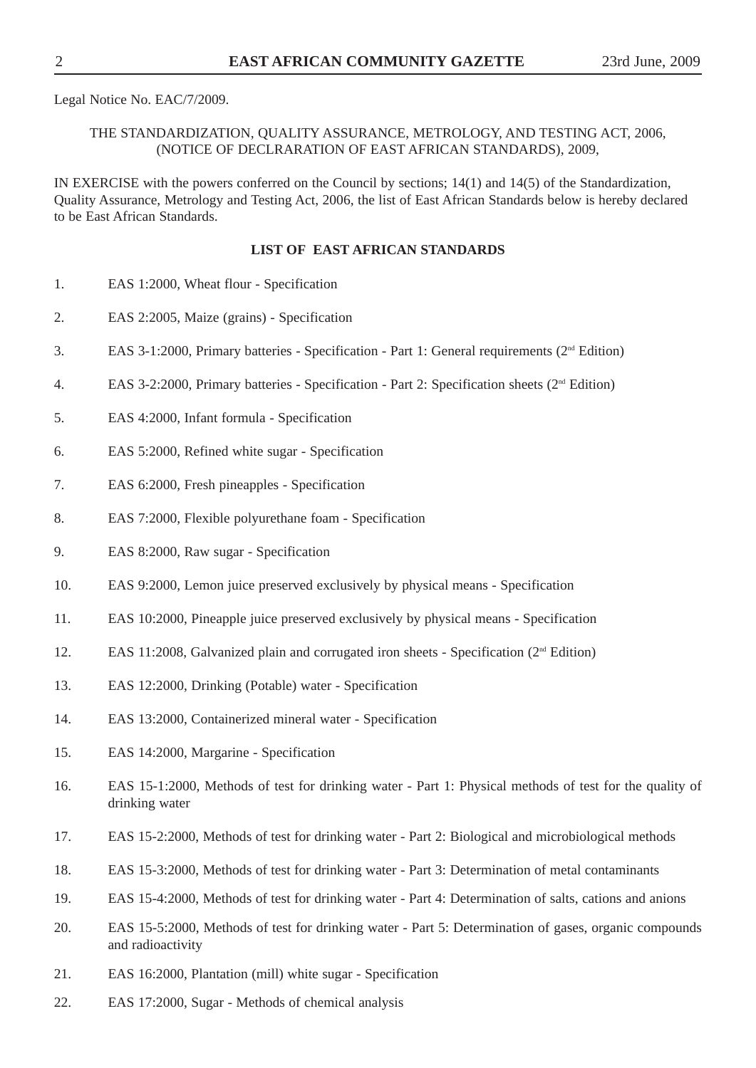Legal Notice No. EAC/7/2009.

THE STANDARDIZATION, QUALITY ASSURANCE, METROLOGY, AND TESTING ACT, 2006, (NOTICE OF DECLRARATION OF EAST AFRICAN STANDARDS), 2009,

IN EXERCISE with the powers conferred on the Council by sections; 14(1) and 14(5) of the Standardization, Quality Assurance, Metrology and Testing Act, 2006, the list of East African Standards below is hereby declared to be East African Standards.

**LIST OF EAST AFRICAN STANDARDS**

1. EAS 1:2000, Wheat flour - Specification
2. EAS 2:2005, Maize (grains) - Specification
3. EAS 3-1:2000, Primary batteries - Specification - Part 1: General requirements (2nd Edition)
4. EAS 3-2:2000, Primary batteries - Specification - Part 2: Specification sheets (2nd Edition)
5. EAS 4:2000, Infant formula - Specification
6. EAS 5:2000, Refined white sugar - Specification
7. EAS 6:2000, Fresh pineapples - Specification
8. EAS 7:2000, Flexible polyurethane foam - Specification
9. EAS 8:2000, Raw sugar - Specification
10. EAS 9:2000, Lemon juice preserved exclusively by physical means - Specification
11. EAS 10:2000, Pineapple juice preserved exclusively by physical means - Specification
12. EAS 11:2008, Galvanized plain and corrugated iron sheets - Specification (2nd Edition)
13. EAS 12:2000, Drinking (Potable) water - Specification
14. EAS 13:2000, Containerized mineral water - Specification
15. EAS 14:2000, Margarine - Specification
16. EAS 15-1:2000, Methods of test for drinking water - Part 1: Physical methods of test for the quality of drinking water
17. EAS 15-2:2000, Methods of test for drinking water - Part 2: Biological and microbiological methods
18. EAS 15-3:2000, Methods of test for drinking water - Part 3: Determination of metal contaminants
19. EAS 15-4:2000, Methods of test for drinking water - Part 4: Determination of salts, cations and anions
20. EAS 15-5:2000, Methods of test for drinking water - Part 5: Determination of gases, organic compounds and radioactivity
21. EAS 16:2000, Plantation (mill) white sugar - Specification
22. EAS 17:2000, Sugar - Methods of chemical analysis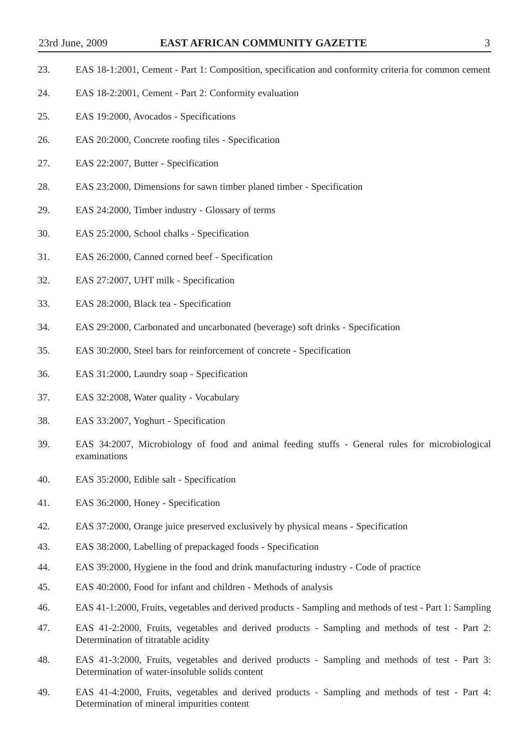23. EAS 18-1:2001, Cement - Part 1: Composition, specification and conformity criteria for common cement

24. EAS 18-2:2001, Cement - Part 2: Conformity evaluation

25. EAS 19:2000, Avocados - Specifications

26. EAS 20:2000, Concrete roofing tiles - Specification

27. EAS 22:2007, Butter - Specification

28. EAS 23:2000, Dimensions for sawn timber planed timber - Specification

29. EAS 24:2000, Timber industry - Glossary of terms

30. EAS 25:2000, School chalks - Specification

31. EAS 26:2000, Canned corned beef - Specification

32. EAS 27:2007, UHT milk - Specification

33. EAS 28:2000, Black tea - Specification

34. EAS 29:2000, Carbonated and uncarbonated (beverage) soft drinks - Specification

35. EAS 30:2000, Steel bars for reinforcement of concrete - Specification

36. EAS 31:2000, Laundry soap - Specification

37. EAS 32:2008, Water quality - Vocabulary

38. EAS 33:2007, Yoghurt - Specification

39. EAS 34:2007, Microbiology of food and animal feeding stuffs - General rules for microbiological examinations

40. EAS 35:2000, Edible salt - Specification

41. EAS 36:2000, Honey - Specification

42. EAS 37:2000, Orange juice preserved exclusively by physical means - Specification

43. EAS 38:2000, Labelling of prepackaged foods - Specification

44. EAS 39:2000, Hygiene in the food and drink manufacturing industry - Code of practice

45. EAS 40:2000, Food for infant and children - Methods of analysis

46. EAS 41-1:2000, Fruits, vegetables and derived products - Sampling and methods of test - Part 1: Sampling

47. EAS 41-2:2000, Fruits, vegetables and derived products - Sampling and methods of test - Part 2: Determination of titratable acidity

48. EAS 41-3:2000, Fruits, vegetables and derived products - Sampling and methods of test - Part 3: Determination of water-insoluble solids content

49. EAS 41-4:2000, Fruits, vegetables and derived products - Sampling and methods of test - Part 4: Determination of mineral impurities content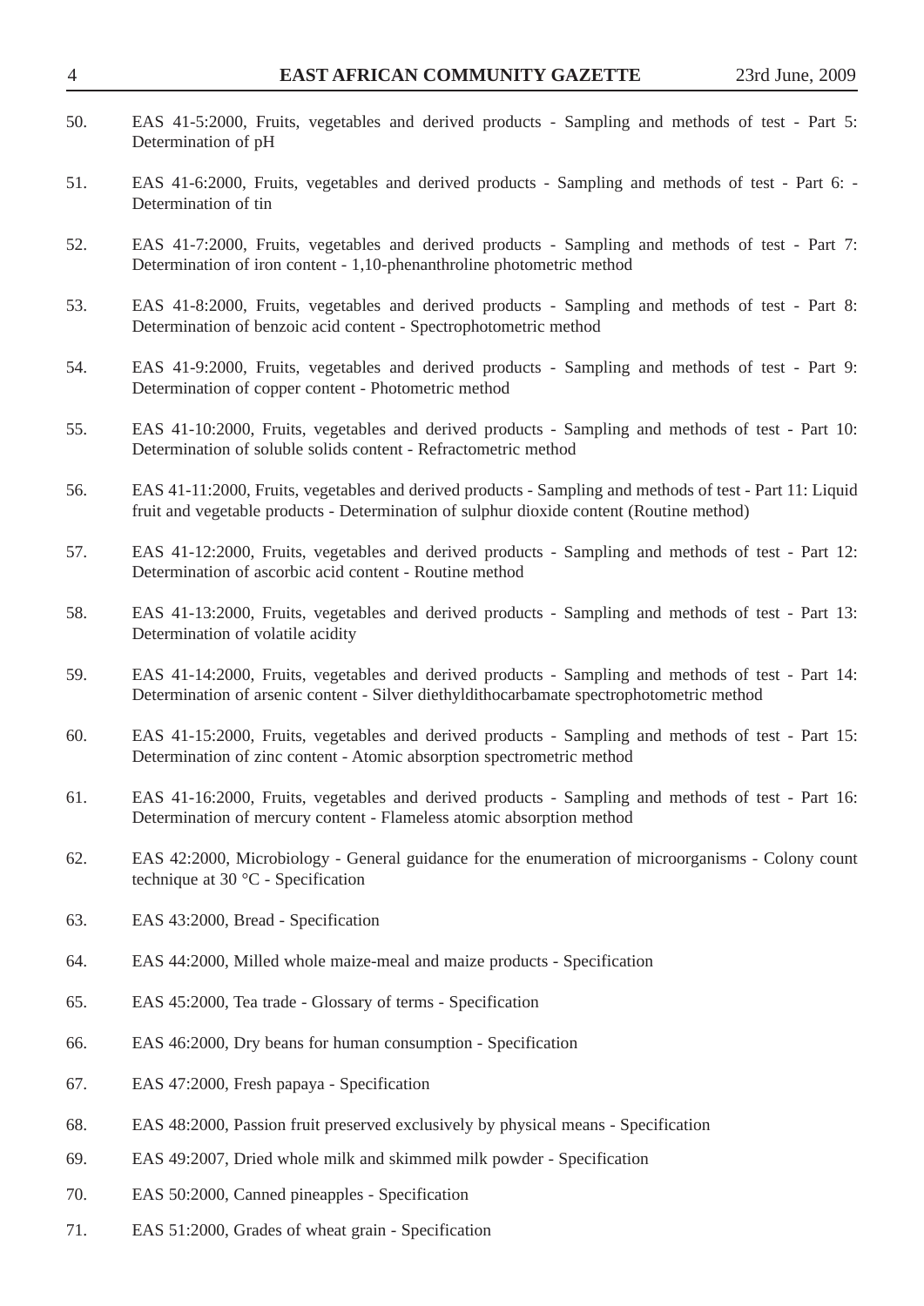50. EAS 41-5:2000, Fruits, vegetables and derived products - Sampling and methods of test - Part 5: Determination of pH

51. EAS 41-6:2000, Fruits, vegetables and derived products - Sampling and methods of test - Part 6: - Determination of tin

52. EAS 41-7:2000, Fruits, vegetables and derived products - Sampling and methods of test - Part 7: Determination of iron content - 1,10-phenanthroline photometric method

53. EAS 41-8:2000, Fruits, vegetables and derived products - Sampling and methods of test - Part 8: Determination of benzoic acid content - Spectrophotometric method

54. EAS 41-9:2000, Fruits, vegetables and derived products - Sampling and methods of test - Part 9: Determination of copper content - Photometric method

55. EAS 41-10:2000, Fruits, vegetables and derived products - Sampling and methods of test - Part 10: Determination of soluble solids content - Refractometric method

56. EAS 41-11:2000, Fruits, vegetables and derived products - Sampling and methods of test - Part 11: Liquid fruit and vegetable products - Determination of sulphur dioxide content (Routine method)

57. EAS 41-12:2000, Fruits, vegetables and derived products - Sampling and methods of test - Part 12: Determination of ascorbic acid content - Routine method

58. EAS 41-13:2000, Fruits, vegetables and derived products - Sampling and methods of test - Part 13: Determination of volatile acidity

59. EAS 41-14:2000, Fruits, vegetables and derived products - Sampling and methods of test - Part 14: Determination of arsenic content - Silver diethyldithocarbamate spectrophotometric method

60. EAS 41-15:2000, Fruits, vegetables and derived products - Sampling and methods of test - Part 15: Determination of zinc content - Atomic absorption spectrometric method

61. EAS 41-16:2000, Fruits, vegetables and derived products - Sampling and methods of test - Part 16: Determination of mercury content - Flameless atomic absorption method

62. EAS 42:2000, Microbiology - General guidance for the enumeration of microorganisms - Colony count technique at 30 °C - Specification

63. EAS 43:2000, Bread - Specification

64. EAS 44:2000, Milled whole maize-meal and maize products - Specification

65. EAS 45:2000, Tea trade - Glossary of terms - Specification

66. EAS 46:2000, Dry beans for human consumption - Specification

67. EAS 47:2000, Fresh papaya - Specification

68. EAS 48:2000, Passion fruit preserved exclusively by physical means - Specification

69. EAS 49:2007, Dried whole milk and skimmed milk powder - Specification

70. EAS 50:2000, Canned pineapples - Specification

71. EAS 51:2000, Grades of wheat grain - Specification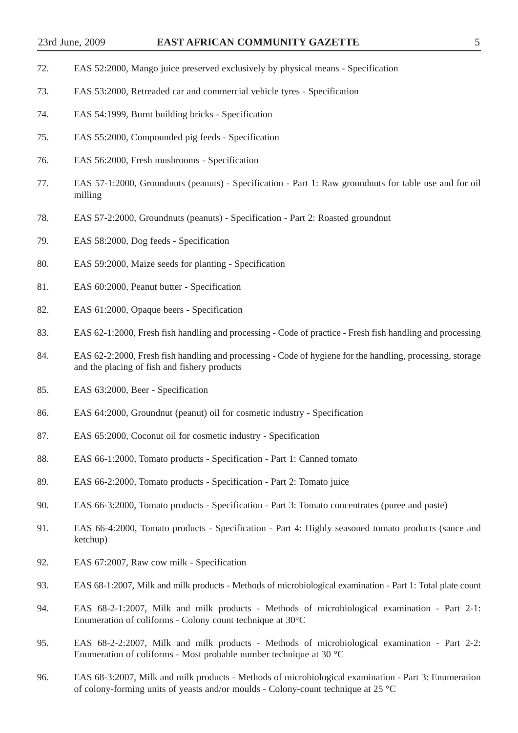72. EAS 52:2000, Mango juice preserved exclusively by physical means - Specification

73. EAS 53:2000, Retreaded car and commercial vehicle tyres - Specification

74. EAS 54:1999, Burnt building bricks - Specification

75. EAS 55:2000, Compounded pig feeds - Specification

76. EAS 56:2000, Fresh mushrooms - Specification

77. EAS 57-1:2000, Groundnuts (peanuts) - Specification - Part 1: Raw groundnuts for table use and for oil milling

78. EAS 57-2:2000, Groundnuts (peanuts) - Specification - Part 2: Roasted groundnut

79. EAS 58:2000, Dog feeds - Specification

80. EAS 59:2000, Maize seeds for planting - Specification

81. EAS 60:2000, Peanut butter - Specification

82. EAS 61:2000, Opaque beers - Specification

83. EAS 62-1:2000, Fresh fish handling and processing - Code of practice - Fresh fish handling and processing

84. EAS 62-2:2000, Fresh fish handling and processing - Code of hygiene for the handling, processing, storage and the placing of fish and fishery products

85. EAS 63:2000, Beer - Specification

86. EAS 64:2000, Groundnut (peanut) oil for cosmetic industry - Specification

87. EAS 65:2000, Coconut oil for cosmetic industry - Specification

88. EAS 66-1:2000, Tomato products - Specification - Part 1: Canned tomato

89. EAS 66-2:2000, Tomato products - Specification - Part 2: Tomato juice

90. EAS 66-3:2000, Tomato products - Specification - Part 3: Tomato concentrates (puree and paste)

91. EAS 66-4:2000, Tomato products - Specification - Part 4: Highly seasoned tomato products (sauce and ketchup)

92. EAS 67:2007, Raw cow milk - Specification

93. EAS 68-1:2007, Milk and milk products - Methods of microbiological examination - Part 1: Total plate count

94. EAS 68-2-1:2007, Milk and milk products - Methods of microbiological examination - Part 2-1: Enumeration of coliforms - Colony count technique at 30°C

95. EAS 68-2-2:2007, Milk and milk products - Methods of microbiological examination - Part 2-2: Enumeration of coliforms - Most probable number technique at 30 °C

96. EAS 68-3:2007, Milk and milk products - Methods of microbiological examination - Part 3: Enumeration of colony-forming units of yeasts and/or moulds - Colony-count technique at 25 °C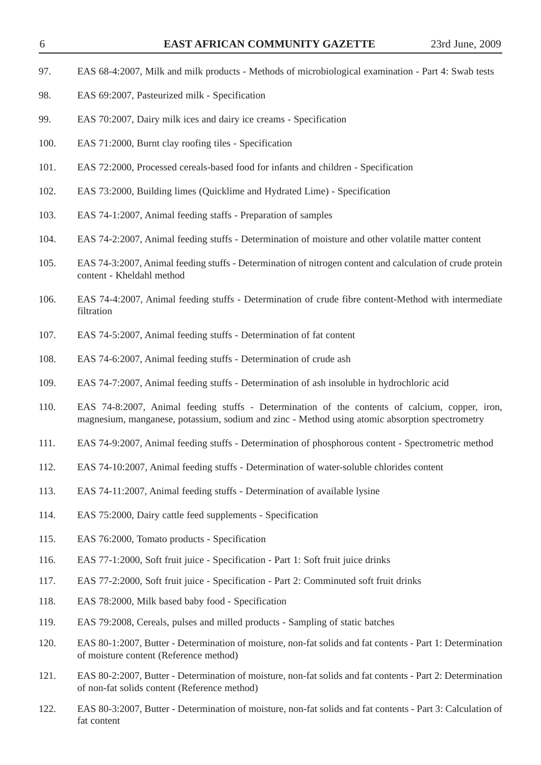97. EAS 68-4:2007, Milk and milk products - Methods of microbiological examination - Part 4: Swab tests

98. EAS 69:2007, Pasteurized milk - Specification

99. EAS 70:2007, Dairy milk ices and dairy ice creams - Specification

100. EAS 71:2000, Burnt clay roofing tiles - Specification

101. EAS 72:2000, Processed cereals-based food for infants and children - Specification

102. EAS 73:2000, Building limes (Quicklime and Hydrated Lime) - Specification

103. EAS 74-1:2007, Animal feeding staffs - Preparation of samples

104. EAS 74-2:2007, Animal feeding stuffs - Determination of moisture and other volatile matter content

105. EAS 74-3:2007, Animal feeding stuffs - Determination of nitrogen content and calculation of crude protein content - Kheldahl method

106. EAS 74-4:2007, Animal feeding stuffs - Determination of crude fibre content-Method with intermediate filtration

107. EAS 74-5:2007, Animal feeding stuffs - Determination of fat content

108. EAS 74-6:2007, Animal feeding stuffs - Determination of crude ash

109. EAS 74-7:2007, Animal feeding stuffs - Determination of ash insoluble in hydrochloric acid

110. EAS 74-8:2007, Animal feeding stuffs - Determination of the contents of calcium, copper, iron, magnesium, manganese, potassium, sodium and zinc - Method using atomic absorption spectrometry

111. EAS 74-9:2007, Animal feeding stuffs - Determination of phosphorous content - Spectrometric method

112. EAS 74-10:2007, Animal feeding stuffs - Determination of water-soluble chlorides content

113. EAS 74-11:2007, Animal feeding stuffs - Determination of available lysine

114. EAS 75:2000, Dairy cattle feed supplements - Specification

115. EAS 76:2000, Tomato products - Specification

116. EAS 77-1:2000, Soft fruit juice - Specification - Part 1: Soft fruit juice drinks

117. EAS 77-2:2000, Soft fruit juice - Specification - Part 2: Comminuted soft fruit drinks

118. EAS 78:2000, Milk based baby food - Specification

119. EAS 79:2008, Cereals, pulses and milled products - Sampling of static batches

120. EAS 80-1:2007, Butter - Determination of moisture, non-fat solids and fat contents - Part 1: Determination of moisture content (Reference method)

121. EAS 80-2:2007, Butter - Determination of moisture, non-fat solids and fat contents - Part 2: Determination of non-fat solids content (Reference method)

122. EAS 80-3:2007, Butter - Determination of moisture, non-fat solids and fat contents - Part 3: Calculation of fat content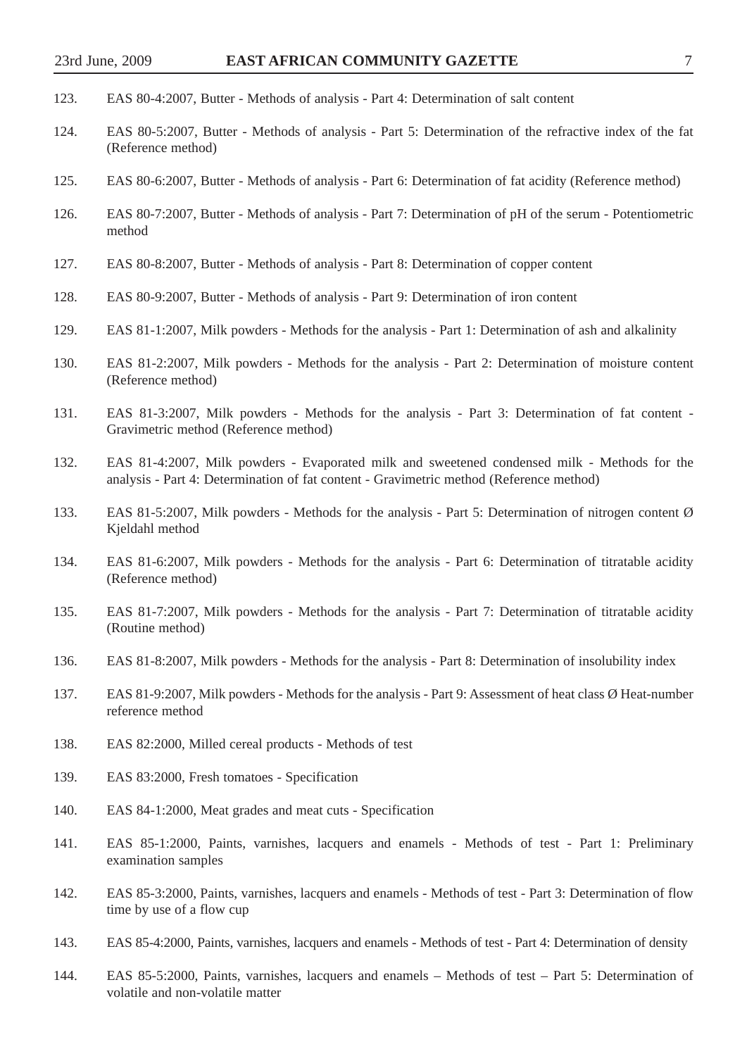123. EAS 80-4:2007, Butter - Methods of analysis - Part 4: Determination of salt content

124. EAS 80-5:2007, Butter - Methods of analysis - Part 5: Determination of the refractive index of the fat (Reference method)

125. EAS 80-6:2007, Butter - Methods of analysis - Part 6: Determination of fat acidity (Reference method)

126. EAS 80-7:2007, Butter - Methods of analysis - Part 7: Determination of pH of the serum - Potentiometric method

127. EAS 80-8:2007, Butter - Methods of analysis - Part 8: Determination of copper content

128. EAS 80-9:2007, Butter - Methods of analysis - Part 9: Determination of iron content

129. EAS 81-1:2007, Milk powders - Methods for the analysis - Part 1: Determination of ash and alkalinity

130. EAS 81-2:2007, Milk powders - Methods for the analysis - Part 2: Determination of moisture content (Reference method)

131. EAS 81-3:2007, Milk powders - Methods for the analysis - Part 3: Determination of fat content - Gravimetric method (Reference method)

132. EAS 81-4:2007, Milk powders - Evaporated milk and sweetened condensed milk - Methods for the analysis - Part 4: Determination of fat content - Gravimetric method (Reference method)

133. EAS 81-5:2007, Milk powders - Methods for the analysis - Part 5: Determination of nitrogen content Ø Kjeldahl method

134. EAS 81-6:2007, Milk powders - Methods for the analysis - Part 6: Determination of titratable acidity (Reference method)

135. EAS 81-7:2007, Milk powders - Methods for the analysis - Part 7: Determination of titratable acidity (Routine method)

136. EAS 81-8:2007, Milk powders - Methods for the analysis - Part 8: Determination of insolubility index

137. EAS 81-9:2007, Milk powders - Methods for the analysis - Part 9: Assessment of heat class Ø Heat-number reference method

138. EAS 82:2000, Milled cereal products - Methods of test

139. EAS 83:2000, Fresh tomatoes - Specification

140. EAS 84-1:2000, Meat grades and meat cuts - Specification

141. EAS 85-1:2000, Paints, varnishes, lacquers and enamels - Methods of test - Part 1: Preliminary examination samples

142. EAS 85-3:2000, Paints, varnishes, lacquers and enamels - Methods of test - Part 3: Determination of flow time by use of a flow cup

143. EAS 85-4:2000, Paints, varnishes, lacquers and enamels - Methods of test - Part 4: Determination of density

144. EAS 85-5:2000, Paints, varnishes, lacquers and enamels – Methods of test – Part 5: Determination of volatile and non-volatile matter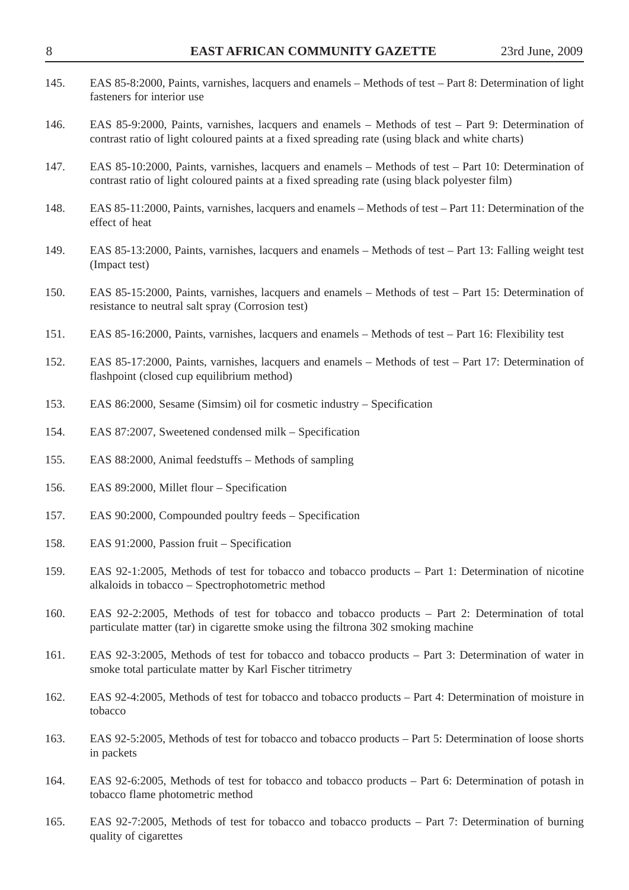145. EAS 85-8:2000, Paints, varnishes, lacquers and enamels – Methods of test – Part 8: Determination of light fasteners for interior use

146. EAS 85-9:2000, Paints, varnishes, lacquers and enamels – Methods of test – Part 9: Determination of contrast ratio of light coloured paints at a fixed spreading rate (using black and white charts)

147. EAS 85-10:2000, Paints, varnishes, lacquers and enamels – Methods of test – Part 10: Determination of contrast ratio of light coloured paints at a fixed spreading rate (using black polyester film)

148. EAS 85-11:2000, Paints, varnishes, lacquers and enamels – Methods of test – Part 11: Determination of the effect of heat

149. EAS 85-13:2000, Paints, varnishes, lacquers and enamels – Methods of test – Part 13: Falling weight test (Impact test)

150. EAS 85-15:2000, Paints, varnishes, lacquers and enamels – Methods of test – Part 15: Determination of resistance to neutral salt spray (Corrosion test)

151. EAS 85-16:2000, Paints, varnishes, lacquers and enamels – Methods of test – Part 16: Flexibility test

152. EAS 85-17:2000, Paints, varnishes, lacquers and enamels – Methods of test – Part 17: Determination of flashpoint (closed cup equilibrium method)

153. EAS 86:2000, Sesame (Simsim) oil for cosmetic industry – Specification

154. EAS 87:2007, Sweetened condensed milk – Specification

155. EAS 88:2000, Animal feedstuffs – Methods of sampling

156. EAS 89:2000, Millet flour – Specification

157. EAS 90:2000, Compounded poultry feeds – Specification

158. EAS 91:2000, Passion fruit – Specification

159. EAS 92-1:2005, Methods of test for tobacco and tobacco products – Part 1: Determination of nicotine alkaloids in tobacco – Spectrophotometric method

160. EAS 92-2:2005, Methods of test for tobacco and tobacco products – Part 2: Determination of total particulate matter (tar) in cigarette smoke using the filtrona 302 smoking machine

161. EAS 92-3:2005, Methods of test for tobacco and tobacco products – Part 3: Determination of water in smoke total particulate matter by Karl Fischer titrimetry

162. EAS 92-4:2005, Methods of test for tobacco and tobacco products – Part 4: Determination of moisture in tobacco

163. EAS 92-5:2005, Methods of test for tobacco and tobacco products – Part 5: Determination of loose shorts in packets

164. EAS 92-6:2005, Methods of test for tobacco and tobacco products – Part 6: Determination of potash in tobacco flame photometric method

165. EAS 92-7:2005, Methods of test for tobacco and tobacco products – Part 7: Determination of burning quality of cigarettes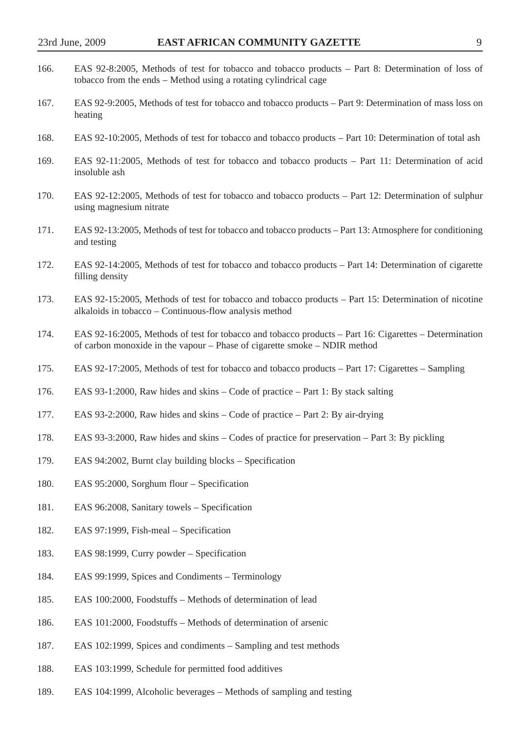166. EAS 92-8:2005, Methods of test for tobacco and tobacco products – Part 8: Determination of loss of tobacco from the ends – Method using a rotating cylindrical cage

167. EAS 92-9:2005, Methods of test for tobacco and tobacco products – Part 9: Determination of mass loss on heating

168. EAS 92-10:2005, Methods of test for tobacco and tobacco products – Part 10: Determination of total ash

169. EAS 92-11:2005, Methods of test for tobacco and tobacco products – Part 11: Determination of acid insoluble ash

170. EAS 92-12:2005, Methods of test for tobacco and tobacco products – Part 12: Determination of sulphur using magnesium nitrate

171. EAS 92-13:2005, Methods of test for tobacco and tobacco products – Part 13: Atmosphere for conditioning and testing

172. EAS 92-14:2005, Methods of test for tobacco and tobacco products – Part 14: Determination of cigarette filling density

173. EAS 92-15:2005, Methods of test for tobacco and tobacco products – Part 15: Determination of nicotine alkaloids in tobacco – Continuous-flow analysis method

174. EAS 92-16:2005, Methods of test for tobacco and tobacco products – Part 16: Cigarettes – Determination of carbon monoxide in the vapour – Phase of cigarette smoke – NDIR method

175. EAS 92-17:2005, Methods of test for tobacco and tobacco products – Part 17: Cigarettes – Sampling

176. EAS 93-1:2000, Raw hides and skins – Code of practice – Part 1: By stack salting

177. EAS 93-2:2000, Raw hides and skins – Code of practice – Part 2: By air-drying

178. EAS 93-3:2000, Raw hides and skins – Codes of practice for preservation – Part 3: By pickling

179. EAS 94:2002, Burnt clay building blocks – Specification

180. EAS 95:2000, Sorghum flour – Specification

181. EAS 96:2008, Sanitary towels – Specification

182. EAS 97:1999, Fish-meal – Specification

183. EAS 98:1999, Curry powder – Specification

184. EAS 99:1999, Spices and Condiments – Terminology

185. EAS 100:2000, Foodstuffs – Methods of determination of lead

186. EAS 101:2000, Foodstuffs – Methods of determination of arsenic

187. EAS 102:1999, Spices and condiments – Sampling and test methods

188. EAS 103:1999, Schedule for permitted food additives

189. EAS 104:1999, Alcoholic beverages – Methods of sampling and testing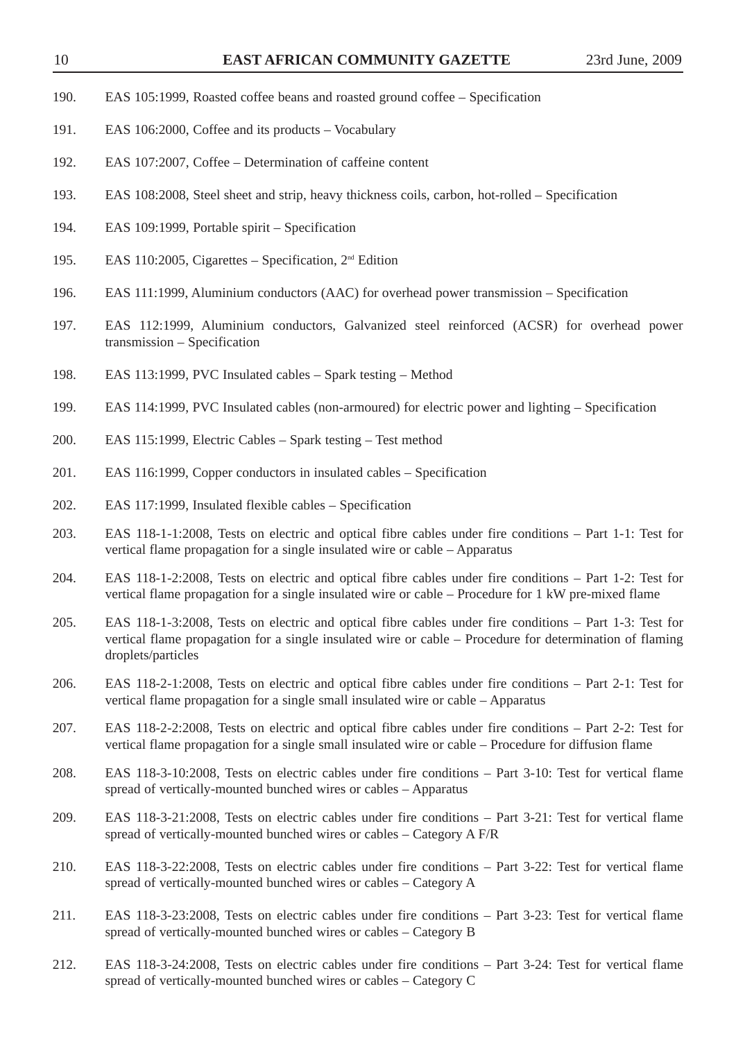190. EAS 105:1999, Roasted coffee beans and roasted ground coffee – Specification

191. EAS 106:2000, Coffee and its products – Vocabulary

192. EAS 107:2007, Coffee – Determination of caffeine content

193. EAS 108:2008, Steel sheet and strip, heavy thickness coils, carbon, hot-rolled – Specification

194. EAS 109:1999, Portable spirit – Specification

195. EAS 110:2005, Cigarettes – Specification, 2nd Edition

196. EAS 111:1999, Aluminium conductors (AAC) for overhead power transmission – Specification

197. EAS 112:1999, Aluminium conductors, Galvanized steel reinforced (ACSR) for overhead power transmission – Specification

198. EAS 113:1999, PVC Insulated cables – Spark testing – Method

199. EAS 114:1999, PVC Insulated cables (non-armoured) for electric power and lighting – Specification

200. EAS 115:1999, Electric Cables – Spark testing – Test method

201. EAS 116:1999, Copper conductors in insulated cables – Specification

202. EAS 117:1999, Insulated flexible cables – Specification

203. EAS 118-1-1:2008, Tests on electric and optical fibre cables under fire conditions – Part 1-1: Test for vertical flame propagation for a single insulated wire or cable – Apparatus

204. EAS 118-1-2:2008, Tests on electric and optical fibre cables under fire conditions – Part 1-2: Test for vertical flame propagation for a single insulated wire or cable – Procedure for 1 kW pre-mixed flame

205. EAS 118-1-3:2008, Tests on electric and optical fibre cables under fire conditions – Part 1-3: Test for vertical flame propagation for a single insulated wire or cable – Procedure for determination of flaming droplets/particles

206. EAS 118-2-1:2008, Tests on electric and optical fibre cables under fire conditions – Part 2-1: Test for vertical flame propagation for a single small insulated wire or cable – Apparatus

207. EAS 118-2-2:2008, Tests on electric and optical fibre cables under fire conditions – Part 2-2: Test for vertical flame propagation for a single small insulated wire or cable – Procedure for diffusion flame

208. EAS 118-3-10:2008, Tests on electric cables under fire conditions – Part 3-10: Test for vertical flame spread of vertically-mounted bunched wires or cables – Apparatus

209. EAS 118-3-21:2008, Tests on electric cables under fire conditions – Part 3-21: Test for vertical flame spread of vertically-mounted bunched wires or cables – Category A F/R

210. EAS 118-3-22:2008, Tests on electric cables under fire conditions – Part 3-22: Test for vertical flame spread of vertically-mounted bunched wires or cables – Category A

211. EAS 118-3-23:2008, Tests on electric cables under fire conditions – Part 3-23: Test for vertical flame spread of vertically-mounted bunched wires or cables – Category B

212. EAS 118-3-24:2008, Tests on electric cables under fire conditions – Part 3-24: Test for vertical flame spread of vertically-mounted bunched wires or cables – Category C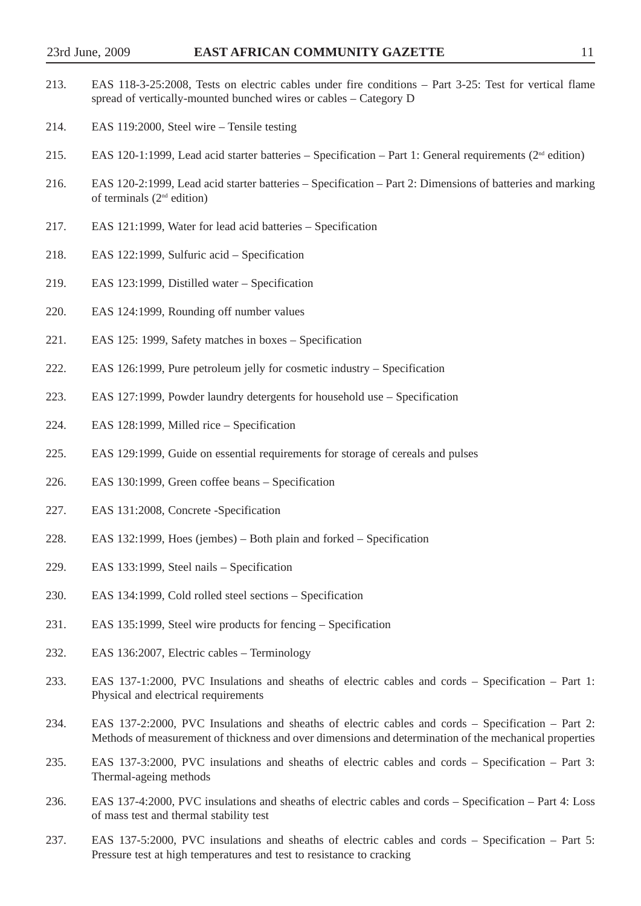213. EAS 118-3-25:2008, Tests on electric cables under fire conditions – Part 3-25: Test for vertical flame spread of vertically-mounted bunched wires or cables – Category D

214. EAS 119:2000, Steel wire – Tensile testing

215. EAS 120-1:1999, Lead acid starter batteries – Specification – Part 1: General requirements (2nd edition)

216. EAS 120-2:1999, Lead acid starter batteries – Specification – Part 2: Dimensions of batteries and marking of terminals (2nd edition)

217. EAS 121:1999, Water for lead acid batteries – Specification

218. EAS 122:1999, Sulfuric acid – Specification

219. EAS 123:1999, Distilled water – Specification

220. EAS 124:1999, Rounding off number values

221. EAS 125: 1999, Safety matches in boxes – Specification

222. EAS 126:1999, Pure petroleum jelly for cosmetic industry – Specification

223. EAS 127:1999, Powder laundry detergents for household use – Specification

224. EAS 128:1999, Milled rice – Specification

225. EAS 129:1999, Guide on essential requirements for storage of cereals and pulses

226. EAS 130:1999, Green coffee beans – Specification

227. EAS 131:2008, Concrete -Specification

228. EAS 132:1999, Hoes (jembes) – Both plain and forked – Specification

229. EAS 133:1999, Steel nails – Specification

230. EAS 134:1999, Cold rolled steel sections – Specification

231. EAS 135:1999, Steel wire products for fencing – Specification

232. EAS 136:2007, Electric cables – Terminology

233. EAS 137-1:2000, PVC Insulations and sheaths of electric cables and cords – Specification – Part 1: Physical and electrical requirements

234. EAS 137-2:2000, PVC Insulations and sheaths of electric cables and cords – Specification – Part 2: Methods of measurement of thickness and over dimensions and determination of the mechanical properties

235. EAS 137-3:2000, PVC insulations and sheaths of electric cables and cords – Specification – Part 3: Thermal-ageing methods

236. EAS 137-4:2000, PVC insulations and sheaths of electric cables and cords – Specification – Part 4: Loss of mass test and thermal stability test

237. EAS 137-5:2000, PVC insulations and sheaths of electric cables and cords – Specification – Part 5: Pressure test at high temperatures and test to resistance to cracking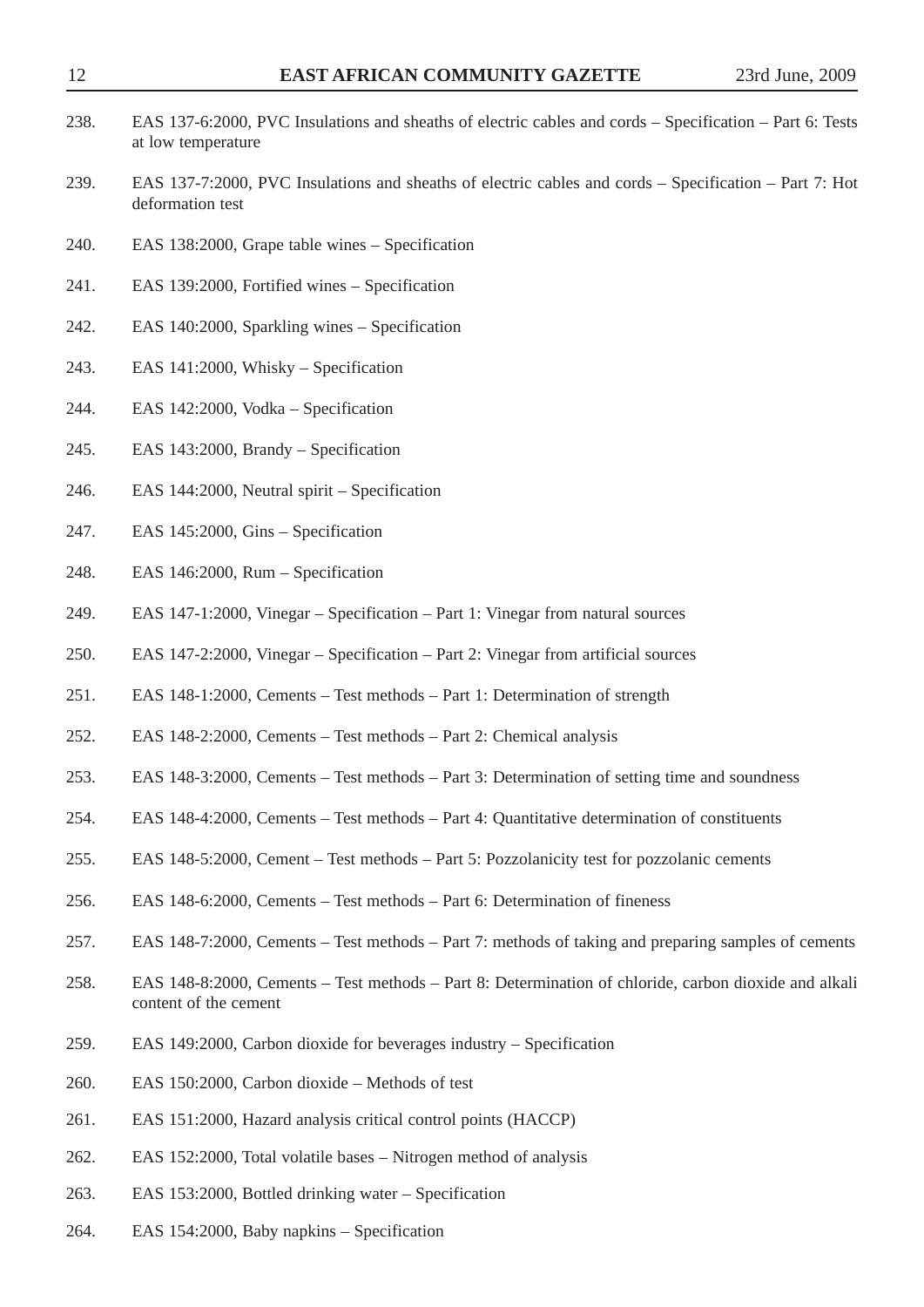238. EAS 137-6:2000, PVC Insulations and sheaths of electric cables and cords – Specification – Part 6: Tests at low temperature

239. EAS 137-7:2000, PVC Insulations and sheaths of electric cables and cords – Specification – Part 7: Hot deformation test

240. EAS 138:2000, Grape table wines – Specification

241. EAS 139:2000, Fortified wines – Specification

242. EAS 140:2000, Sparkling wines – Specification

243. EAS 141:2000, Whisky – Specification

244. EAS 142:2000, Vodka – Specification

245. EAS 143:2000, Brandy – Specification

246. EAS 144:2000, Neutral spirit – Specification

247. EAS 145:2000, Gins – Specification

248. EAS 146:2000, Rum – Specification

249. EAS 147-1:2000, Vinegar – Specification – Part 1: Vinegar from natural sources

250. EAS 147-2:2000, Vinegar – Specification – Part 2: Vinegar from artificial sources

251. EAS 148-1:2000, Cements – Test methods – Part 1: Determination of strength

252. EAS 148-2:2000, Cements – Test methods – Part 2: Chemical analysis

253. EAS 148-3:2000, Cements – Test methods – Part 3: Determination of setting time and soundness

254. EAS 148-4:2000, Cements – Test methods – Part 4: Quantitative determination of constituents

255. EAS 148-5:2000, Cement – Test methods – Part 5: Pozzolanicity test for pozzolanic cements

256. EAS 148-6:2000, Cements – Test methods – Part 6: Determination of fineness

257. EAS 148-7:2000, Cements – Test methods – Part 7: methods of taking and preparing samples of cements

258. EAS 148-8:2000, Cements – Test methods – Part 8: Determination of chloride, carbon dioxide and alkali content of the cement

259. EAS 149:2000, Carbon dioxide for beverages industry – Specification

260. EAS 150:2000, Carbon dioxide – Methods of test

261. EAS 151:2000, Hazard analysis critical control points (HACCP)

262. EAS 152:2000, Total volatile bases – Nitrogen method of analysis

263. EAS 153:2000, Bottled drinking water – Specification

264. EAS 154:2000, Baby napkins – Specification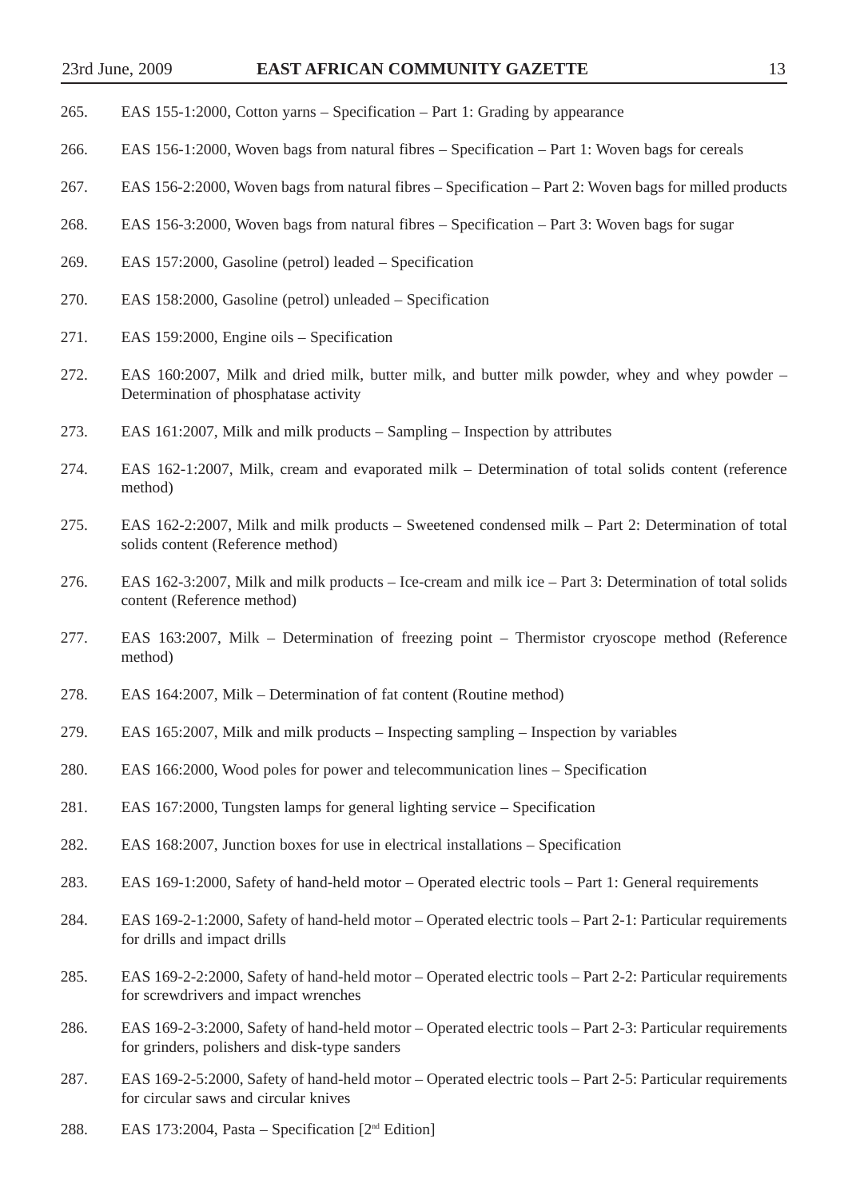265. EAS 155-1:2000, Cotton yarns – Specification – Part 1: Grading by appearance

266. EAS 156-1:2000, Woven bags from natural fibres – Specification – Part 1: Woven bags for cereals

267. EAS 156-2:2000, Woven bags from natural fibres – Specification – Part 2: Woven bags for milled products

268. EAS 156-3:2000, Woven bags from natural fibres – Specification – Part 3: Woven bags for sugar

269. EAS 157:2000, Gasoline (petrol) leaded – Specification

270. EAS 158:2000, Gasoline (petrol) unleaded – Specification

271. EAS 159:2000, Engine oils – Specification

272. EAS 160:2007, Milk and dried milk, butter milk, and butter milk powder, whey and whey powder – Determination of phosphatase activity

273. EAS 161:2007, Milk and milk products – Sampling – Inspection by attributes

274. EAS 162-1:2007, Milk, cream and evaporated milk – Determination of total solids content (reference method)

275. EAS 162-2:2007, Milk and milk products – Sweetened condensed milk – Part 2: Determination of total solids content (Reference method)

276. EAS 162-3:2007, Milk and milk products – Ice-cream and milk ice – Part 3: Determination of total solids content (Reference method)

277. EAS 163:2007, Milk – Determination of freezing point – Thermistor cryoscope method (Reference method)

278. EAS 164:2007, Milk – Determination of fat content (Routine method)

279. EAS 165:2007, Milk and milk products – Inspecting sampling – Inspection by variables

280. EAS 166:2000, Wood poles for power and telecommunication lines – Specification

281. EAS 167:2000, Tungsten lamps for general lighting service – Specification

282. EAS 168:2007, Junction boxes for use in electrical installations – Specification

283. EAS 169-1:2000, Safety of hand-held motor – Operated electric tools – Part 1: General requirements

284. EAS 169-2-1:2000, Safety of hand-held motor – Operated electric tools – Part 2-1: Particular requirements for drills and impact drills

285. EAS 169-2-2:2000, Safety of hand-held motor – Operated electric tools – Part 2-2: Particular requirements for screwdrivers and impact wrenches

286. EAS 169-2-3:2000, Safety of hand-held motor – Operated electric tools – Part 2-3: Particular requirements for grinders, polishers and disk-type sanders

287. EAS 169-2-5:2000, Safety of hand-held motor – Operated electric tools – Part 2-5: Particular requirements for circular saws and circular knives

288. EAS 173:2004, Pasta – Specification [2nd Edition]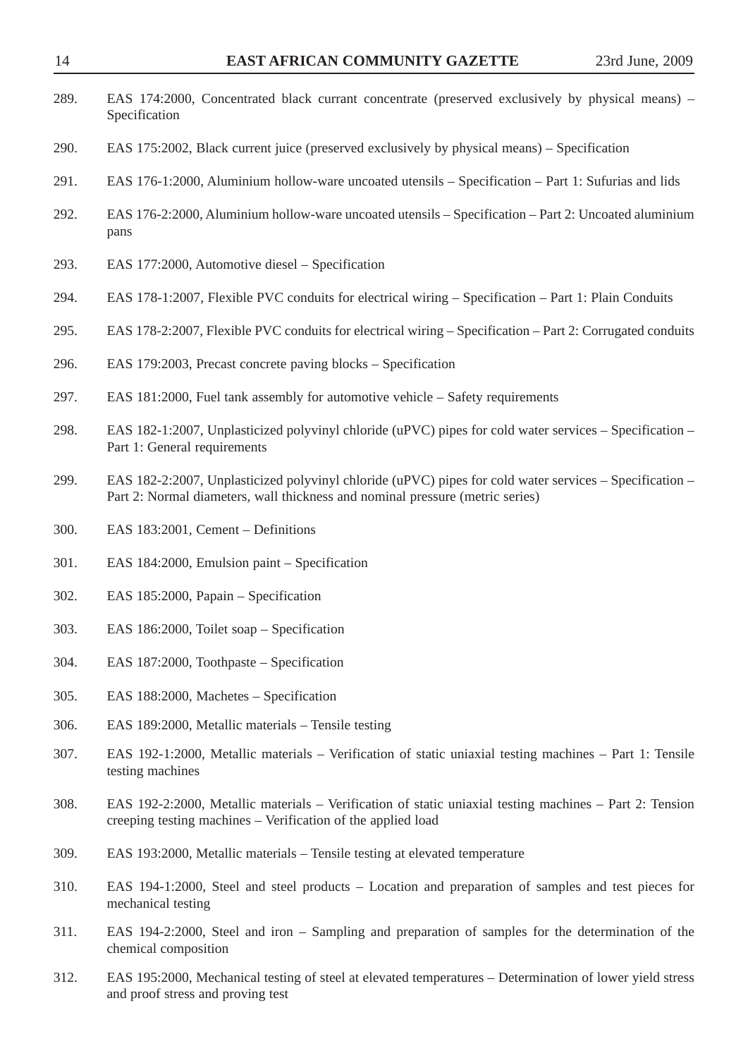289. EAS 174:2000, Concentrated black currant concentrate (preserved exclusively by physical means) – Specification

290. EAS 175:2002, Black current juice (preserved exclusively by physical means) – Specification

291. EAS 176-1:2000, Aluminium hollow-ware uncoated utensils – Specification – Part 1: Sufurias and lids

292. EAS 176-2:2000, Aluminium hollow-ware uncoated utensils – Specification – Part 2: Uncoated aluminium pans

293. EAS 177:2000, Automotive diesel – Specification

294. EAS 178-1:2007, Flexible PVC conduits for electrical wiring – Specification – Part 1: Plain Conduits

295. EAS 178-2:2007, Flexible PVC conduits for electrical wiring – Specification – Part 2: Corrugated conduits

296. EAS 179:2003, Precast concrete paving blocks – Specification

297. EAS 181:2000, Fuel tank assembly for automotive vehicle – Safety requirements

298. EAS 182-1:2007, Unplasticized polyvinyl chloride (uPVC) pipes for cold water services – Specification – Part 1: General requirements

299. EAS 182-2:2007, Unplasticized polyvinyl chloride (uPVC) pipes for cold water services – Specification – Part 2: Normal diameters, wall thickness and nominal pressure (metric series)

300. EAS 183:2001, Cement – Definitions

301. EAS 184:2000, Emulsion paint – Specification

302. EAS 185:2000, Papain – Specification

303. EAS 186:2000, Toilet soap – Specification

304. EAS 187:2000, Toothpaste – Specification

305. EAS 188:2000, Machetes – Specification

306. EAS 189:2000, Metallic materials – Tensile testing

307. EAS 192-1:2000, Metallic materials – Verification of static uniaxial testing machines – Part 1: Tensile testing machines

308. EAS 192-2:2000, Metallic materials – Verification of static uniaxial testing machines – Part 2: Tension creeping testing machines – Verification of the applied load

309. EAS 193:2000, Metallic materials – Tensile testing at elevated temperature

310. EAS 194-1:2000, Steel and steel products – Location and preparation of samples and test pieces for mechanical testing

311. EAS 194-2:2000, Steel and iron – Sampling and preparation of samples for the determination of the chemical composition

312. EAS 195:2000, Mechanical testing of steel at elevated temperatures – Determination of lower yield stress and proof stress and proving test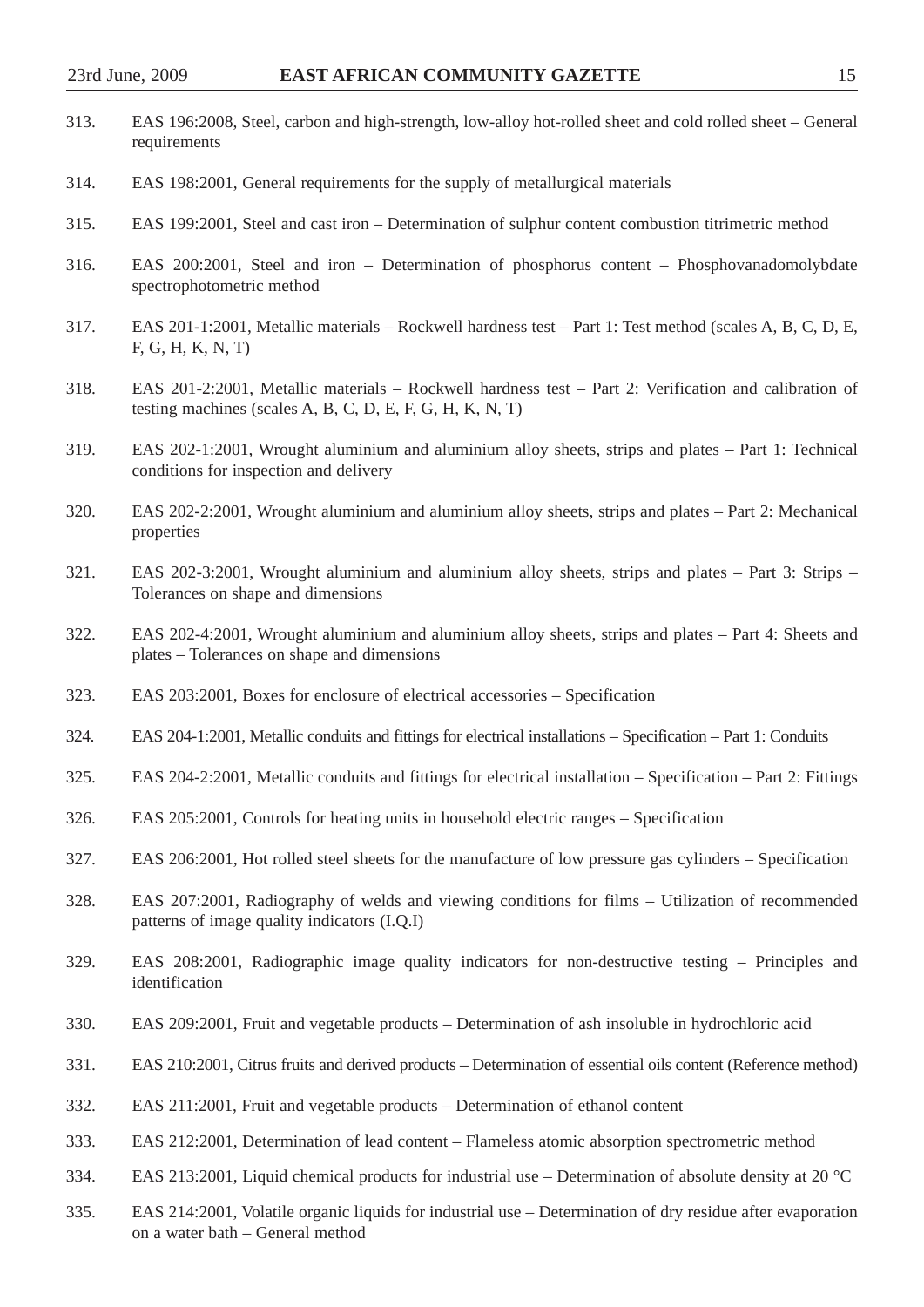313. EAS 196:2008, Steel, carbon and high-strength, low-alloy hot-rolled sheet and cold rolled sheet – General requirements

314. EAS 198:2001, General requirements for the supply of metallurgical materials

315. EAS 199:2001, Steel and cast iron – Determination of sulphur content combustion titrimetric method

316. EAS 200:2001, Steel and iron – Determination of phosphorus content – Phosphovanadomolybdate spectrophotometric method

317. EAS 201-1:2001, Metallic materials – Rockwell hardness test – Part 1: Test method (scales A, B, C, D, E, F, G, H, K, N, T)

318. EAS 201-2:2001, Metallic materials – Rockwell hardness test – Part 2: Verification and calibration of testing machines (scales A, B, C, D, E, F, G, H, K, N, T)

319. EAS 202-1:2001, Wrought aluminium and aluminium alloy sheets, strips and plates – Part 1: Technical conditions for inspection and delivery

320. EAS 202-2:2001, Wrought aluminium and aluminium alloy sheets, strips and plates – Part 2: Mechanical properties

321. EAS 202-3:2001, Wrought aluminium and aluminium alloy sheets, strips and plates – Part 3: Strips – Tolerances on shape and dimensions

322. EAS 202-4:2001, Wrought aluminium and aluminium alloy sheets, strips and plates – Part 4: Sheets and plates – Tolerances on shape and dimensions

323. EAS 203:2001, Boxes for enclosure of electrical accessories – Specification

324. EAS 204-1:2001, Metallic conduits and fittings for electrical installations – Specification – Part 1: Conduits

325. EAS 204-2:2001, Metallic conduits and fittings for electrical installation – Specification – Part 2: Fittings

326. EAS 205:2001, Controls for heating units in household electric ranges – Specification

327. EAS 206:2001, Hot rolled steel sheets for the manufacture of low pressure gas cylinders – Specification

328. EAS 207:2001, Radiography of welds and viewing conditions for films – Utilization of recommended patterns of image quality indicators (I.Q.I)

329. EAS 208:2001, Radiographic image quality indicators for non-destructive testing – Principles and identification

330. EAS 209:2001, Fruit and vegetable products – Determination of ash insoluble in hydrochloric acid

331. EAS 210:2001, Citrus fruits and derived products – Determination of essential oils content (Reference method)

332. EAS 211:2001, Fruit and vegetable products – Determination of ethanol content

333. EAS 212:2001, Determination of lead content – Flameless atomic absorption spectrometric method

334. EAS 213:2001, Liquid chemical products for industrial use – Determination of absolute density at 20 °C

335. EAS 214:2001, Volatile organic liquids for industrial use – Determination of dry residue after evaporation on a water bath – General method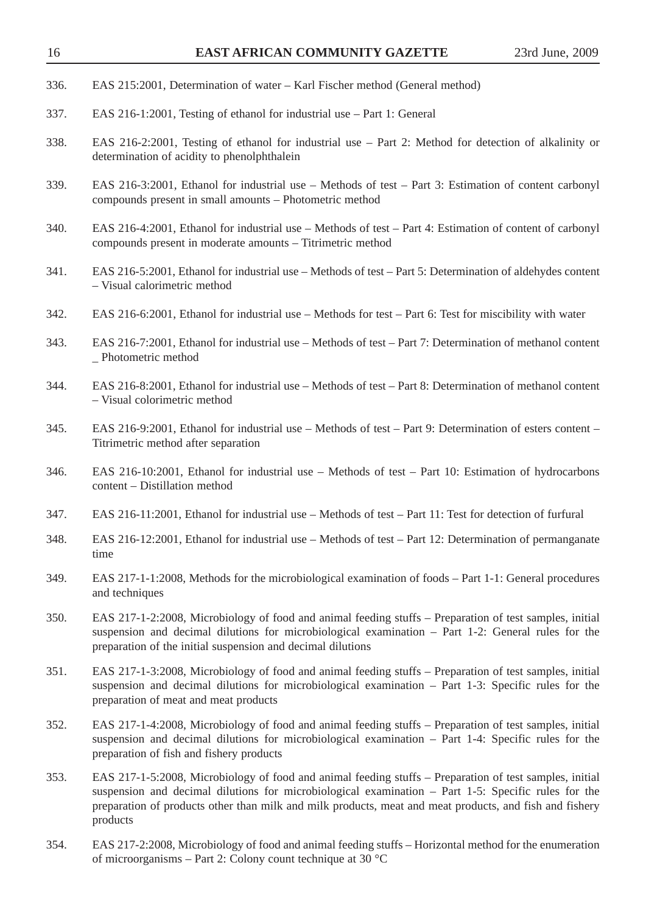336. EAS 215:2001, Determination of water – Karl Fischer method (General method)

337. EAS 216-1:2001, Testing of ethanol for industrial use – Part 1: General

338. EAS 216-2:2001, Testing of ethanol for industrial use – Part 2: Method for detection of alkalinity or determination of acidity to phenolphthalein

339. EAS 216-3:2001, Ethanol for industrial use – Methods of test – Part 3: Estimation of content carbonyl compounds present in small amounts – Photometric method

340. EAS 216-4:2001, Ethanol for industrial use – Methods of test – Part 4: Estimation of content of carbonyl compounds present in moderate amounts – Titrimetric method

341. EAS 216-5:2001, Ethanol for industrial use – Methods of test – Part 5: Determination of aldehydes content – Visual calorimetric method

342. EAS 216-6:2001, Ethanol for industrial use – Methods for test – Part 6: Test for miscibility with water

343. EAS 216-7:2001, Ethanol for industrial use – Methods of test – Part 7: Determination of methanol content _ Photometric method

344. EAS 216-8:2001, Ethanol for industrial use – Methods of test – Part 8: Determination of methanol content – Visual colorimetric method

345. EAS 216-9:2001, Ethanol for industrial use – Methods of test – Part 9: Determination of esters content – Titrimetric method after separation

346. EAS 216-10:2001, Ethanol for industrial use – Methods of test – Part 10: Estimation of hydrocarbons content – Distillation method

347. EAS 216-11:2001, Ethanol for industrial use – Methods of test – Part 11: Test for detection of furfural

348. EAS 216-12:2001, Ethanol for industrial use – Methods of test – Part 12: Determination of permanganate time

349. EAS 217-1-1:2008, Methods for the microbiological examination of foods – Part 1-1: General procedures and techniques

350. EAS 217-1-2:2008, Microbiology of food and animal feeding stuffs – Preparation of test samples, initial suspension and decimal dilutions for microbiological examination – Part 1-2: General rules for the preparation of the initial suspension and decimal dilutions

351. EAS 217-1-3:2008, Microbiology of food and animal feeding stuffs – Preparation of test samples, initial suspension and decimal dilutions for microbiological examination – Part 1-3: Specific rules for the preparation of meat and meat products

352. EAS 217-1-4:2008, Microbiology of food and animal feeding stuffs – Preparation of test samples, initial suspension and decimal dilutions for microbiological examination – Part 1-4: Specific rules for the preparation of fish and fishery products

353. EAS 217-1-5:2008, Microbiology of food and animal feeding stuffs – Preparation of test samples, initial suspension and decimal dilutions for microbiological examination – Part 1-5: Specific rules for the preparation of products other than milk and milk products, meat and meat products, and fish and fishery products

354. EAS 217-2:2008, Microbiology of food and animal feeding stuffs – Horizontal method for the enumeration of microorganisms – Part 2: Colony count technique at 30 °C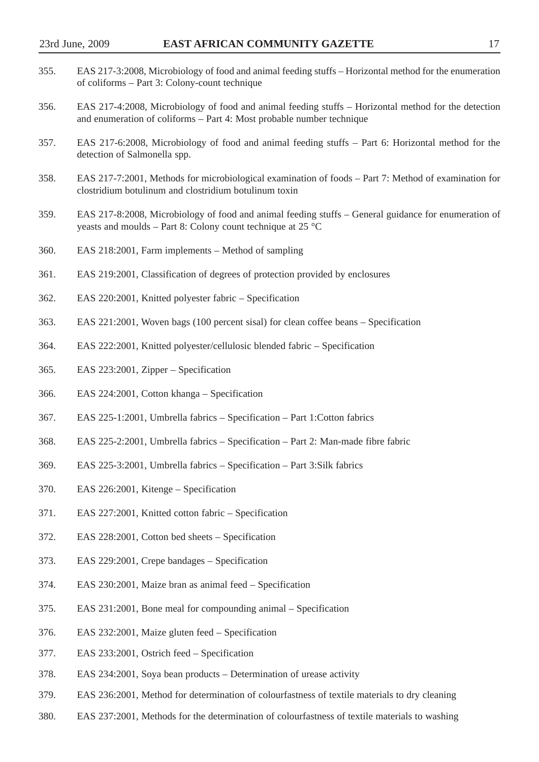355. EAS 217-3:2008, Microbiology of food and animal feeding stuffs – Horizontal method for the enumeration of coliforms – Part 3: Colony-count technique

356. EAS 217-4:2008, Microbiology of food and animal feeding stuffs – Horizontal method for the detection and enumeration of coliforms – Part 4: Most probable number technique

357. EAS 217-6:2008, Microbiology of food and animal feeding stuffs – Part 6: Horizontal method for the detection of Salmonella spp.

358. EAS 217-7:2001, Methods for microbiological examination of foods – Part 7: Method of examination for clostridium botulinum and clostridium botulinum toxin

359. EAS 217-8:2008, Microbiology of food and animal feeding stuffs – General guidance for enumeration of yeasts and moulds – Part 8: Colony count technique at 25 °C

360. EAS 218:2001, Farm implements – Method of sampling

361. EAS 219:2001, Classification of degrees of protection provided by enclosures

362. EAS 220:2001, Knitted polyester fabric – Specification

363. EAS 221:2001, Woven bags (100 percent sisal) for clean coffee beans – Specification

364. EAS 222:2001, Knitted polyester/cellulosic blended fabric – Specification

365. EAS 223:2001, Zipper – Specification

366. EAS 224:2001, Cotton khanga – Specification

367. EAS 225-1:2001, Umbrella fabrics – Specification – Part 1:Cotton fabrics

368. EAS 225-2:2001, Umbrella fabrics – Specification – Part 2: Man-made fibre fabric

369. EAS 225-3:2001, Umbrella fabrics – Specification – Part 3:Silk fabrics

370. EAS 226:2001, Kitenge – Specification

371. EAS 227:2001, Knitted cotton fabric – Specification

372. EAS 228:2001, Cotton bed sheets – Specification

373. EAS 229:2001, Crepe bandages – Specification

374. EAS 230:2001, Maize bran as animal feed – Specification

375. EAS 231:2001, Bone meal for compounding animal – Specification

376. EAS 232:2001, Maize gluten feed – Specification

377. EAS 233:2001, Ostrich feed – Specification

378. EAS 234:2001, Soya bean products – Determination of urease activity

379. EAS 236:2001, Method for determination of colourfastness of textile materials to dry cleaning

380. EAS 237:2001, Methods for the determination of colourfastness of textile materials to washing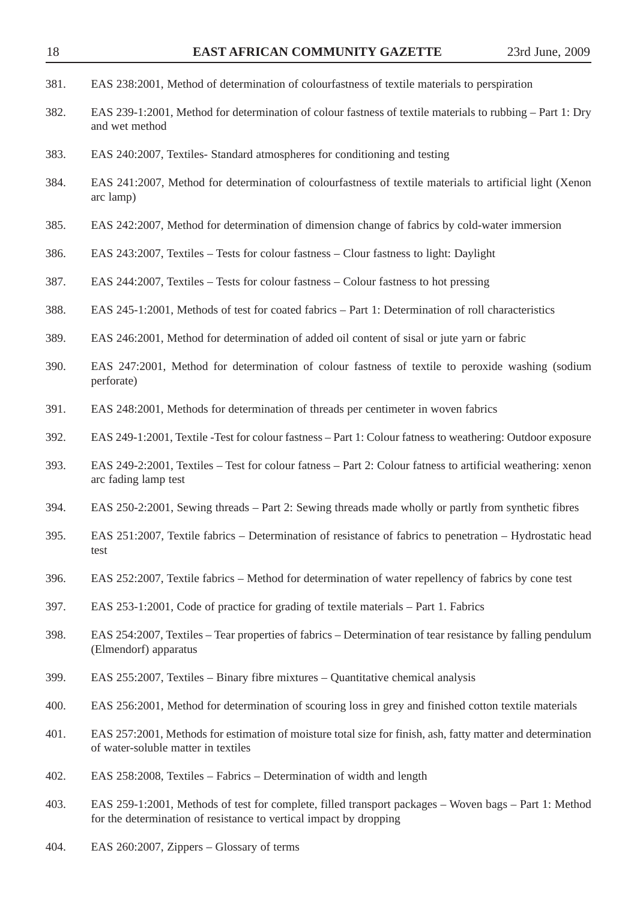381. EAS 238:2001, Method of determination of colourfastness of textile materials to perspiration

382. EAS 239-1:2001, Method for determination of colour fastness of textile materials to rubbing – Part 1: Dry and wet method

383. EAS 240:2007, Textiles- Standard atmospheres for conditioning and testing

384. EAS 241:2007, Method for determination of colourfastness of textile materials to artificial light (Xenon arc lamp)

385. EAS 242:2007, Method for determination of dimension change of fabrics by cold-water immersion

386. EAS 243:2007, Textiles – Tests for colour fastness – Clour fastness to light: Daylight

387. EAS 244:2007, Textiles – Tests for colour fastness – Colour fastness to hot pressing

388. EAS 245-1:2001, Methods of test for coated fabrics – Part 1: Determination of roll characteristics

389. EAS 246:2001, Method for determination of added oil content of sisal or jute yarn or fabric

390. EAS 247:2001, Method for determination of colour fastness of textile to peroxide washing (sodium perforate)

391. EAS 248:2001, Methods for determination of threads per centimeter in woven fabrics

392. EAS 249-1:2001, Textile -Test for colour fastness – Part 1: Colour fatness to weathering: Outdoor exposure

393. EAS 249-2:2001, Textiles – Test for colour fatness – Part 2: Colour fatness to artificial weathering: xenon arc fading lamp test

394. EAS 250-2:2001, Sewing threads – Part 2: Sewing threads made wholly or partly from synthetic fibres

395. EAS 251:2007, Textile fabrics – Determination of resistance of fabrics to penetration – Hydrostatic head test

396. EAS 252:2007, Textile fabrics – Method for determination of water repellency of fabrics by cone test

397. EAS 253-1:2001, Code of practice for grading of textile materials – Part 1. Fabrics

398. EAS 254:2007, Textiles – Tear properties of fabrics – Determination of tear resistance by falling pendulum (Elmendorf) apparatus

399. EAS 255:2007, Textiles – Binary fibre mixtures – Quantitative chemical analysis

400. EAS 256:2001, Method for determination of scouring loss in grey and finished cotton textile materials

401. EAS 257:2001, Methods for estimation of moisture total size for finish, ash, fatty matter and determination of water-soluble matter in textiles

402. EAS 258:2008, Textiles – Fabrics – Determination of width and length

403. EAS 259-1:2001, Methods of test for complete, filled transport packages – Woven bags – Part 1: Method for the determination of resistance to vertical impact by dropping

404. EAS 260:2007, Zippers – Glossary of terms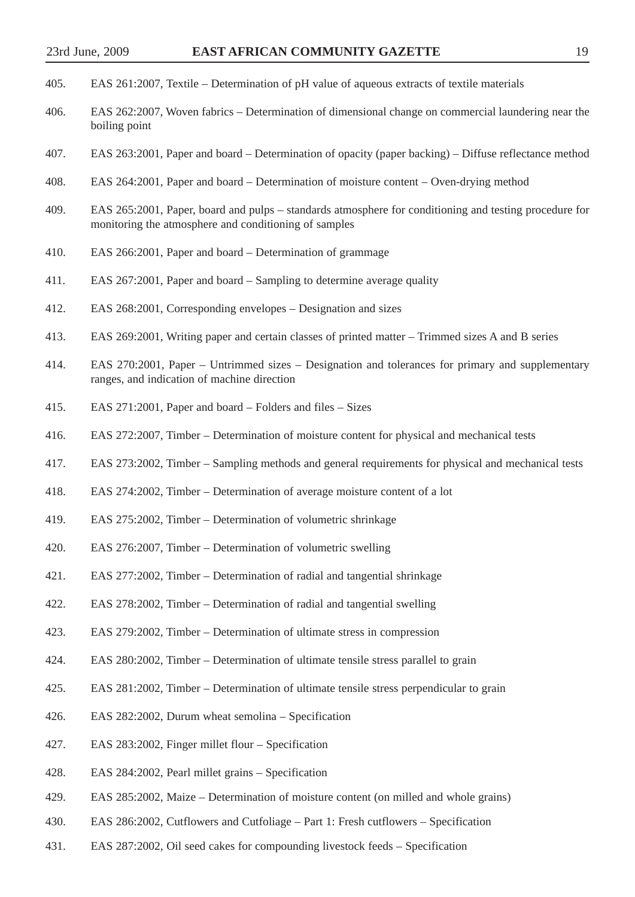405. EAS 261:2007, Textile – Determination of pH value of aqueous extracts of textile materials

406. EAS 262:2007, Woven fabrics – Determination of dimensional change on commercial laundering near the boiling point

407. EAS 263:2001, Paper and board – Determination of opacity (paper backing) – Diffuse reflectance method

408. EAS 264:2001, Paper and board – Determination of moisture content – Oven-drying method

409. EAS 265:2001, Paper, board and pulps – standards atmosphere for conditioning and testing procedure for monitoring the atmosphere and conditioning of samples

410. EAS 266:2001, Paper and board – Determination of grammage

411. EAS 267:2001, Paper and board – Sampling to determine average quality

412. EAS 268:2001, Corresponding envelopes – Designation and sizes

413. EAS 269:2001, Writing paper and certain classes of printed matter – Trimmed sizes A and B series

414. EAS 270:2001, Paper – Untrimmed sizes – Designation and tolerances for primary and supplementary ranges, and indication of machine direction

415. EAS 271:2001, Paper and board – Folders and files – Sizes

416. EAS 272:2007, Timber – Determination of moisture content for physical and mechanical tests

417. EAS 273:2002, Timber – Sampling methods and general requirements for physical and mechanical tests

418. EAS 274:2002, Timber – Determination of average moisture content of a lot

419. EAS 275:2002, Timber – Determination of volumetric shrinkage

420. EAS 276:2007, Timber – Determination of volumetric swelling

421. EAS 277:2002, Timber – Determination of radial and tangential shrinkage

422. EAS 278:2002, Timber – Determination of radial and tangential swelling

423. EAS 279:2002, Timber – Determination of ultimate stress in compression

424. EAS 280:2002, Timber – Determination of ultimate tensile stress parallel to grain

425. EAS 281:2002, Timber – Determination of ultimate tensile stress perpendicular to grain

426. EAS 282:2002, Durum wheat semolina – Specification

427. EAS 283:2002, Finger millet flour – Specification

428. EAS 284:2002, Pearl millet grains – Specification

429. EAS 285:2002, Maize – Determination of moisture content (on milled and whole grains)

430. EAS 286:2002, Cutflowers and Cutfoliage – Part 1: Fresh cutflowers – Specification

431. EAS 287:2002, Oil seed cakes for compounding livestock feeds – Specification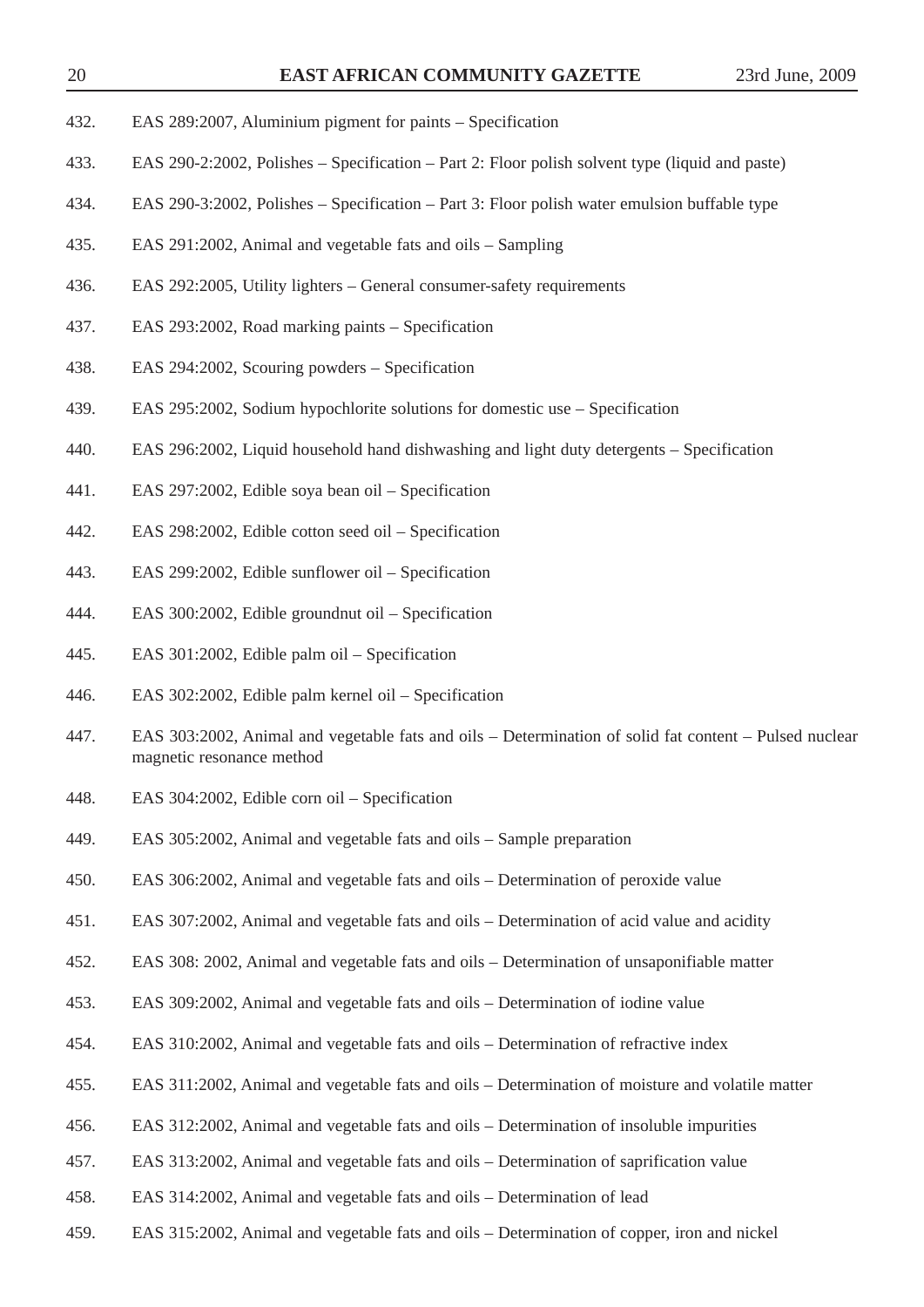432. EAS 289:2007, Aluminium pigment for paints – Specification

433. EAS 290-2:2002, Polishes – Specification – Part 2: Floor polish solvent type (liquid and paste)

434. EAS 290-3:2002, Polishes – Specification – Part 3: Floor polish water emulsion buffable type

435. EAS 291:2002, Animal and vegetable fats and oils – Sampling

436. EAS 292:2005, Utility lighters – General consumer-safety requirements

437. EAS 293:2002, Road marking paints – Specification

438. EAS 294:2002, Scouring powders – Specification

439. EAS 295:2002, Sodium hypochlorite solutions for domestic use – Specification

440. EAS 296:2002, Liquid household hand dishwashing and light duty detergents – Specification

441. EAS 297:2002, Edible soya bean oil – Specification

442. EAS 298:2002, Edible cotton seed oil – Specification

443. EAS 299:2002, Edible sunflower oil – Specification

444. EAS 300:2002, Edible groundnut oil – Specification

445. EAS 301:2002, Edible palm oil – Specification

446. EAS 302:2002, Edible palm kernel oil – Specification

447. EAS 303:2002, Animal and vegetable fats and oils – Determination of solid fat content – Pulsed nuclear magnetic resonance method

448. EAS 304:2002, Edible corn oil – Specification

449. EAS 305:2002, Animal and vegetable fats and oils – Sample preparation

450. EAS 306:2002, Animal and vegetable fats and oils – Determination of peroxide value

451. EAS 307:2002, Animal and vegetable fats and oils – Determination of acid value and acidity

452. EAS 308: 2002, Animal and vegetable fats and oils – Determination of unsaponifiable matter

453. EAS 309:2002, Animal and vegetable fats and oils – Determination of iodine value

454. EAS 310:2002, Animal and vegetable fats and oils – Determination of refractive index

455. EAS 311:2002, Animal and vegetable fats and oils – Determination of moisture and volatile matter

456. EAS 312:2002, Animal and vegetable fats and oils – Determination of insoluble impurities

457. EAS 313:2002, Animal and vegetable fats and oils – Determination of saprification value

458. EAS 314:2002, Animal and vegetable fats and oils – Determination of lead

459. EAS 315:2002, Animal and vegetable fats and oils – Determination of copper, iron and nickel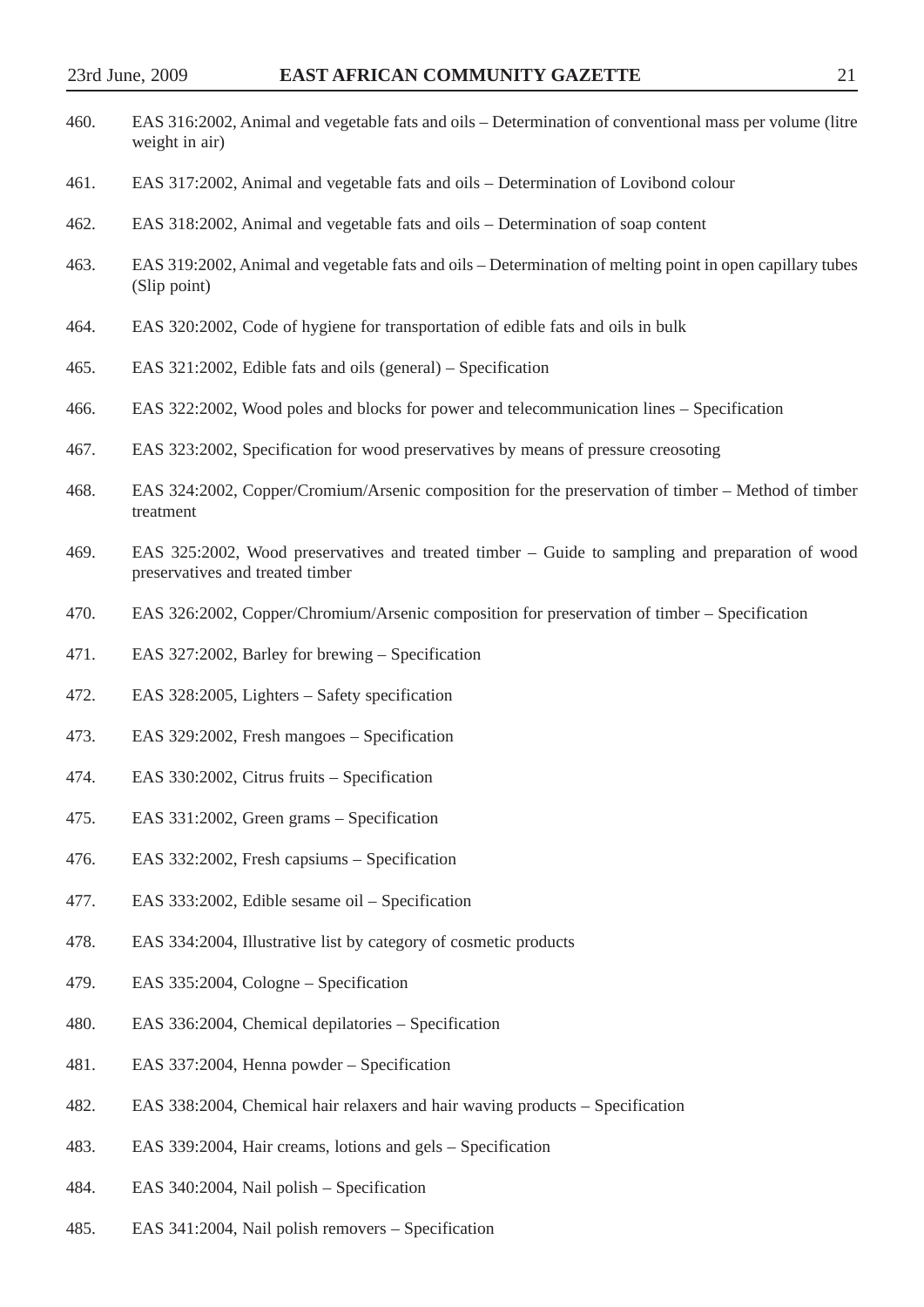460. EAS 316:2002, Animal and vegetable fats and oils – Determination of conventional mass per volume (litre weight in air)

461. EAS 317:2002, Animal and vegetable fats and oils – Determination of Lovibond colour

462. EAS 318:2002, Animal and vegetable fats and oils – Determination of soap content

463. EAS 319:2002, Animal and vegetable fats and oils – Determination of melting point in open capillary tubes (Slip point)

464. EAS 320:2002, Code of hygiene for transportation of edible fats and oils in bulk

465. EAS 321:2002, Edible fats and oils (general) – Specification

466. EAS 322:2002, Wood poles and blocks for power and telecommunication lines – Specification

467. EAS 323:2002, Specification for wood preservatives by means of pressure creosoting

468. EAS 324:2002, Copper/Cromium/Arsenic composition for the preservation of timber – Method of timber treatment

469. EAS 325:2002, Wood preservatives and treated timber – Guide to sampling and preparation of wood preservatives and treated timber

470. EAS 326:2002, Copper/Chromium/Arsenic composition for preservation of timber – Specification

471. EAS 327:2002, Barley for brewing – Specification

472. EAS 328:2005, Lighters – Safety specification

473. EAS 329:2002, Fresh mangoes – Specification

474. EAS 330:2002, Citrus fruits – Specification

475. EAS 331:2002, Green grams – Specification

476. EAS 332:2002, Fresh capsiums – Specification

477. EAS 333:2002, Edible sesame oil – Specification

478. EAS 334:2004, Illustrative list by category of cosmetic products

479. EAS 335:2004, Cologne – Specification

480. EAS 336:2004, Chemical depilatories – Specification

481. EAS 337:2004, Henna powder – Specification

482. EAS 338:2004, Chemical hair relaxers and hair waving products – Specification

483. EAS 339:2004, Hair creams, lotions and gels – Specification

484. EAS 340:2004, Nail polish – Specification

485. EAS 341:2004, Nail polish removers – Specification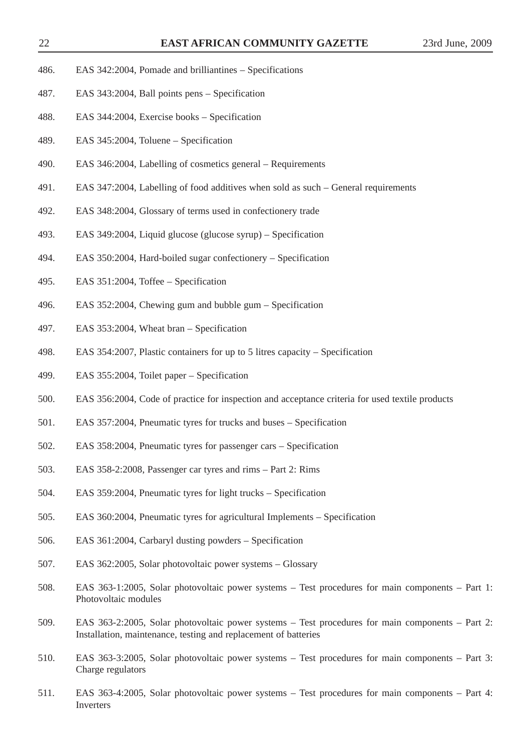486. EAS 342:2004, Pomade and brilliantines – Specifications

487. EAS 343:2004, Ball points pens – Specification

488. EAS 344:2004, Exercise books – Specification

489. EAS 345:2004, Toluene – Specification

490. EAS 346:2004, Labelling of cosmetics general – Requirements

491. EAS 347:2004, Labelling of food additives when sold as such – General requirements

492. EAS 348:2004, Glossary of terms used in confectionery trade

493. EAS 349:2004, Liquid glucose (glucose syrup) – Specification

494. EAS 350:2004, Hard-boiled sugar confectionery – Specification

495. EAS 351:2004, Toffee – Specification

496. EAS 352:2004, Chewing gum and bubble gum – Specification

497. EAS 353:2004, Wheat bran – Specification

498. EAS 354:2007, Plastic containers for up to 5 litres capacity – Specification

499. EAS 355:2004, Toilet paper – Specification

500. EAS 356:2004, Code of practice for inspection and acceptance criteria for used textile products

501. EAS 357:2004, Pneumatic tyres for trucks and buses – Specification

502. EAS 358:2004, Pneumatic tyres for passenger cars – Specification

503. EAS 358-2:2008, Passenger car tyres and rims – Part 2: Rims

504. EAS 359:2004, Pneumatic tyres for light trucks – Specification

505. EAS 360:2004, Pneumatic tyres for agricultural Implements – Specification

506. EAS 361:2004, Carbaryl dusting powders – Specification

507. EAS 362:2005, Solar photovoltaic power systems – Glossary

508. EAS 363-1:2005, Solar photovoltaic power systems – Test procedures for main components – Part 1: Photovoltaic modules

509. EAS 363-2:2005, Solar photovoltaic power systems – Test procedures for main components – Part 2: Installation, maintenance, testing and replacement of batteries

510. EAS 363-3:2005, Solar photovoltaic power systems – Test procedures for main components – Part 3: Charge regulators

511. EAS 363-4:2005, Solar photovoltaic power systems – Test procedures for main components – Part 4: Inverters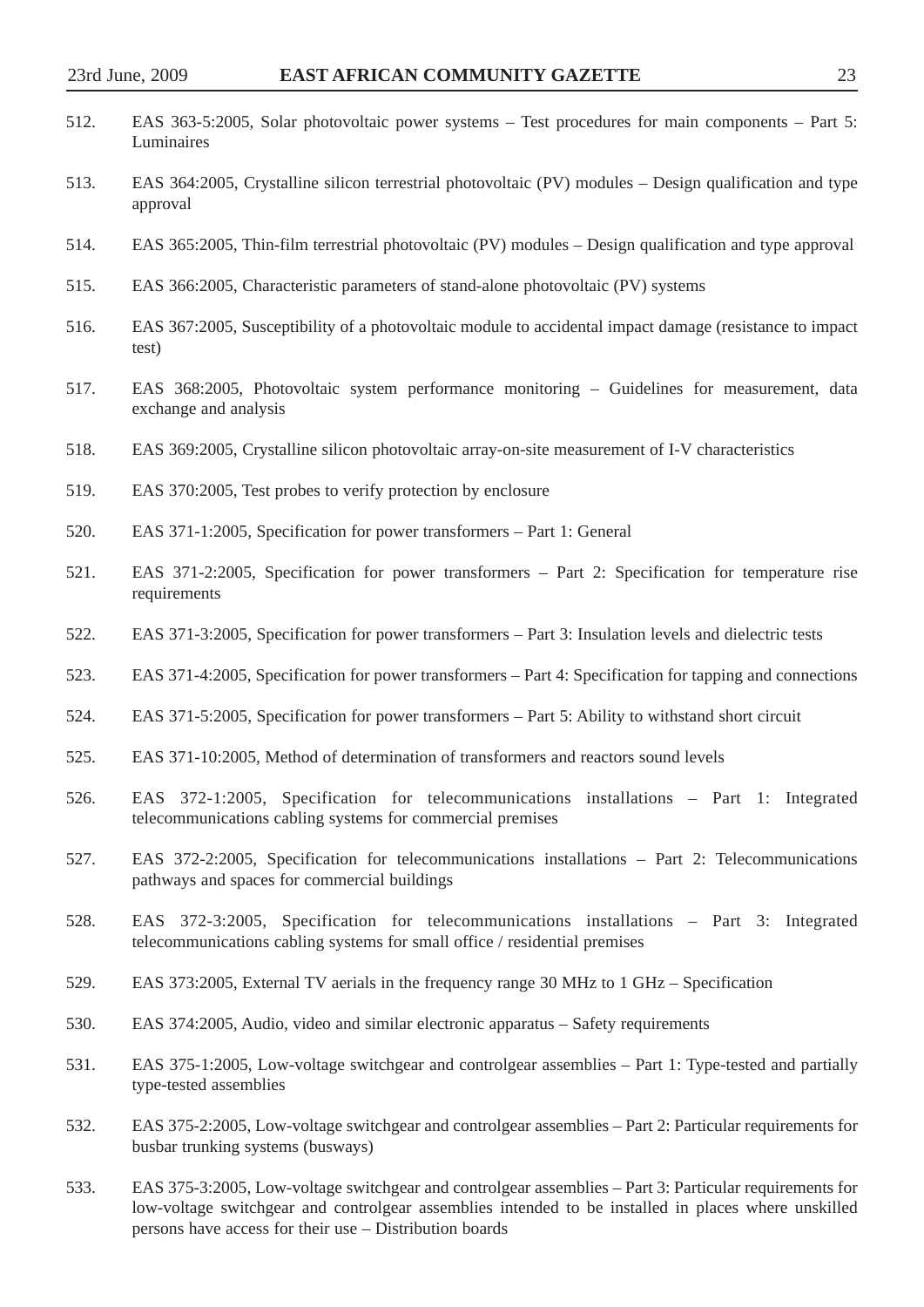512. EAS 363-5:2005, Solar photovoltaic power systems – Test procedures for main components – Part 5: Luminaires

513. EAS 364:2005, Crystalline silicon terrestrial photovoltaic (PV) modules – Design qualification and type approval

514. EAS 365:2005, Thin-film terrestrial photovoltaic (PV) modules – Design qualification and type approval

515. EAS 366:2005, Characteristic parameters of stand-alone photovoltaic (PV) systems

516. EAS 367:2005, Susceptibility of a photovoltaic module to accidental impact damage (resistance to impact test)

517. EAS 368:2005, Photovoltaic system performance monitoring – Guidelines for measurement, data exchange and analysis

518. EAS 369:2005, Crystalline silicon photovoltaic array-on-site measurement of I-V characteristics

519. EAS 370:2005, Test probes to verify protection by enclosure

520. EAS 371-1:2005, Specification for power transformers – Part 1: General

521. EAS 371-2:2005, Specification for power transformers – Part 2: Specification for temperature rise requirements

522. EAS 371-3:2005, Specification for power transformers – Part 3: Insulation levels and dielectric tests

523. EAS 371-4:2005, Specification for power transformers – Part 4: Specification for tapping and connections

524. EAS 371-5:2005, Specification for power transformers – Part 5: Ability to withstand short circuit

525. EAS 371-10:2005, Method of determination of transformers and reactors sound levels

526. EAS 372-1:2005, Specification for telecommunications installations – Part 1: Integrated telecommunications cabling systems for commercial premises

527. EAS 372-2:2005, Specification for telecommunications installations – Part 2: Telecommunications pathways and spaces for commercial buildings

528. EAS 372-3:2005, Specification for telecommunications installations – Part 3: Integrated telecommunications cabling systems for small office / residential premises

529. EAS 373:2005, External TV aerials in the frequency range 30 MHz to 1 GHz – Specification

530. EAS 374:2005, Audio, video and similar electronic apparatus – Safety requirements

531. EAS 375-1:2005, Low-voltage switchgear and controlgear assemblies – Part 1: Type-tested and partially type-tested assemblies

532. EAS 375-2:2005, Low-voltage switchgear and controlgear assemblies – Part 2: Particular requirements for busbar trunking systems (busways)

533. EAS 375-3:2005, Low-voltage switchgear and controlgear assemblies – Part 3: Particular requirements for low-voltage switchgear and controlgear assemblies intended to be installed in places where unskilled persons have access for their use – Distribution boards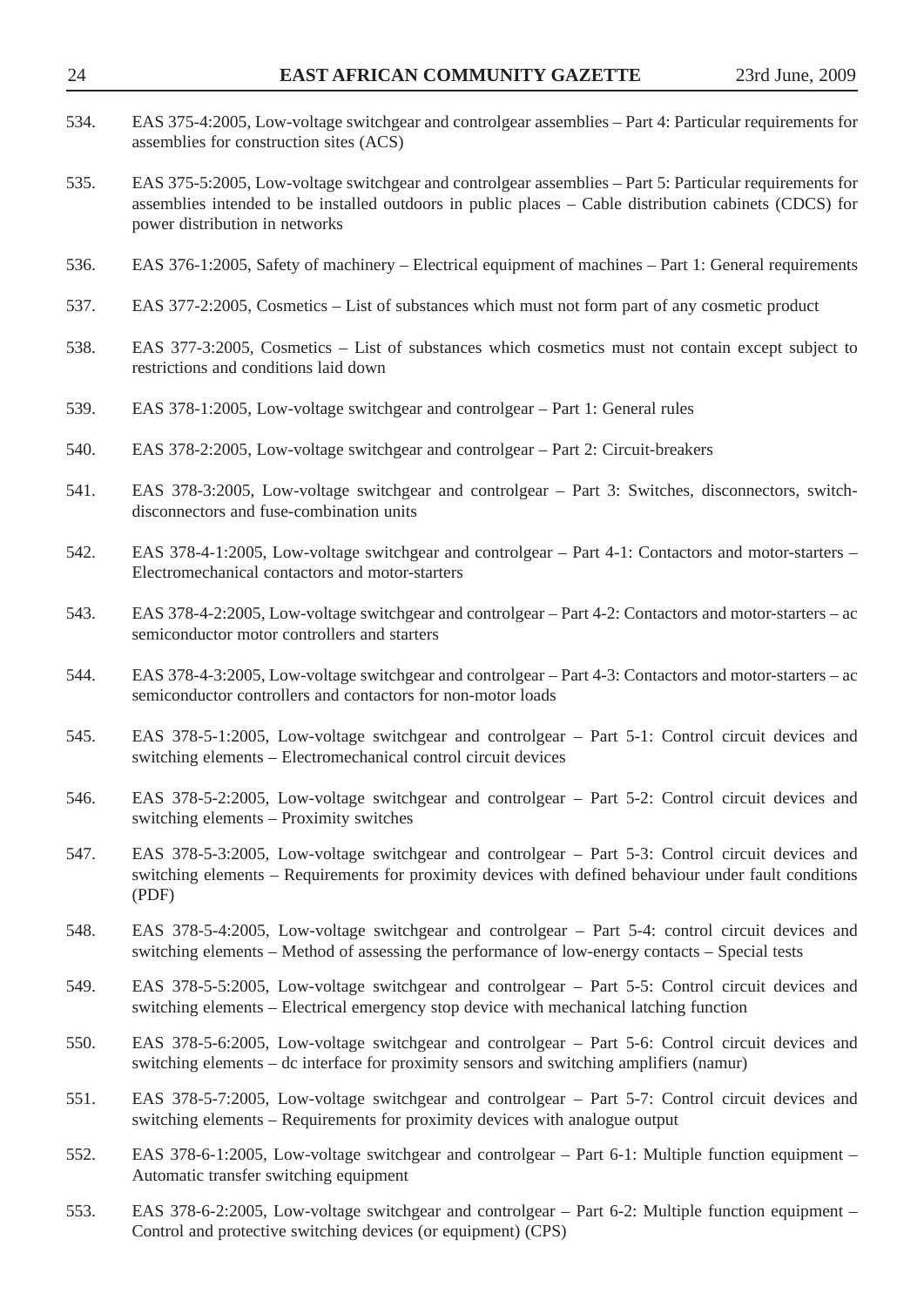534. EAS 375-4:2005, Low-voltage switchgear and controlgear assemblies – Part 4: Particular requirements for assemblies for construction sites (ACS)

535. EAS 375-5:2005, Low-voltage switchgear and controlgear assemblies – Part 5: Particular requirements for assemblies intended to be installed outdoors in public places – Cable distribution cabinets (CDCS) for power distribution in networks

536. EAS 376-1:2005, Safety of machinery – Electrical equipment of machines – Part 1: General requirements

537. EAS 377-2:2005, Cosmetics – List of substances which must not form part of any cosmetic product

538. EAS 377-3:2005, Cosmetics – List of substances which cosmetics must not contain except subject to restrictions and conditions laid down

539. EAS 378-1:2005, Low-voltage switchgear and controlgear – Part 1: General rules

540. EAS 378-2:2005, Low-voltage switchgear and controlgear – Part 2: Circuit-breakers

541. EAS 378-3:2005, Low-voltage switchgear and controlgear – Part 3: Switches, disconnectors, switch-disconnectors and fuse-combination units

542. EAS 378-4-1:2005, Low-voltage switchgear and controlgear – Part 4-1: Contactors and motor-starters – Electromechanical contactors and motor-starters

543. EAS 378-4-2:2005, Low-voltage switchgear and controlgear – Part 4-2: Contactors and motor-starters – ac semiconductor motor controllers and starters

544. EAS 378-4-3:2005, Low-voltage switchgear and controlgear – Part 4-3: Contactors and motor-starters – ac semiconductor controllers and contactors for non-motor loads

545. EAS 378-5-1:2005, Low-voltage switchgear and controlgear – Part 5-1: Control circuit devices and switching elements – Electromechanical control circuit devices

546. EAS 378-5-2:2005, Low-voltage switchgear and controlgear – Part 5-2: Control circuit devices and switching elements – Proximity switches

547. EAS 378-5-3:2005, Low-voltage switchgear and controlgear – Part 5-3: Control circuit devices and switching elements – Requirements for proximity devices with defined behaviour under fault conditions (PDF)

548. EAS 378-5-4:2005, Low-voltage switchgear and controlgear – Part 5-4: control circuit devices and switching elements – Method of assessing the performance of low-energy contacts – Special tests

549. EAS 378-5-5:2005, Low-voltage switchgear and controlgear – Part 5-5: Control circuit devices and switching elements – Electrical emergency stop device with mechanical latching function

550. EAS 378-5-6:2005, Low-voltage switchgear and controlgear – Part 5-6: Control circuit devices and switching elements – dc interface for proximity sensors and switching amplifiers (namur)

551. EAS 378-5-7:2005, Low-voltage switchgear and controlgear – Part 5-7: Control circuit devices and switching elements – Requirements for proximity devices with analogue output

552. EAS 378-6-1:2005, Low-voltage switchgear and controlgear – Part 6-1: Multiple function equipment – Automatic transfer switching equipment

553. EAS 378-6-2:2005, Low-voltage switchgear and controlgear – Part 6-2: Multiple function equipment – Control and protective switching devices (or equipment) (CPS)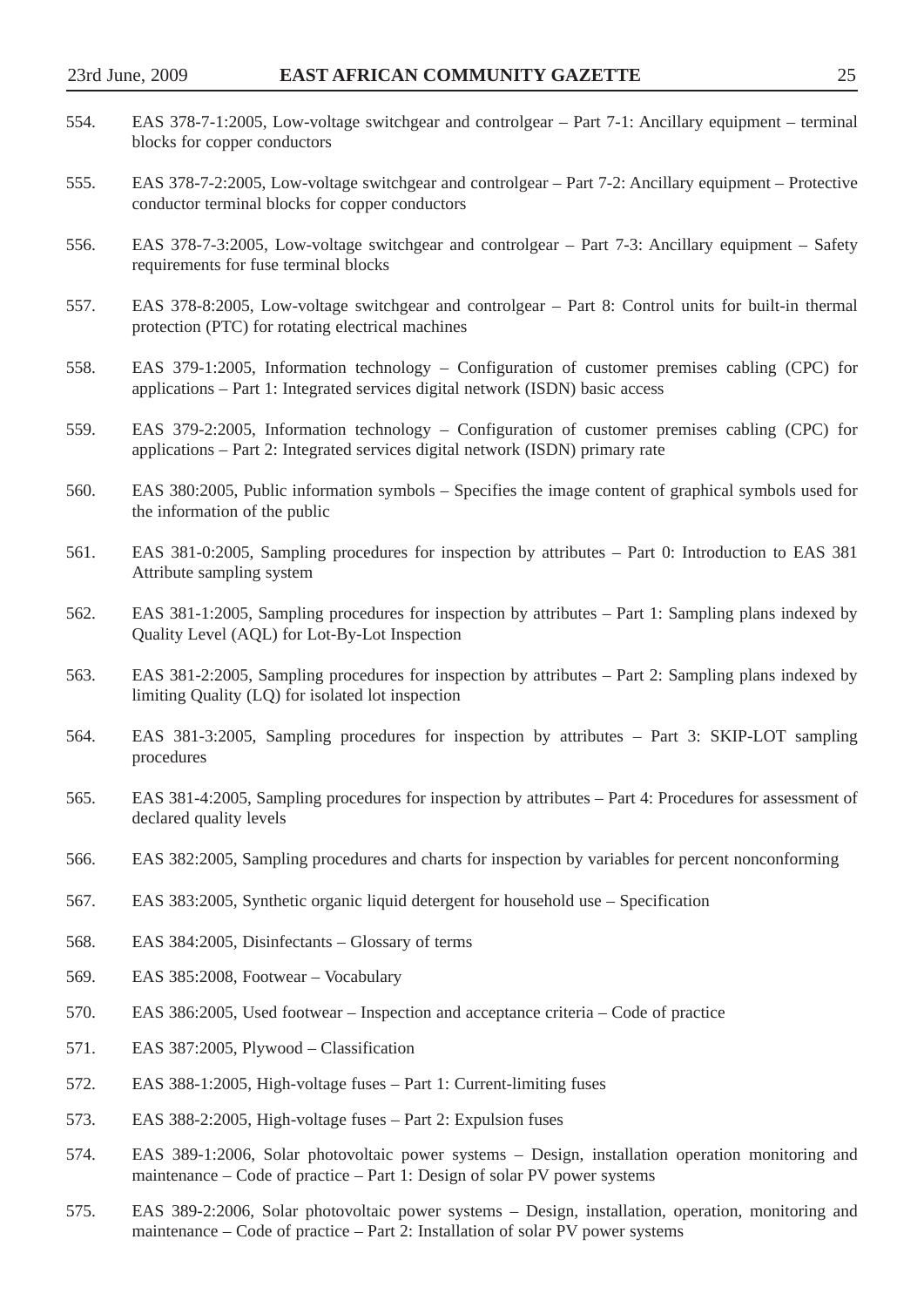554. EAS 378-7-1:2005, Low-voltage switchgear and controlgear – Part 7-1: Ancillary equipment – terminal blocks for copper conductors

555. EAS 378-7-2:2005, Low-voltage switchgear and controlgear – Part 7-2: Ancillary equipment – Protective conductor terminal blocks for copper conductors

556. EAS 378-7-3:2005, Low-voltage switchgear and controlgear – Part 7-3: Ancillary equipment – Safety requirements for fuse terminal blocks

557. EAS 378-8:2005, Low-voltage switchgear and controlgear – Part 8: Control units for built-in thermal protection (PTC) for rotating electrical machines

558. EAS 379-1:2005, Information technology – Configuration of customer premises cabling (CPC) for applications – Part 1: Integrated services digital network (ISDN) basic access

559. EAS 379-2:2005, Information technology – Configuration of customer premises cabling (CPC) for applications – Part 2: Integrated services digital network (ISDN) primary rate

560. EAS 380:2005, Public information symbols – Specifies the image content of graphical symbols used for the information of the public

561. EAS 381-0:2005, Sampling procedures for inspection by attributes – Part 0: Introduction to EAS 381 Attribute sampling system

562. EAS 381-1:2005, Sampling procedures for inspection by attributes – Part 1: Sampling plans indexed by Quality Level (AQL) for Lot-By-Lot Inspection

563. EAS 381-2:2005, Sampling procedures for inspection by attributes – Part 2: Sampling plans indexed by limiting Quality (LQ) for isolated lot inspection

564. EAS 381-3:2005, Sampling procedures for inspection by attributes – Part 3: SKIP-LOT sampling procedures

565. EAS 381-4:2005, Sampling procedures for inspection by attributes – Part 4: Procedures for assessment of declared quality levels

566. EAS 382:2005, Sampling procedures and charts for inspection by variables for percent nonconforming

567. EAS 383:2005, Synthetic organic liquid detergent for household use – Specification

568. EAS 384:2005, Disinfectants – Glossary of terms

569. EAS 385:2008, Footwear – Vocabulary

570. EAS 386:2005, Used footwear – Inspection and acceptance criteria – Code of practice

571. EAS 387:2005, Plywood – Classification

572. EAS 388-1:2005, High-voltage fuses – Part 1: Current-limiting fuses

573. EAS 388-2:2005, High-voltage fuses – Part 2: Expulsion fuses

574. EAS 389-1:2006, Solar photovoltaic power systems – Design, installation operation monitoring and maintenance – Code of practice – Part 1: Design of solar PV power systems

575. EAS 389-2:2006, Solar photovoltaic power systems – Design, installation, operation, monitoring and maintenance – Code of practice – Part 2: Installation of solar PV power systems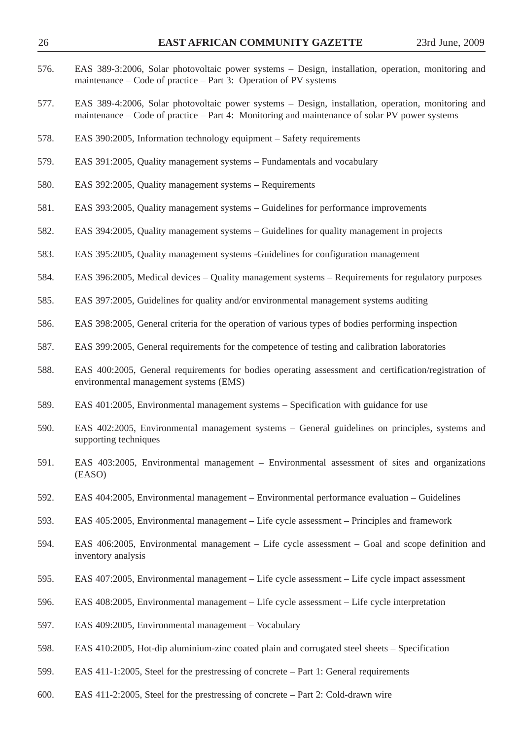576. EAS 389-3:2006, Solar photovoltaic power systems – Design, installation, operation, monitoring and maintenance – Code of practice – Part 3: Operation of PV systems

577. EAS 389-4:2006, Solar photovoltaic power systems – Design, installation, operation, monitoring and maintenance – Code of practice – Part 4: Monitoring and maintenance of solar PV power systems

578. EAS 390:2005, Information technology equipment – Safety requirements

579. EAS 391:2005, Quality management systems – Fundamentals and vocabulary

580. EAS 392:2005, Quality management systems – Requirements

581. EAS 393:2005, Quality management systems – Guidelines for performance improvements

582. EAS 394:2005, Quality management systems – Guidelines for quality management in projects

583. EAS 395:2005, Quality management systems -Guidelines for configuration management

584. EAS 396:2005, Medical devices – Quality management systems – Requirements for regulatory purposes

585. EAS 397:2005, Guidelines for quality and/or environmental management systems auditing

586. EAS 398:2005, General criteria for the operation of various types of bodies performing inspection

587. EAS 399:2005, General requirements for the competence of testing and calibration laboratories

588. EAS 400:2005, General requirements for bodies operating assessment and certification/registration of environmental management systems (EMS)

589. EAS 401:2005, Environmental management systems – Specification with guidance for use

590. EAS 402:2005, Environmental management systems – General guidelines on principles, systems and supporting techniques

591. EAS 403:2005, Environmental management – Environmental assessment of sites and organizations (EASO)

592. EAS 404:2005, Environmental management – Environmental performance evaluation – Guidelines

593. EAS 405:2005, Environmental management – Life cycle assessment – Principles and framework

594. EAS 406:2005, Environmental management – Life cycle assessment – Goal and scope definition and inventory analysis

595. EAS 407:2005, Environmental management – Life cycle assessment – Life cycle impact assessment

596. EAS 408:2005, Environmental management – Life cycle assessment – Life cycle interpretation

597. EAS 409:2005, Environmental management – Vocabulary

598. EAS 410:2005, Hot-dip aluminium-zinc coated plain and corrugated steel sheets – Specification

599. EAS 411-1:2005, Steel for the prestressing of concrete – Part 1: General requirements

600. EAS 411-2:2005, Steel for the prestressing of concrete – Part 2: Cold-drawn wire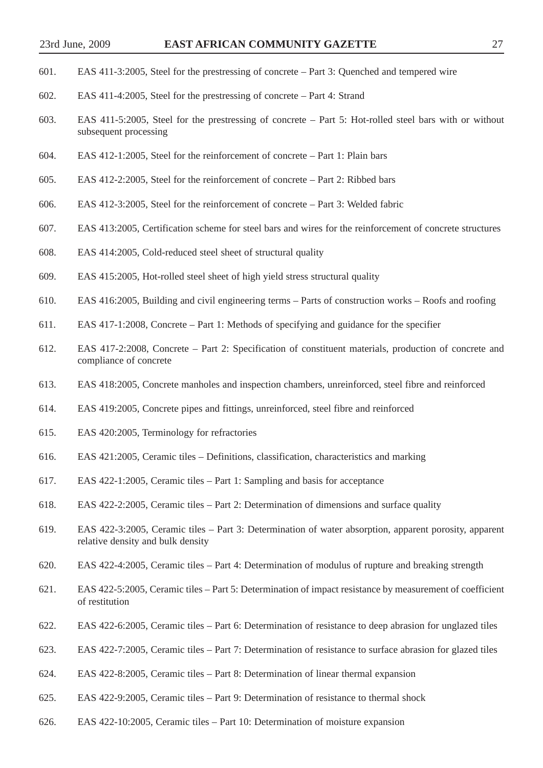601. EAS 411-3:2005, Steel for the prestressing of concrete – Part 3: Quenched and tempered wire

602. EAS 411-4:2005, Steel for the prestressing of concrete – Part 4: Strand

603. EAS 411-5:2005, Steel for the prestressing of concrete – Part 5: Hot-rolled steel bars with or without subsequent processing

604. EAS 412-1:2005, Steel for the reinforcement of concrete – Part 1: Plain bars

605. EAS 412-2:2005, Steel for the reinforcement of concrete – Part 2: Ribbed bars

606. EAS 412-3:2005, Steel for the reinforcement of concrete – Part 3: Welded fabric

607. EAS 413:2005, Certification scheme for steel bars and wires for the reinforcement of concrete structures

608. EAS 414:2005, Cold-reduced steel sheet of structural quality

609. EAS 415:2005, Hot-rolled steel sheet of high yield stress structural quality

610. EAS 416:2005, Building and civil engineering terms – Parts of construction works – Roofs and roofing

611. EAS 417-1:2008, Concrete – Part 1: Methods of specifying and guidance for the specifier

612. EAS 417-2:2008, Concrete – Part 2: Specification of constituent materials, production of concrete and compliance of concrete

613. EAS 418:2005, Concrete manholes and inspection chambers, unreinforced, steel fibre and reinforced

614. EAS 419:2005, Concrete pipes and fittings, unreinforced, steel fibre and reinforced

615. EAS 420:2005, Terminology for refractories

616. EAS 421:2005, Ceramic tiles – Definitions, classification, characteristics and marking

617. EAS 422-1:2005, Ceramic tiles – Part 1: Sampling and basis for acceptance

618. EAS 422-2:2005, Ceramic tiles – Part 2: Determination of dimensions and surface quality

619. EAS 422-3:2005, Ceramic tiles – Part 3: Determination of water absorption, apparent porosity, apparent relative density and bulk density

620. EAS 422-4:2005, Ceramic tiles – Part 4: Determination of modulus of rupture and breaking strength

621. EAS 422-5:2005, Ceramic tiles – Part 5: Determination of impact resistance by measurement of coefficient of restitution

622. EAS 422-6:2005, Ceramic tiles – Part 6: Determination of resistance to deep abrasion for unglazed tiles

623. EAS 422-7:2005, Ceramic tiles – Part 7: Determination of resistance to surface abrasion for glazed tiles

624. EAS 422-8:2005, Ceramic tiles – Part 8: Determination of linear thermal expansion

625. EAS 422-9:2005, Ceramic tiles – Part 9: Determination of resistance to thermal shock

626. EAS 422-10:2005, Ceramic tiles – Part 10: Determination of moisture expansion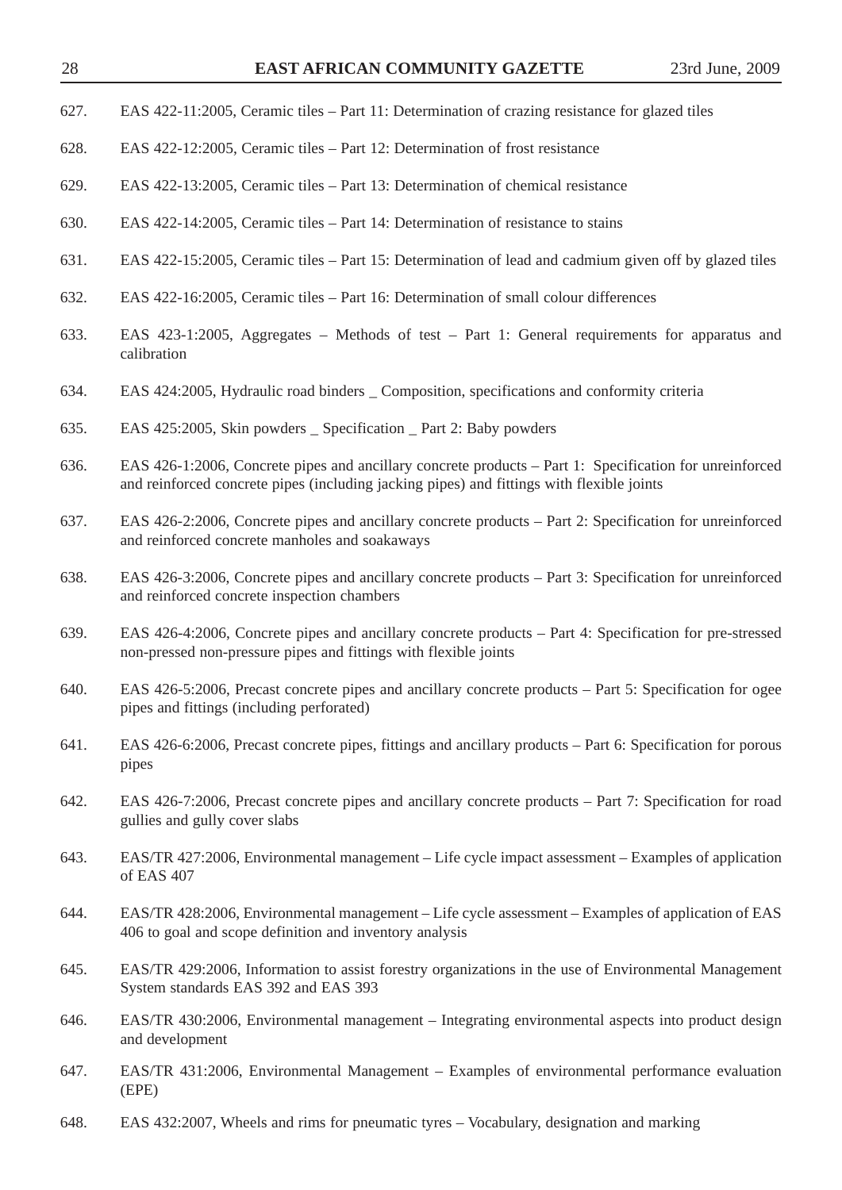627. EAS 422-11:2005, Ceramic tiles – Part 11: Determination of crazing resistance for glazed tiles

628. EAS 422-12:2005, Ceramic tiles – Part 12: Determination of frost resistance

629. EAS 422-13:2005, Ceramic tiles – Part 13: Determination of chemical resistance

630. EAS 422-14:2005, Ceramic tiles – Part 14: Determination of resistance to stains

631. EAS 422-15:2005, Ceramic tiles – Part 15: Determination of lead and cadmium given off by glazed tiles

632. EAS 422-16:2005, Ceramic tiles – Part 16: Determination of small colour differences

633. EAS 423-1:2005, Aggregates – Methods of test – Part 1: General requirements for apparatus and calibration

634. EAS 424:2005, Hydraulic road binders _ Composition, specifications and conformity criteria

635. EAS 425:2005, Skin powders _ Specification _ Part 2: Baby powders

636. EAS 426-1:2006, Concrete pipes and ancillary concrete products – Part 1: Specification for unreinforced and reinforced concrete pipes (including jacking pipes) and fittings with flexible joints

637. EAS 426-2:2006, Concrete pipes and ancillary concrete products – Part 2: Specification for unreinforced and reinforced concrete manholes and soakaways

638. EAS 426-3:2006, Concrete pipes and ancillary concrete products – Part 3: Specification for unreinforced and reinforced concrete inspection chambers

639. EAS 426-4:2006, Concrete pipes and ancillary concrete products – Part 4: Specification for pre-stressed non-pressed non-pressure pipes and fittings with flexible joints

640. EAS 426-5:2006, Precast concrete pipes and ancillary concrete products – Part 5: Specification for ogee pipes and fittings (including perforated)

641. EAS 426-6:2006, Precast concrete pipes, fittings and ancillary products – Part 6: Specification for porous pipes

642. EAS 426-7:2006, Precast concrete pipes and ancillary concrete products – Part 7: Specification for road gullies and gully cover slabs

643. EAS/TR 427:2006, Environmental management – Life cycle impact assessment – Examples of application of EAS 407

644. EAS/TR 428:2006, Environmental management – Life cycle assessment – Examples of application of EAS 406 to goal and scope definition and inventory analysis

645. EAS/TR 429:2006, Information to assist forestry organizations in the use of Environmental Management System standards EAS 392 and EAS 393

646. EAS/TR 430:2006, Environmental management – Integrating environmental aspects into product design and development

647. EAS/TR 431:2006, Environmental Management – Examples of environmental performance evaluation (EPE)

648. EAS 432:2007, Wheels and rims for pneumatic tyres – Vocabulary, designation and marking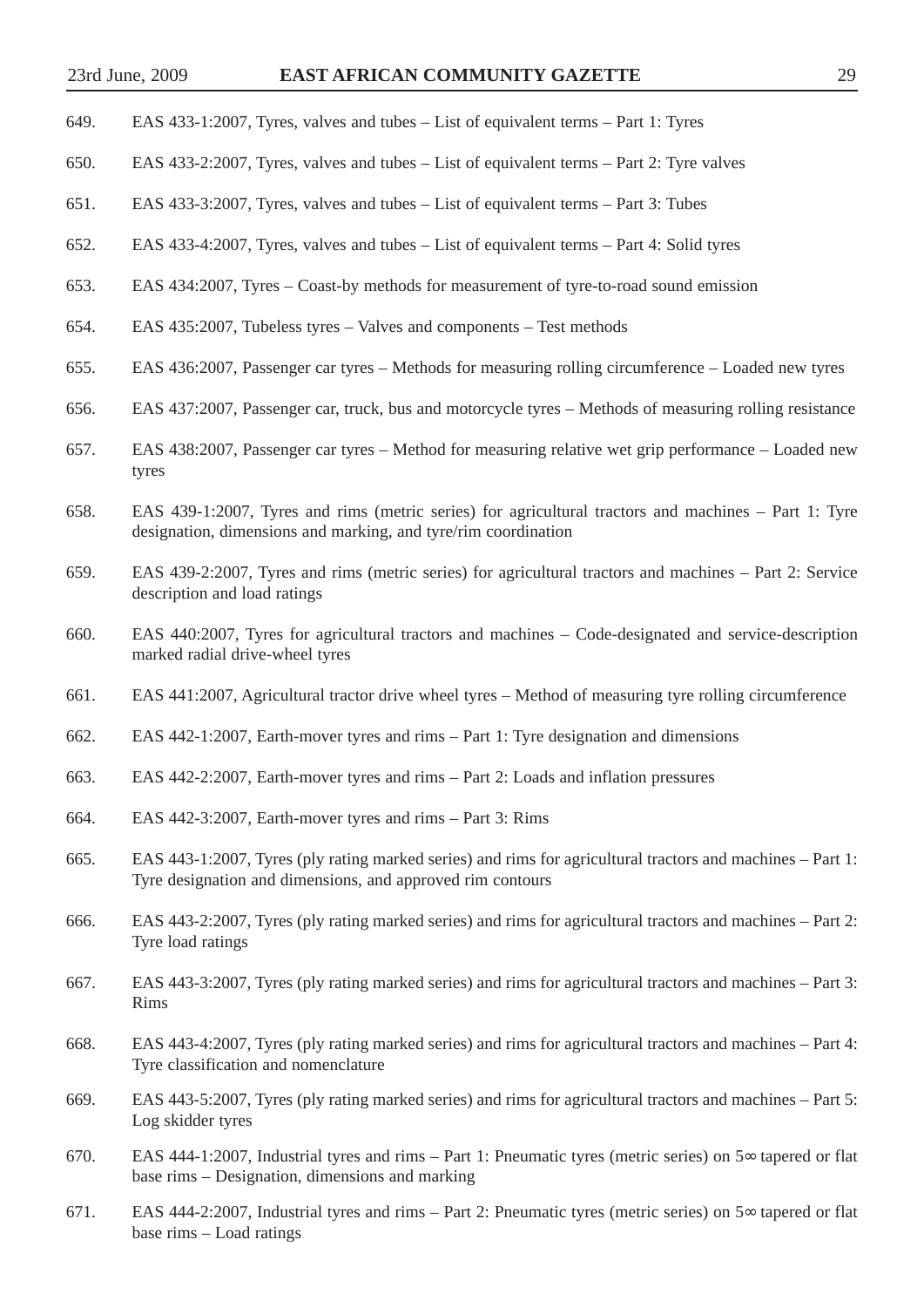649. EAS 433-1:2007, Tyres, valves and tubes – List of equivalent terms – Part 1: Tyres

650. EAS 433-2:2007, Tyres, valves and tubes – List of equivalent terms – Part 2: Tyre valves

651. EAS 433-3:2007, Tyres, valves and tubes – List of equivalent terms – Part 3: Tubes

652. EAS 433-4:2007, Tyres, valves and tubes – List of equivalent terms – Part 4: Solid tyres

653. EAS 434:2007, Tyres – Coast-by methods for measurement of tyre-to-road sound emission

654. EAS 435:2007, Tubeless tyres – Valves and components – Test methods

655. EAS 436:2007, Passenger car tyres – Methods for measuring rolling circumference – Loaded new tyres

656. EAS 437:2007, Passenger car, truck, bus and motorcycle tyres – Methods of measuring rolling resistance

657. EAS 438:2007, Passenger car tyres – Method for measuring relative wet grip performance – Loaded new tyres

658. EAS 439-1:2007, Tyres and rims (metric series) for agricultural tractors and machines – Part 1: Tyre designation, dimensions and marking, and tyre/rim coordination

659. EAS 439-2:2007, Tyres and rims (metric series) for agricultural tractors and machines – Part 2: Service description and load ratings

660. EAS 440:2007, Tyres for agricultural tractors and machines – Code-designated and service-description marked radial drive-wheel tyres

661. EAS 441:2007, Agricultural tractor drive wheel tyres – Method of measuring tyre rolling circumference

662. EAS 442-1:2007, Earth-mover tyres and rims – Part 1: Tyre designation and dimensions

663. EAS 442-2:2007, Earth-mover tyres and rims – Part 2: Loads and inflation pressures

664. EAS 442-3:2007, Earth-mover tyres and rims – Part 3: Rims

665. EAS 443-1:2007, Tyres (ply rating marked series) and rims for agricultural tractors and machines – Part 1: Tyre designation and dimensions, and approved rim contours

666. EAS 443-2:2007, Tyres (ply rating marked series) and rims for agricultural tractors and machines – Part 2: Tyre load ratings

667. EAS 443-3:2007, Tyres (ply rating marked series) and rims for agricultural tractors and machines – Part 3: Rims

668. EAS 443-4:2007, Tyres (ply rating marked series) and rims for agricultural tractors and machines – Part 4: Tyre classification and nomenclature

669. EAS 443-5:2007, Tyres (ply rating marked series) and rims for agricultural tractors and machines – Part 5: Log skidder tyres

670. EAS 444-1:2007, Industrial tyres and rims – Part 1: Pneumatic tyres (metric series) on 5∞ tapered or flat base rims – Designation, dimensions and marking

671. EAS 444-2:2007, Industrial tyres and rims – Part 2: Pneumatic tyres (metric series) on 5∞ tapered or flat base rims – Load ratings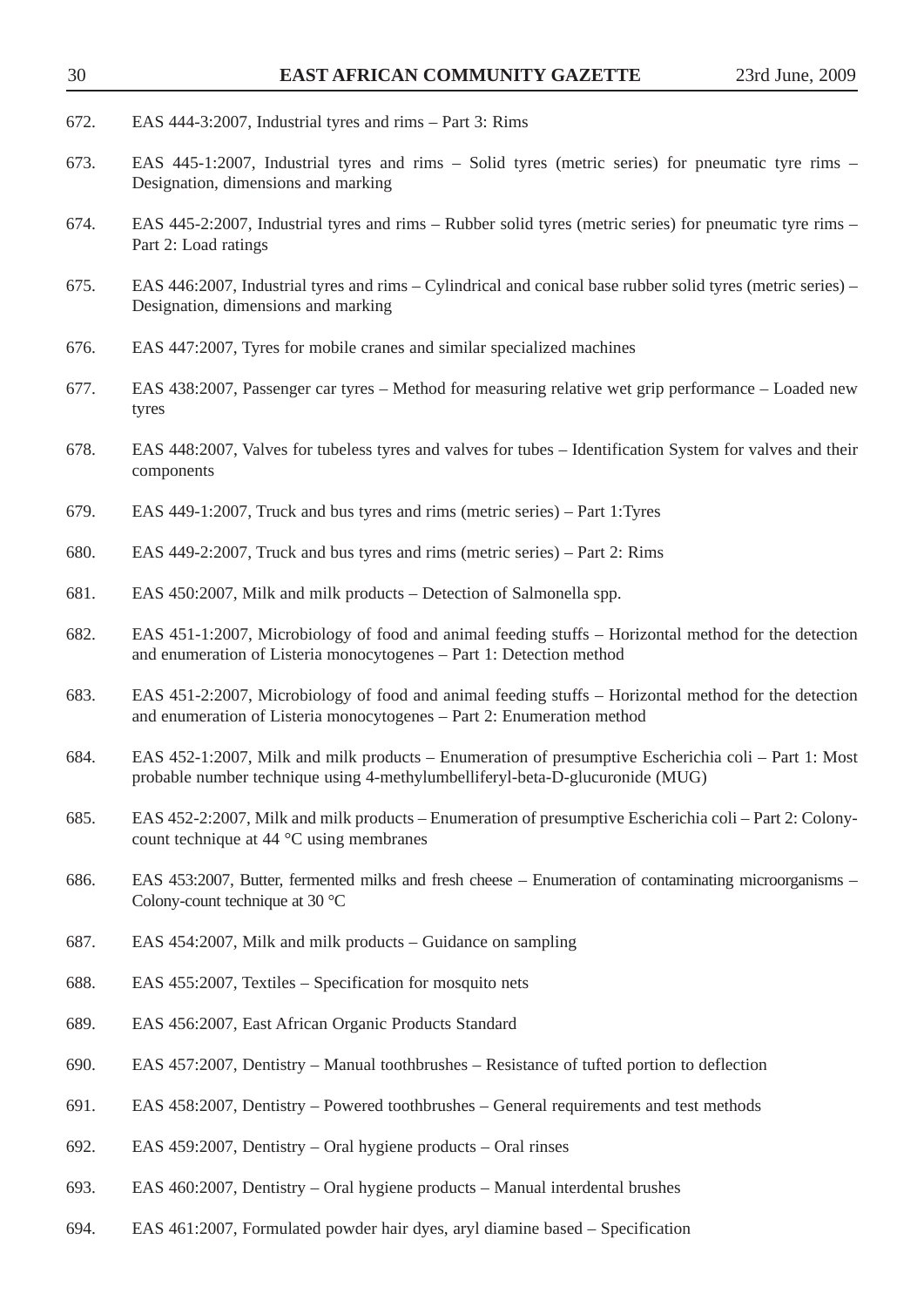672. EAS 444-3:2007, Industrial tyres and rims – Part 3: Rims

673. EAS 445-1:2007, Industrial tyres and rims – Solid tyres (metric series) for pneumatic tyre rims – Designation, dimensions and marking

674. EAS 445-2:2007, Industrial tyres and rims – Rubber solid tyres (metric series) for pneumatic tyre rims – Part 2: Load ratings

675. EAS 446:2007, Industrial tyres and rims – Cylindrical and conical base rubber solid tyres (metric series) – Designation, dimensions and marking

676. EAS 447:2007, Tyres for mobile cranes and similar specialized machines

677. EAS 438:2007, Passenger car tyres – Method for measuring relative wet grip performance – Loaded new tyres

678. EAS 448:2007, Valves for tubeless tyres and valves for tubes – Identification System for valves and their components

679. EAS 449-1:2007, Truck and bus tyres and rims (metric series) – Part 1:Tyres

680. EAS 449-2:2007, Truck and bus tyres and rims (metric series) – Part 2: Rims

681. EAS 450:2007, Milk and milk products – Detection of Salmonella spp.

682. EAS 451-1:2007, Microbiology of food and animal feeding stuffs – Horizontal method for the detection and enumeration of Listeria monocytogenes – Part 1: Detection method

683. EAS 451-2:2007, Microbiology of food and animal feeding stuffs – Horizontal method for the detection and enumeration of Listeria monocytogenes – Part 2: Enumeration method

684. EAS 452-1:2007, Milk and milk products – Enumeration of presumptive Escherichia coli – Part 1: Most probable number technique using 4-methylumbelliferyl-beta-D-glucuronide (MUG)

685. EAS 452-2:2007, Milk and milk products – Enumeration of presumptive Escherichia coli – Part 2: Colony-count technique at 44 °C using membranes

686. EAS 453:2007, Butter, fermented milks and fresh cheese – Enumeration of contaminating microorganisms – Colony-count technique at 30 °C

687. EAS 454:2007, Milk and milk products – Guidance on sampling

688. EAS 455:2007, Textiles – Specification for mosquito nets

689. EAS 456:2007, East African Organic Products Standard

690. EAS 457:2007, Dentistry – Manual toothbrushes – Resistance of tufted portion to deflection

691. EAS 458:2007, Dentistry – Powered toothbrushes – General requirements and test methods

692. EAS 459:2007, Dentistry – Oral hygiene products – Oral rinses

693. EAS 460:2007, Dentistry – Oral hygiene products – Manual interdental brushes

694. EAS 461:2007, Formulated powder hair dyes, aryl diamine based – Specification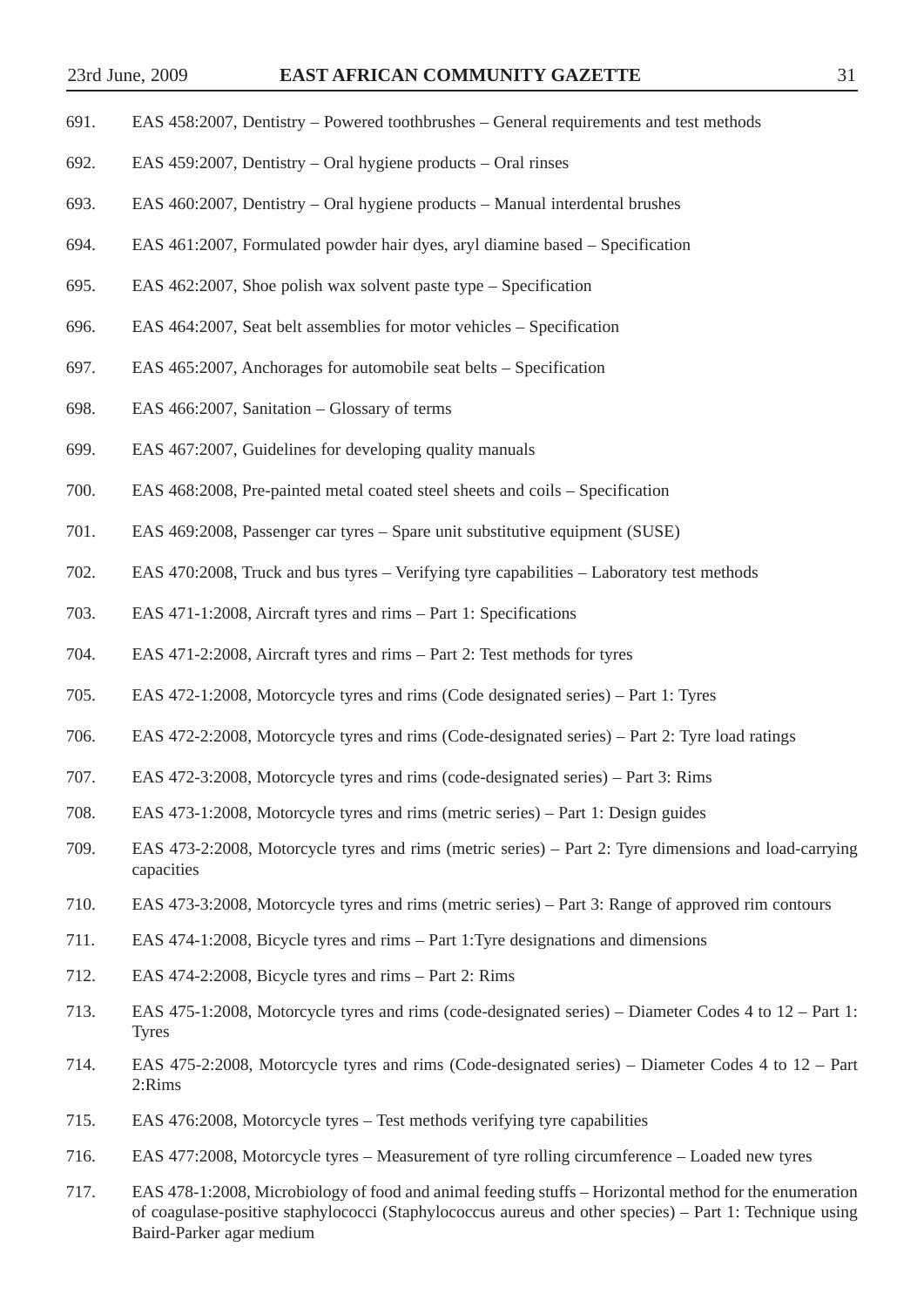691. EAS 458:2007, Dentistry – Powered toothbrushes – General requirements and test methods

692. EAS 459:2007, Dentistry – Oral hygiene products – Oral rinses

693. EAS 460:2007, Dentistry – Oral hygiene products – Manual interdental brushes

694. EAS 461:2007, Formulated powder hair dyes, aryl diamine based – Specification

695. EAS 462:2007, Shoe polish wax solvent paste type – Specification

696. EAS 464:2007, Seat belt assemblies for motor vehicles – Specification

697. EAS 465:2007, Anchorages for automobile seat belts – Specification

698. EAS 466:2007, Sanitation – Glossary of terms

699. EAS 467:2007, Guidelines for developing quality manuals

700. EAS 468:2008, Pre-painted metal coated steel sheets and coils – Specification

701. EAS 469:2008, Passenger car tyres – Spare unit substitutive equipment (SUSE)

702. EAS 470:2008, Truck and bus tyres – Verifying tyre capabilities – Laboratory test methods

703. EAS 471-1:2008, Aircraft tyres and rims – Part 1: Specifications

704. EAS 471-2:2008, Aircraft tyres and rims – Part 2: Test methods for tyres

705. EAS 472-1:2008, Motorcycle tyres and rims (Code designated series) – Part 1: Tyres

706. EAS 472-2:2008, Motorcycle tyres and rims (Code-designated series) – Part 2: Tyre load ratings

707. EAS 472-3:2008, Motorcycle tyres and rims (code-designated series) – Part 3: Rims

708. EAS 473-1:2008, Motorcycle tyres and rims (metric series) – Part 1: Design guides

709. EAS 473-2:2008, Motorcycle tyres and rims (metric series) – Part 2: Tyre dimensions and load-carrying capacities

710. EAS 473-3:2008, Motorcycle tyres and rims (metric series) – Part 3: Range of approved rim contours

711. EAS 474-1:2008, Bicycle tyres and rims – Part 1:Tyre designations and dimensions

712. EAS 474-2:2008, Bicycle tyres and rims – Part 2: Rims

713. EAS 475-1:2008, Motorcycle tyres and rims (code-designated series) – Diameter Codes 4 to 12 – Part 1: Tyres

714. EAS 475-2:2008, Motorcycle tyres and rims (Code-designated series) – Diameter Codes 4 to 12 – Part 2:Rims

715. EAS 476:2008, Motorcycle tyres – Test methods verifying tyre capabilities

716. EAS 477:2008, Motorcycle tyres – Measurement of tyre rolling circumference – Loaded new tyres

717. EAS 478-1:2008, Microbiology of food and animal feeding stuffs – Horizontal method for the enumeration of coagulase-positive staphylococci (Staphylococcus aureus and other species) – Part 1: Technique using Baird-Parker agar medium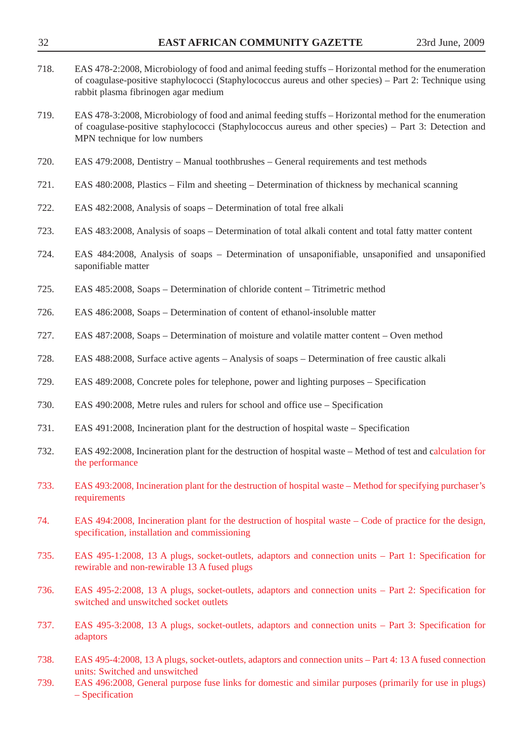718. EAS 478-2:2008, Microbiology of food and animal feeding stuffs – Horizontal method for the enumeration of coagulase-positive staphylococci (Staphylococcus aureus and other species) – Part 2: Technique using rabbit plasma fibrinogen agar medium

719. EAS 478-3:2008, Microbiology of food and animal feeding stuffs – Horizontal method for the enumeration of coagulase-positive staphylococci (Staphylococcus aureus and other species) – Part 3: Detection and MPN technique for low numbers

720. EAS 479:2008, Dentistry – Manual toothbrushes – General requirements and test methods

721. EAS 480:2008, Plastics – Film and sheeting – Determination of thickness by mechanical scanning

722. EAS 482:2008, Analysis of soaps – Determination of total free alkali

723. EAS 483:2008, Analysis of soaps – Determination of total alkali content and total fatty matter content

724. EAS 484:2008, Analysis of soaps – Determination of unsaponifiable, unsaponified and unsaponified saponifiable matter

725. EAS 485:2008, Soaps – Determination of chloride content – Titrimetric method

726. EAS 486:2008, Soaps – Determination of content of ethanol-insoluble matter

727. EAS 487:2008, Soaps – Determination of moisture and volatile matter content – Oven method

728. EAS 488:2008, Surface active agents – Analysis of soaps – Determination of free caustic alkali

729. EAS 489:2008, Concrete poles for telephone, power and lighting purposes – Specification

730. EAS 490:2008, Metre rules and rulers for school and office use – Specification

731. EAS 491:2008, Incineration plant for the destruction of hospital waste – Specification

732. EAS 492:2008, Incineration plant for the destruction of hospital waste – Method of test and calculation for the performance

733. EAS 493:2008, Incineration plant for the destruction of hospital waste – Method for specifying purchaser's requirements

74. EAS 494:2008, Incineration plant for the destruction of hospital waste – Code of practice for the design, specification, installation and commissioning

735. EAS 495-1:2008, 13 A plugs, socket-outlets, adaptors and connection units – Part 1: Specification for rewirable and non-rewirable 13 A fused plugs

736. EAS 495-2:2008, 13 A plugs, socket-outlets, adaptors and connection units – Part 2: Specification for switched and unswitched socket outlets

737. EAS 495-3:2008, 13 A plugs, socket-outlets, adaptors and connection units – Part 3: Specification for adaptors

738. EAS 495-4:2008, 13 A plugs, socket-outlets, adaptors and connection units – Part 4: 13 A fused connection units: Switched and unswitched

739. EAS 496:2008, General purpose fuse links for domestic and similar purposes (primarily for use in plugs) – Specification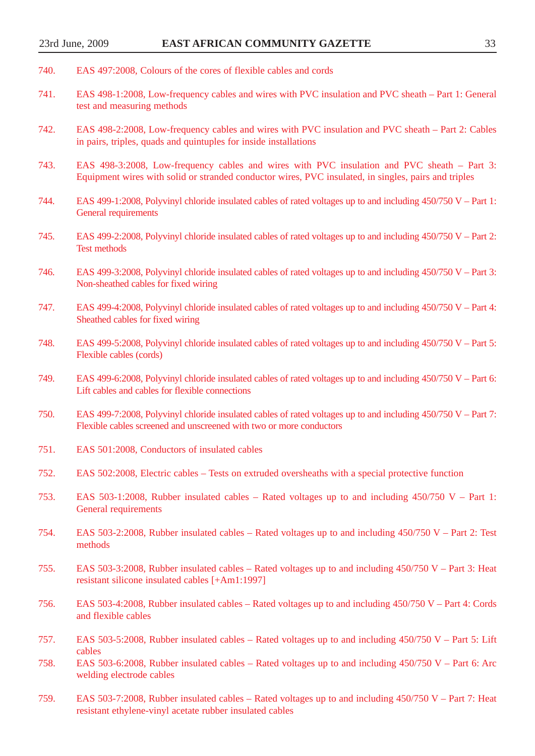740. EAS 497:2008, Colours of the cores of flexible cables and cords

741. EAS 498-1:2008, Low-frequency cables and wires with PVC insulation and PVC sheath – Part 1: General test and measuring methods

742. EAS 498-2:2008, Low-frequency cables and wires with PVC insulation and PVC sheath – Part 2: Cables in pairs, triples, quads and quintuples for inside installations

743. EAS 498-3:2008, Low-frequency cables and wires with PVC insulation and PVC sheath – Part 3: Equipment wires with solid or stranded conductor wires, PVC insulated, in singles, pairs and triples

744. EAS 499-1:2008, Polyvinyl chloride insulated cables of rated voltages up to and including 450/750 V – Part 1: General requirements

745. EAS 499-2:2008, Polyvinyl chloride insulated cables of rated voltages up to and including 450/750 V – Part 2: Test methods

746. EAS 499-3:2008, Polyvinyl chloride insulated cables of rated voltages up to and including 450/750 V – Part 3: Non-sheathed cables for fixed wiring

747. EAS 499-4:2008, Polyvinyl chloride insulated cables of rated voltages up to and including 450/750 V – Part 4: Sheathed cables for fixed wiring

748. EAS 499-5:2008, Polyvinyl chloride insulated cables of rated voltages up to and including 450/750 V – Part 5: Flexible cables (cords)

749. EAS 499-6:2008, Polyvinyl chloride insulated cables of rated voltages up to and including 450/750 V – Part 6: Lift cables and cables for flexible connections

750. EAS 499-7:2008, Polyvinyl chloride insulated cables of rated voltages up to and including 450/750 V – Part 7: Flexible cables screened and unscreened with two or more conductors

751. EAS 501:2008, Conductors of insulated cables

752. EAS 502:2008, Electric cables – Tests on extruded oversheaths with a special protective function

753. EAS 503-1:2008, Rubber insulated cables – Rated voltages up to and including 450/750 V – Part 1: General requirements

754. EAS 503-2:2008, Rubber insulated cables – Rated voltages up to and including 450/750 V – Part 2: Test methods

755. EAS 503-3:2008, Rubber insulated cables – Rated voltages up to and including 450/750 V – Part 3: Heat resistant silicone insulated cables [+Am1:1997]

756. EAS 503-4:2008, Rubber insulated cables – Rated voltages up to and including 450/750 V – Part 4: Cords and flexible cables

757. EAS 503-5:2008, Rubber insulated cables – Rated voltages up to and including 450/750 V – Part 5: Lift cables

758. EAS 503-6:2008, Rubber insulated cables – Rated voltages up to and including 450/750 V – Part 6: Arc welding electrode cables

759. EAS 503-7:2008, Rubber insulated cables – Rated voltages up to and including 450/750 V – Part 7: Heat resistant ethylene-vinyl acetate rubber insulated cables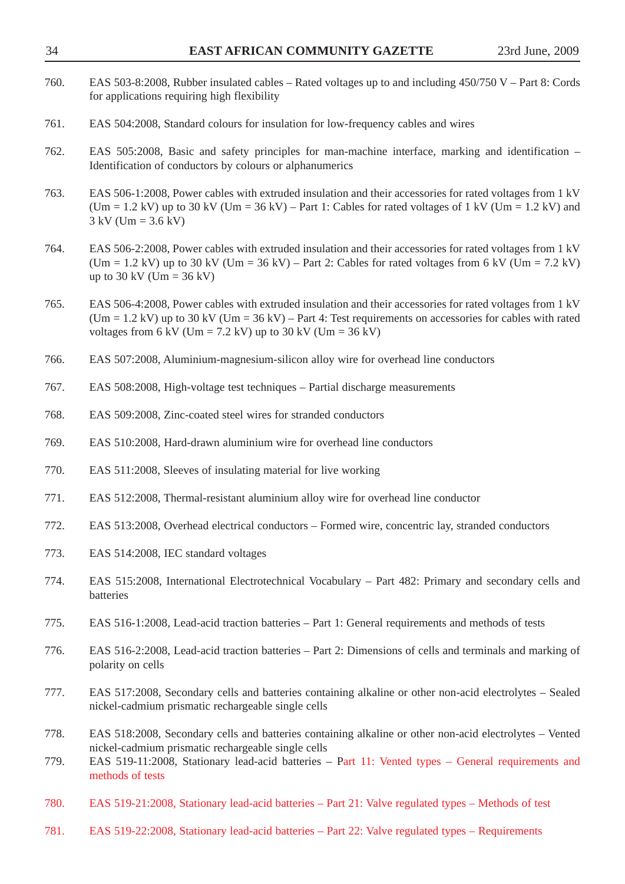760. EAS 503-8:2008, Rubber insulated cables – Rated voltages up to and including 450/750 V – Part 8: Cords for applications requiring high flexibility

761. EAS 504:2008, Standard colours for insulation for low-frequency cables and wires

762. EAS 505:2008, Basic and safety principles for man-machine interface, marking and identification – Identification of conductors by colours or alphanumerics

763. EAS 506-1:2008, Power cables with extruded insulation and their accessories for rated voltages from 1 kV (Um = 1.2 kV) up to 30 kV (Um = 36 kV) – Part 1: Cables for rated voltages of 1 kV (Um = 1.2 kV) and 3 kV (Um = 3.6 kV)

764. EAS 506-2:2008, Power cables with extruded insulation and their accessories for rated voltages from 1 kV (Um = 1.2 kV) up to 30 kV (Um = 36 kV) – Part 2: Cables for rated voltages from 6 kV (Um = 7.2 kV) up to 30 kV (Um = 36 kV)

765. EAS 506-4:2008, Power cables with extruded insulation and their accessories for rated voltages from 1 kV (Um = 1.2 kV) up to 30 kV (Um = 36 kV) – Part 4: Test requirements on accessories for cables with rated voltages from 6 kV (Um = 7.2 kV) up to 30 kV (Um = 36 kV)

766. EAS 507:2008, Aluminium-magnesium-silicon alloy wire for overhead line conductors

767. EAS 508:2008, High-voltage test techniques – Partial discharge measurements

768. EAS 509:2008, Zinc-coated steel wires for stranded conductors

769. EAS 510:2008, Hard-drawn aluminium wire for overhead line conductors

770. EAS 511:2008, Sleeves of insulating material for live working

771. EAS 512:2008, Thermal-resistant aluminium alloy wire for overhead line conductor

772. EAS 513:2008, Overhead electrical conductors – Formed wire, concentric lay, stranded conductors

773. EAS 514:2008, IEC standard voltages

774. EAS 515:2008, International Electrotechnical Vocabulary – Part 482: Primary and secondary cells and batteries

775. EAS 516-1:2008, Lead-acid traction batteries – Part 1: General requirements and methods of tests

776. EAS 516-2:2008, Lead-acid traction batteries – Part 2: Dimensions of cells and terminals and marking of polarity on cells

777. EAS 517:2008, Secondary cells and batteries containing alkaline or other non-acid electrolytes – Sealed nickel-cadmium prismatic rechargeable single cells

778. EAS 518:2008, Secondary cells and batteries containing alkaline or other non-acid electrolytes – Vented nickel-cadmium prismatic rechargeable single cells

779. EAS 519-11:2008, Stationary lead-acid batteries – Part 11: Vented types – General requirements and methods of tests

780. EAS 519-21:2008, Stationary lead-acid batteries – Part 21: Valve regulated types – Methods of test

781. EAS 519-22:2008, Stationary lead-acid batteries – Part 22: Valve regulated types – Requirements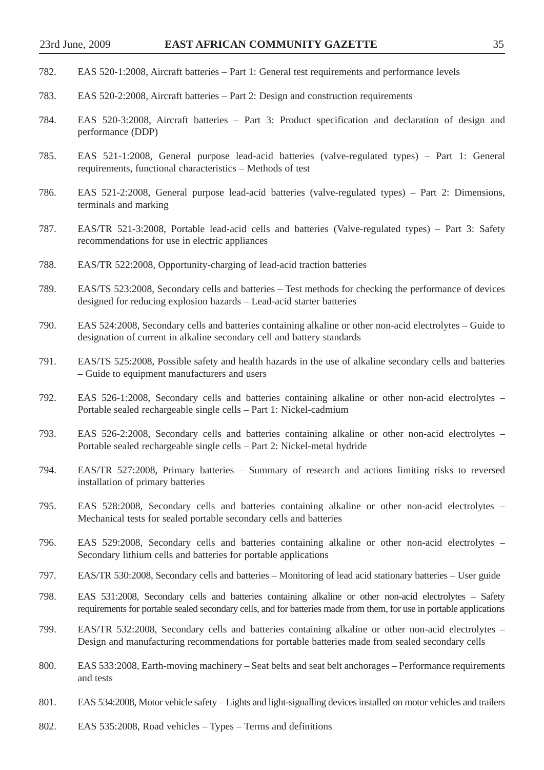782. EAS 520-1:2008, Aircraft batteries – Part 1: General test requirements and performance levels

783. EAS 520-2:2008, Aircraft batteries – Part 2: Design and construction requirements

784. EAS 520-3:2008, Aircraft batteries – Part 3: Product specification and declaration of design and performance (DDP)

785. EAS 521-1:2008, General purpose lead-acid batteries (valve-regulated types) – Part 1: General requirements, functional characteristics – Methods of test

786. EAS 521-2:2008, General purpose lead-acid batteries (valve-regulated types) – Part 2: Dimensions, terminals and marking

787. EAS/TR 521-3:2008, Portable lead-acid cells and batteries (Valve-regulated types) – Part 3: Safety recommendations for use in electric appliances

788. EAS/TR 522:2008, Opportunity-charging of lead-acid traction batteries

789. EAS/TS 523:2008, Secondary cells and batteries – Test methods for checking the performance of devices designed for reducing explosion hazards – Lead-acid starter batteries

790. EAS 524:2008, Secondary cells and batteries containing alkaline or other non-acid electrolytes – Guide to designation of current in alkaline secondary cell and battery standards

791. EAS/TS 525:2008, Possible safety and health hazards in the use of alkaline secondary cells and batteries – Guide to equipment manufacturers and users

792. EAS 526-1:2008, Secondary cells and batteries containing alkaline or other non-acid electrolytes – Portable sealed rechargeable single cells – Part 1: Nickel-cadmium

793. EAS 526-2:2008, Secondary cells and batteries containing alkaline or other non-acid electrolytes – Portable sealed rechargeable single cells – Part 2: Nickel-metal hydride

794. EAS/TR 527:2008, Primary batteries – Summary of research and actions limiting risks to reversed installation of primary batteries

795. EAS 528:2008, Secondary cells and batteries containing alkaline or other non-acid electrolytes – Mechanical tests for sealed portable secondary cells and batteries

796. EAS 529:2008, Secondary cells and batteries containing alkaline or other non-acid electrolytes – Secondary lithium cells and batteries for portable applications

797. EAS/TR 530:2008, Secondary cells and batteries – Monitoring of lead acid stationary batteries – User guide

798. EAS 531:2008, Secondary cells and batteries containing alkaline or other non-acid electrolytes – Safety requirements for portable sealed secondary cells, and for batteries made from them, for use in portable applications

799. EAS/TR 532:2008, Secondary cells and batteries containing alkaline or other non-acid electrolytes – Design and manufacturing recommendations for portable batteries made from sealed secondary cells

800. EAS 533:2008, Earth-moving machinery – Seat belts and seat belt anchorages – Performance requirements and tests

801. EAS 534:2008, Motor vehicle safety – Lights and light-signalling devices installed on motor vehicles and trailers

802. EAS 535:2008, Road vehicles – Types – Terms and definitions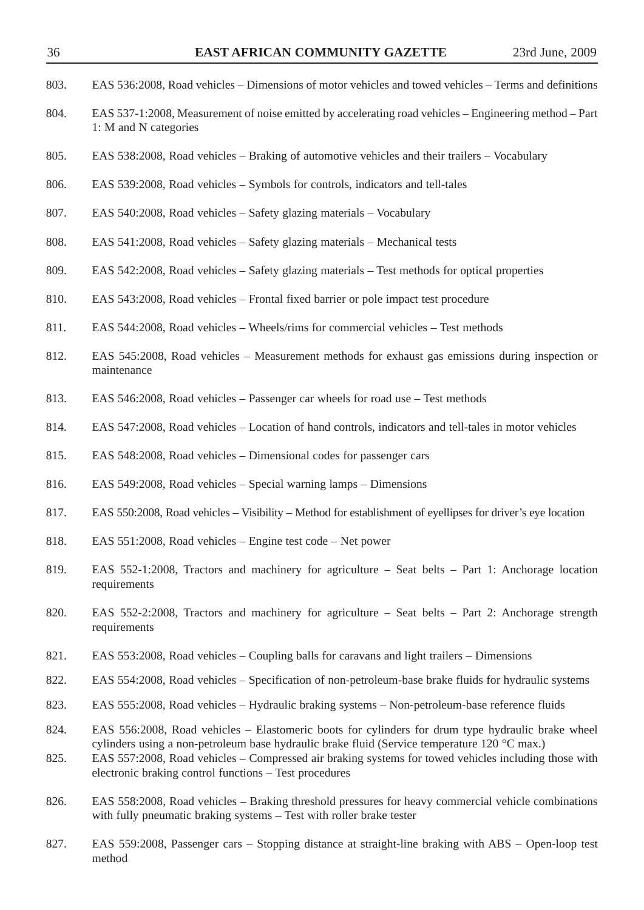803. EAS 536:2008, Road vehicles – Dimensions of motor vehicles and towed vehicles – Terms and definitions

804. EAS 537-1:2008, Measurement of noise emitted by accelerating road vehicles – Engineering method – Part 1: M and N categories

805. EAS 538:2008, Road vehicles – Braking of automotive vehicles and their trailers – Vocabulary

806. EAS 539:2008, Road vehicles – Symbols for controls, indicators and tell-tales

807. EAS 540:2008, Road vehicles – Safety glazing materials – Vocabulary

808. EAS 541:2008, Road vehicles – Safety glazing materials – Mechanical tests

809. EAS 542:2008, Road vehicles – Safety glazing materials – Test methods for optical properties

810. EAS 543:2008, Road vehicles – Frontal fixed barrier or pole impact test procedure

811. EAS 544:2008, Road vehicles – Wheels/rims for commercial vehicles – Test methods

812. EAS 545:2008, Road vehicles – Measurement methods for exhaust gas emissions during inspection or maintenance

813. EAS 546:2008, Road vehicles – Passenger car wheels for road use – Test methods

814. EAS 547:2008, Road vehicles – Location of hand controls, indicators and tell-tales in motor vehicles

815. EAS 548:2008, Road vehicles – Dimensional codes for passenger cars

816. EAS 549:2008, Road vehicles – Special warning lamps – Dimensions

817. EAS 550:2008, Road vehicles – Visibility – Method for establishment of eyellipses for driver's eye location

818. EAS 551:2008, Road vehicles – Engine test code – Net power

819. EAS 552-1:2008, Tractors and machinery for agriculture – Seat belts – Part 1: Anchorage location requirements

820. EAS 552-2:2008, Tractors and machinery for agriculture – Seat belts – Part 2: Anchorage strength requirements

821. EAS 553:2008, Road vehicles – Coupling balls for caravans and light trailers – Dimensions

822. EAS 554:2008, Road vehicles – Specification of non-petroleum-base brake fluids for hydraulic systems

823. EAS 555:2008, Road vehicles – Hydraulic braking systems – Non-petroleum-base reference fluids

824. EAS 556:2008, Road vehicles – Elastomeric boots for cylinders for drum type hydraulic brake wheel cylinders using a non-petroleum base hydraulic brake fluid (Service temperature 120 °C max.)

825. EAS 557:2008, Road vehicles – Compressed air braking systems for towed vehicles including those with electronic braking control functions – Test procedures

826. EAS 558:2008, Road vehicles – Braking threshold pressures for heavy commercial vehicle combinations with fully pneumatic braking systems – Test with roller brake tester

827. EAS 559:2008, Passenger cars – Stopping distance at straight-line braking with ABS – Open-loop test method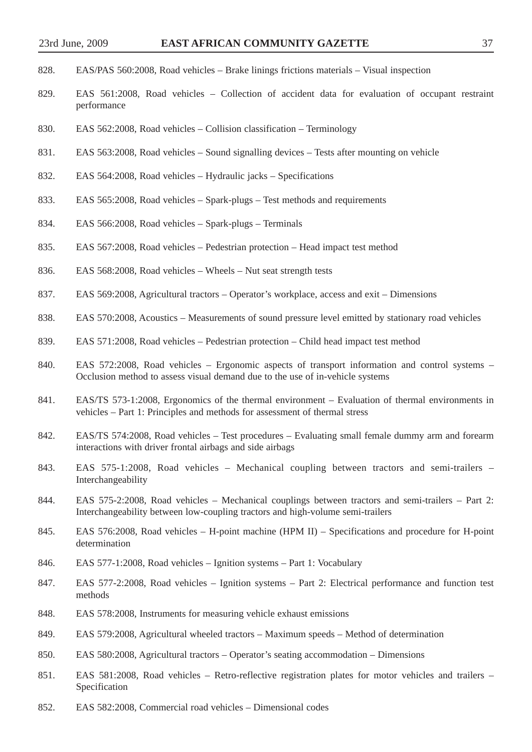828. EAS/PAS 560:2008, Road vehicles – Brake linings frictions materials – Visual inspection

829. EAS 561:2008, Road vehicles – Collection of accident data for evaluation of occupant restraint performance

830. EAS 562:2008, Road vehicles – Collision classification – Terminology

831. EAS 563:2008, Road vehicles – Sound signalling devices – Tests after mounting on vehicle

832. EAS 564:2008, Road vehicles – Hydraulic jacks – Specifications

833. EAS 565:2008, Road vehicles – Spark-plugs – Test methods and requirements

834. EAS 566:2008, Road vehicles – Spark-plugs – Terminals

835. EAS 567:2008, Road vehicles – Pedestrian protection – Head impact test method

836. EAS 568:2008, Road vehicles – Wheels – Nut seat strength tests

837. EAS 569:2008, Agricultural tractors – Operator's workplace, access and exit – Dimensions

838. EAS 570:2008, Acoustics – Measurements of sound pressure level emitted by stationary road vehicles

839. EAS 571:2008, Road vehicles – Pedestrian protection – Child head impact test method

840. EAS 572:2008, Road vehicles – Ergonomic aspects of transport information and control systems – Occlusion method to assess visual demand due to the use of in-vehicle systems

841. EAS/TS 573-1:2008, Ergonomics of the thermal environment – Evaluation of thermal environments in vehicles – Part 1: Principles and methods for assessment of thermal stress

842. EAS/TS 574:2008, Road vehicles – Test procedures – Evaluating small female dummy arm and forearm interactions with driver frontal airbags and side airbags

843. EAS 575-1:2008, Road vehicles – Mechanical coupling between tractors and semi-trailers – Interchangeability

844. EAS 575-2:2008, Road vehicles – Mechanical couplings between tractors and semi-trailers – Part 2: Interchangeability between low-coupling tractors and high-volume semi-trailers

845. EAS 576:2008, Road vehicles – H-point machine (HPM II) – Specifications and procedure for H-point determination

846. EAS 577-1:2008, Road vehicles – Ignition systems – Part 1: Vocabulary

847. EAS 577-2:2008, Road vehicles – Ignition systems – Part 2: Electrical performance and function test methods

848. EAS 578:2008, Instruments for measuring vehicle exhaust emissions

849. EAS 579:2008, Agricultural wheeled tractors – Maximum speeds – Method of determination

850. EAS 580:2008, Agricultural tractors – Operator's seating accommodation – Dimensions

851. EAS 581:2008, Road vehicles – Retro-reflective registration plates for motor vehicles and trailers – Specification

852. EAS 582:2008, Commercial road vehicles – Dimensional codes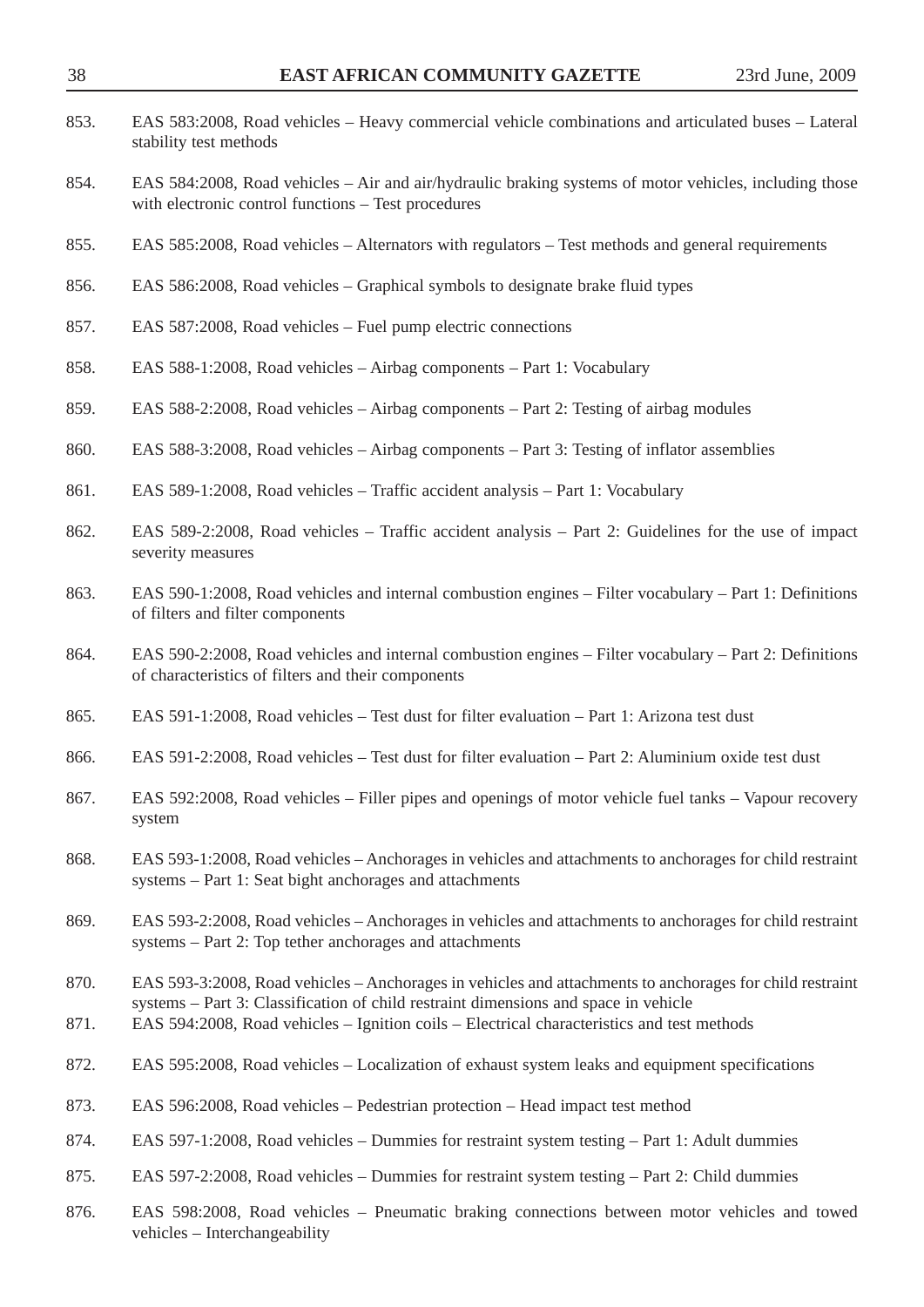853. EAS 583:2008, Road vehicles – Heavy commercial vehicle combinations and articulated buses – Lateral stability test methods

854. EAS 584:2008, Road vehicles – Air and air/hydraulic braking systems of motor vehicles, including those with electronic control functions – Test procedures

855. EAS 585:2008, Road vehicles – Alternators with regulators – Test methods and general requirements

856. EAS 586:2008, Road vehicles – Graphical symbols to designate brake fluid types

857. EAS 587:2008, Road vehicles – Fuel pump electric connections

858. EAS 588-1:2008, Road vehicles – Airbag components – Part 1: Vocabulary

859. EAS 588-2:2008, Road vehicles – Airbag components – Part 2: Testing of airbag modules

860. EAS 588-3:2008, Road vehicles – Airbag components – Part 3: Testing of inflator assemblies

861. EAS 589-1:2008, Road vehicles – Traffic accident analysis – Part 1: Vocabulary

862. EAS 589-2:2008, Road vehicles – Traffic accident analysis – Part 2: Guidelines for the use of impact severity measures

863. EAS 590-1:2008, Road vehicles and internal combustion engines – Filter vocabulary – Part 1: Definitions of filters and filter components

864. EAS 590-2:2008, Road vehicles and internal combustion engines – Filter vocabulary – Part 2: Definitions of characteristics of filters and their components

865. EAS 591-1:2008, Road vehicles – Test dust for filter evaluation – Part 1: Arizona test dust

866. EAS 591-2:2008, Road vehicles – Test dust for filter evaluation – Part 2: Aluminium oxide test dust

867. EAS 592:2008, Road vehicles – Filler pipes and openings of motor vehicle fuel tanks – Vapour recovery system

868. EAS 593-1:2008, Road vehicles – Anchorages in vehicles and attachments to anchorages for child restraint systems – Part 1: Seat bight anchorages and attachments

869. EAS 593-2:2008, Road vehicles – Anchorages in vehicles and attachments to anchorages for child restraint systems – Part 2: Top tether anchorages and attachments

870. EAS 593-3:2008, Road vehicles – Anchorages in vehicles and attachments to anchorages for child restraint systems – Part 3: Classification of child restraint dimensions and space in vehicle

871. EAS 594:2008, Road vehicles – Ignition coils – Electrical characteristics and test methods

872. EAS 595:2008, Road vehicles – Localization of exhaust system leaks and equipment specifications

873. EAS 596:2008, Road vehicles – Pedestrian protection – Head impact test method

874. EAS 597-1:2008, Road vehicles – Dummies for restraint system testing – Part 1: Adult dummies

875. EAS 597-2:2008, Road vehicles – Dummies for restraint system testing – Part 2: Child dummies

876. EAS 598:2008, Road vehicles – Pneumatic braking connections between motor vehicles and towed vehicles – Interchangeability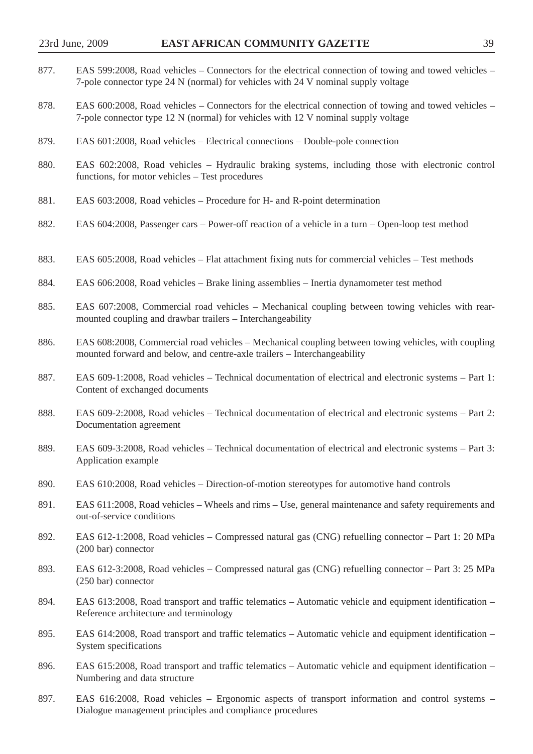877. EAS 599:2008, Road vehicles – Connectors for the electrical connection of towing and towed vehicles – 7-pole connector type 24 N (normal) for vehicles with 24 V nominal supply voltage

878. EAS 600:2008, Road vehicles – Connectors for the electrical connection of towing and towed vehicles – 7-pole connector type 12 N (normal) for vehicles with 12 V nominal supply voltage

879. EAS 601:2008, Road vehicles – Electrical connections – Double-pole connection

880. EAS 602:2008, Road vehicles – Hydraulic braking systems, including those with electronic control functions, for motor vehicles – Test procedures

881. EAS 603:2008, Road vehicles – Procedure for H- and R-point determination

882. EAS 604:2008, Passenger cars – Power-off reaction of a vehicle in a turn – Open-loop test method

883. EAS 605:2008, Road vehicles – Flat attachment fixing nuts for commercial vehicles – Test methods

884. EAS 606:2008, Road vehicles – Brake lining assemblies – Inertia dynamometer test method

885. EAS 607:2008, Commercial road vehicles – Mechanical coupling between towing vehicles with rear-mounted coupling and drawbar trailers – Interchangeability

886. EAS 608:2008, Commercial road vehicles – Mechanical coupling between towing vehicles, with coupling mounted forward and below, and centre-axle trailers – Interchangeability

887. EAS 609-1:2008, Road vehicles – Technical documentation of electrical and electronic systems – Part 1: Content of exchanged documents

888. EAS 609-2:2008, Road vehicles – Technical documentation of electrical and electronic systems – Part 2: Documentation agreement

889. EAS 609-3:2008, Road vehicles – Technical documentation of electrical and electronic systems – Part 3: Application example

890. EAS 610:2008, Road vehicles – Direction-of-motion stereotypes for automotive hand controls

891. EAS 611:2008, Road vehicles – Wheels and rims – Use, general maintenance and safety requirements and out-of-service conditions

892. EAS 612-1:2008, Road vehicles – Compressed natural gas (CNG) refuelling connector – Part 1: 20 MPa (200 bar) connector

893. EAS 612-3:2008, Road vehicles – Compressed natural gas (CNG) refuelling connector – Part 3: 25 MPa (250 bar) connector

894. EAS 613:2008, Road transport and traffic telematics – Automatic vehicle and equipment identification – Reference architecture and terminology

895. EAS 614:2008, Road transport and traffic telematics – Automatic vehicle and equipment identification – System specifications

896. EAS 615:2008, Road transport and traffic telematics – Automatic vehicle and equipment identification – Numbering and data structure

897. EAS 616:2008, Road vehicles – Ergonomic aspects of transport information and control systems – Dialogue management principles and compliance procedures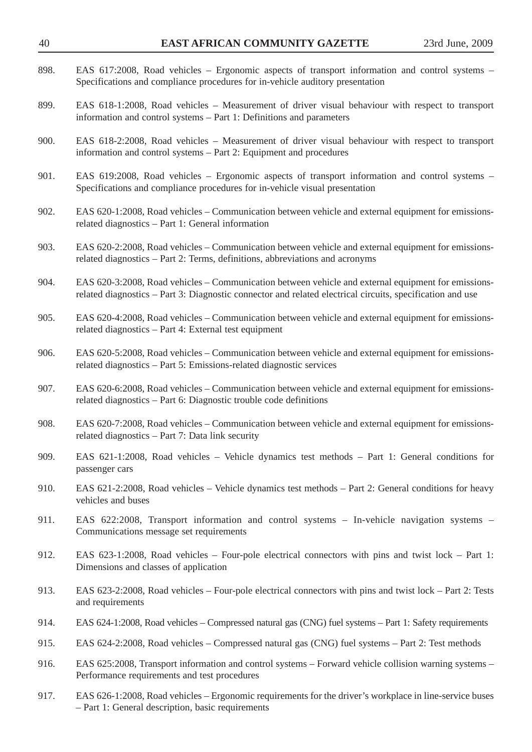898. EAS 617:2008, Road vehicles – Ergonomic aspects of transport information and control systems – Specifications and compliance procedures for in-vehicle auditory presentation

899. EAS 618-1:2008, Road vehicles – Measurement of driver visual behaviour with respect to transport information and control systems – Part 1: Definitions and parameters

900. EAS 618-2:2008, Road vehicles – Measurement of driver visual behaviour with respect to transport information and control systems – Part 2: Equipment and procedures

901. EAS 619:2008, Road vehicles – Ergonomic aspects of transport information and control systems – Specifications and compliance procedures for in-vehicle visual presentation

902. EAS 620-1:2008, Road vehicles – Communication between vehicle and external equipment for emissions-related diagnostics – Part 1: General information

903. EAS 620-2:2008, Road vehicles – Communication between vehicle and external equipment for emissions-related diagnostics – Part 2: Terms, definitions, abbreviations and acronyms

904. EAS 620-3:2008, Road vehicles – Communication between vehicle and external equipment for emissions-related diagnostics – Part 3: Diagnostic connector and related electrical circuits, specification and use

905. EAS 620-4:2008, Road vehicles – Communication between vehicle and external equipment for emissions-related diagnostics – Part 4: External test equipment

906. EAS 620-5:2008, Road vehicles – Communication between vehicle and external equipment for emissions-related diagnostics – Part 5: Emissions-related diagnostic services

907. EAS 620-6:2008, Road vehicles – Communication between vehicle and external equipment for emissions-related diagnostics – Part 6: Diagnostic trouble code definitions

908. EAS 620-7:2008, Road vehicles – Communication between vehicle and external equipment for emissions-related diagnostics – Part 7: Data link security

909. EAS 621-1:2008, Road vehicles – Vehicle dynamics test methods – Part 1: General conditions for passenger cars

910. EAS 621-2:2008, Road vehicles – Vehicle dynamics test methods – Part 2: General conditions for heavy vehicles and buses

911. EAS 622:2008, Transport information and control systems – In-vehicle navigation systems – Communications message set requirements

912. EAS 623-1:2008, Road vehicles – Four-pole electrical connectors with pins and twist lock – Part 1: Dimensions and classes of application

913. EAS 623-2:2008, Road vehicles – Four-pole electrical connectors with pins and twist lock – Part 2: Tests and requirements

914. EAS 624-1:2008, Road vehicles – Compressed natural gas (CNG) fuel systems – Part 1: Safety requirements

915. EAS 624-2:2008, Road vehicles – Compressed natural gas (CNG) fuel systems – Part 2: Test methods

916. EAS 625:2008, Transport information and control systems – Forward vehicle collision warning systems – Performance requirements and test procedures

917. EAS 626-1:2008, Road vehicles – Ergonomic requirements for the driver's workplace in line-service buses – Part 1: General description, basic requirements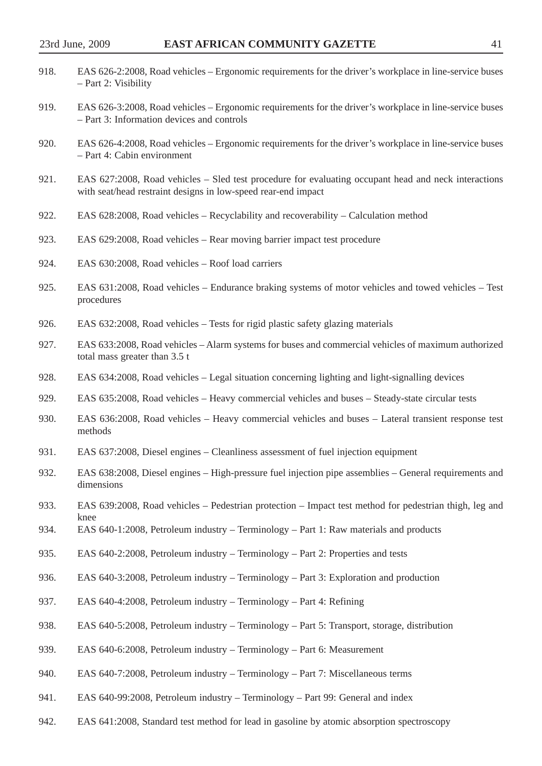918. EAS 626-2:2008, Road vehicles – Ergonomic requirements for the driver's workplace in line-service buses – Part 2: Visibility

919. EAS 626-3:2008, Road vehicles – Ergonomic requirements for the driver's workplace in line-service buses – Part 3: Information devices and controls

920. EAS 626-4:2008, Road vehicles – Ergonomic requirements for the driver's workplace in line-service buses – Part 4: Cabin environment

921. EAS 627:2008, Road vehicles – Sled test procedure for evaluating occupant head and neck interactions with seat/head restraint designs in low-speed rear-end impact

922. EAS 628:2008, Road vehicles – Recyclability and recoverability – Calculation method

923. EAS 629:2008, Road vehicles – Rear moving barrier impact test procedure

924. EAS 630:2008, Road vehicles – Roof load carriers

925. EAS 631:2008, Road vehicles – Endurance braking systems of motor vehicles and towed vehicles – Test procedures

926. EAS 632:2008, Road vehicles – Tests for rigid plastic safety glazing materials

927. EAS 633:2008, Road vehicles – Alarm systems for buses and commercial vehicles of maximum authorized total mass greater than 3.5 t

928. EAS 634:2008, Road vehicles – Legal situation concerning lighting and light-signalling devices

929. EAS 635:2008, Road vehicles – Heavy commercial vehicles and buses – Steady-state circular tests

930. EAS 636:2008, Road vehicles – Heavy commercial vehicles and buses – Lateral transient response test methods

931. EAS 637:2008, Diesel engines – Cleanliness assessment of fuel injection equipment

932. EAS 638:2008, Diesel engines – High-pressure fuel injection pipe assemblies – General requirements and dimensions

933. EAS 639:2008, Road vehicles – Pedestrian protection – Impact test method for pedestrian thigh, leg and knee

934. EAS 640-1:2008, Petroleum industry – Terminology – Part 1: Raw materials and products

935. EAS 640-2:2008, Petroleum industry – Terminology – Part 2: Properties and tests

936. EAS 640-3:2008, Petroleum industry – Terminology – Part 3: Exploration and production

937. EAS 640-4:2008, Petroleum industry – Terminology – Part 4: Refining

938. EAS 640-5:2008, Petroleum industry – Terminology – Part 5: Transport, storage, distribution

939. EAS 640-6:2008, Petroleum industry – Terminology – Part 6: Measurement

940. EAS 640-7:2008, Petroleum industry – Terminology – Part 7: Miscellaneous terms

941. EAS 640-99:2008, Petroleum industry – Terminology – Part 99: General and index

942. EAS 641:2008, Standard test method for lead in gasoline by atomic absorption spectroscopy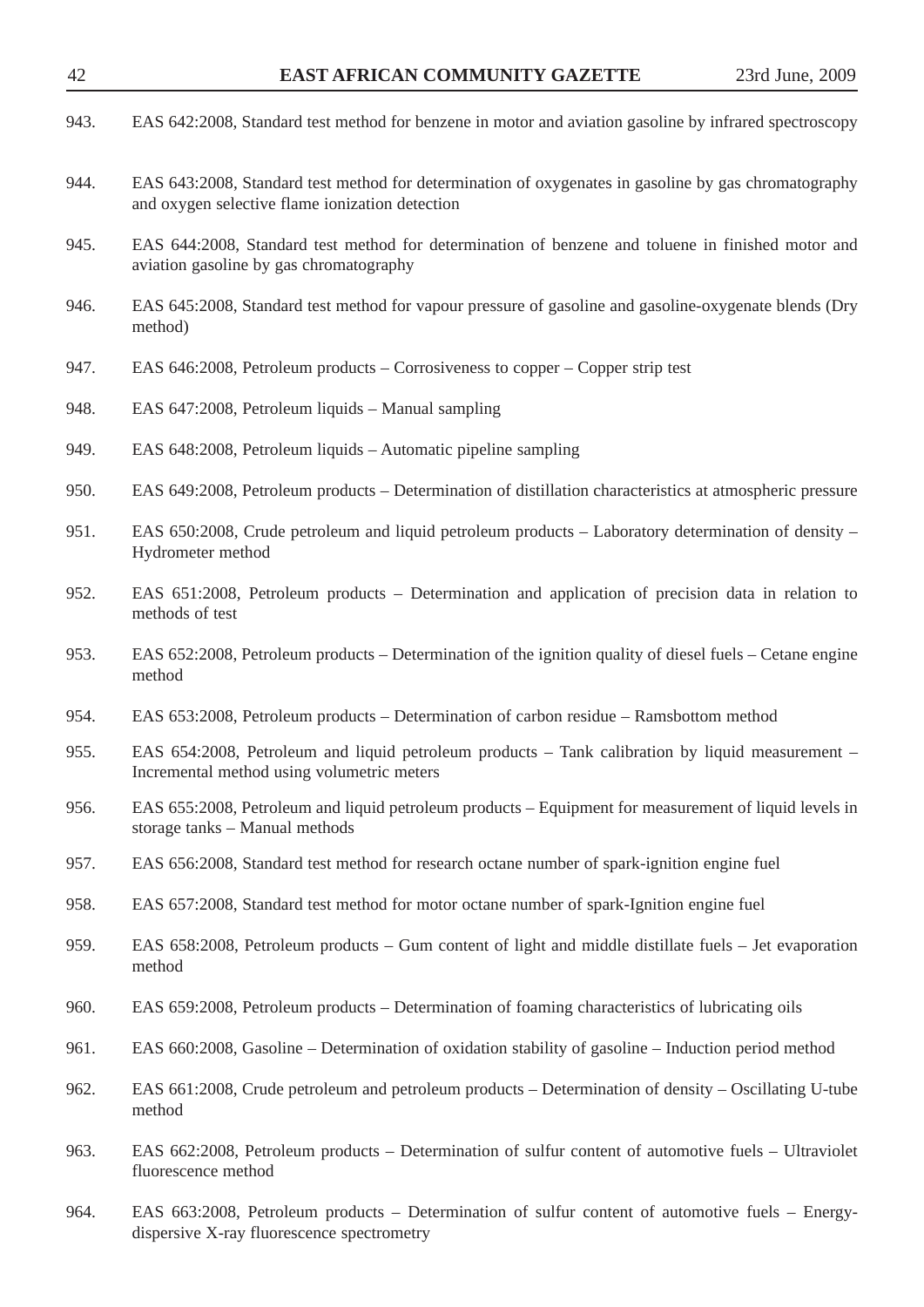943. EAS 642:2008, Standard test method for benzene in motor and aviation gasoline by infrared spectroscopy

944. EAS 643:2008, Standard test method for determination of oxygenates in gasoline by gas chromatography and oxygen selective flame ionization detection

945. EAS 644:2008, Standard test method for determination of benzene and toluene in finished motor and aviation gasoline by gas chromatography

946. EAS 645:2008, Standard test method for vapour pressure of gasoline and gasoline-oxygenate blends (Dry method)

947. EAS 646:2008, Petroleum products – Corrosiveness to copper – Copper strip test

948. EAS 647:2008, Petroleum liquids – Manual sampling

949. EAS 648:2008, Petroleum liquids – Automatic pipeline sampling

950. EAS 649:2008, Petroleum products – Determination of distillation characteristics at atmospheric pressure

951. EAS 650:2008, Crude petroleum and liquid petroleum products – Laboratory determination of density – Hydrometer method

952. EAS 651:2008, Petroleum products – Determination and application of precision data in relation to methods of test

953. EAS 652:2008, Petroleum products – Determination of the ignition quality of diesel fuels – Cetane engine method

954. EAS 653:2008, Petroleum products – Determination of carbon residue – Ramsbottom method

955. EAS 654:2008, Petroleum and liquid petroleum products – Tank calibration by liquid measurement – Incremental method using volumetric meters

956. EAS 655:2008, Petroleum and liquid petroleum products – Equipment for measurement of liquid levels in storage tanks – Manual methods

957. EAS 656:2008, Standard test method for research octane number of spark-ignition engine fuel

958. EAS 657:2008, Standard test method for motor octane number of spark-Ignition engine fuel

959. EAS 658:2008, Petroleum products – Gum content of light and middle distillate fuels – Jet evaporation method

960. EAS 659:2008, Petroleum products – Determination of foaming characteristics of lubricating oils

961. EAS 660:2008, Gasoline – Determination of oxidation stability of gasoline – Induction period method

962. EAS 661:2008, Crude petroleum and petroleum products – Determination of density – Oscillating U-tube method

963. EAS 662:2008, Petroleum products – Determination of sulfur content of automotive fuels – Ultraviolet fluorescence method

964. EAS 663:2008, Petroleum products – Determination of sulfur content of automotive fuels – Energy-dispersive X-ray fluorescence spectrometry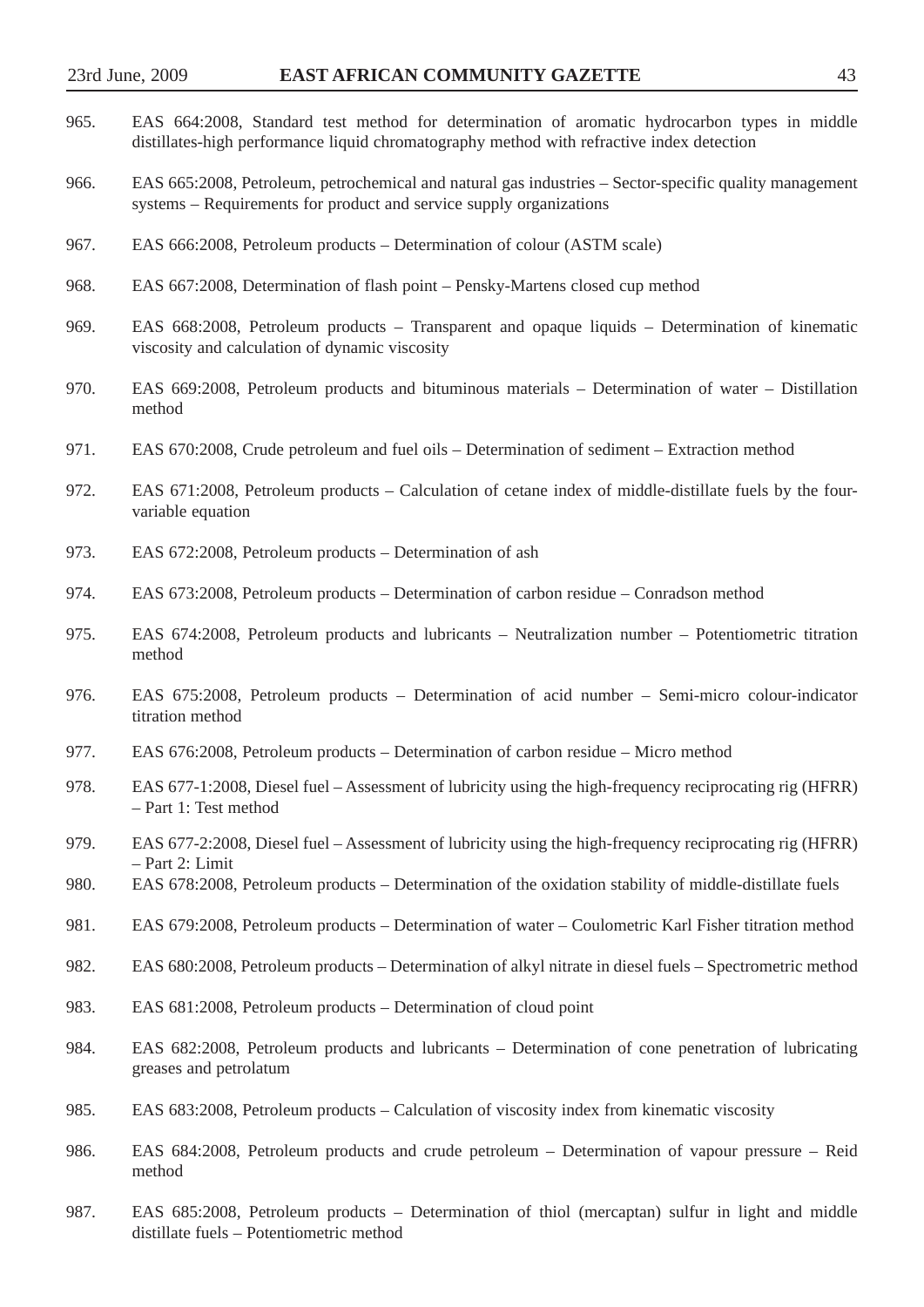965. EAS 664:2008, Standard test method for determination of aromatic hydrocarbon types in middle distillates-high performance liquid chromatography method with refractive index detection

966. EAS 665:2008, Petroleum, petrochemical and natural gas industries – Sector-specific quality management systems – Requirements for product and service supply organizations

967. EAS 666:2008, Petroleum products – Determination of colour (ASTM scale)

968. EAS 667:2008, Determination of flash point – Pensky-Martens closed cup method

969. EAS 668:2008, Petroleum products – Transparent and opaque liquids – Determination of kinematic viscosity and calculation of dynamic viscosity

970. EAS 669:2008, Petroleum products and bituminous materials – Determination of water – Distillation method

971. EAS 670:2008, Crude petroleum and fuel oils – Determination of sediment – Extraction method

972. EAS 671:2008, Petroleum products – Calculation of cetane index of middle-distillate fuels by the four-variable equation

973. EAS 672:2008, Petroleum products – Determination of ash

974. EAS 673:2008, Petroleum products – Determination of carbon residue – Conradson method

975. EAS 674:2008, Petroleum products and lubricants – Neutralization number – Potentiometric titration method

976. EAS 675:2008, Petroleum products – Determination of acid number – Semi-micro colour-indicator titration method

977. EAS 676:2008, Petroleum products – Determination of carbon residue – Micro method

978. EAS 677-1:2008, Diesel fuel – Assessment of lubricity using the high-frequency reciprocating rig (HFRR) – Part 1: Test method

979. EAS 677-2:2008, Diesel fuel – Assessment of lubricity using the high-frequency reciprocating rig (HFRR) – Part 2: Limit

980. EAS 678:2008, Petroleum products – Determination of the oxidation stability of middle-distillate fuels

981. EAS 679:2008, Petroleum products – Determination of water – Coulometric Karl Fisher titration method

982. EAS 680:2008, Petroleum products – Determination of alkyl nitrate in diesel fuels – Spectrometric method

983. EAS 681:2008, Petroleum products – Determination of cloud point

984. EAS 682:2008, Petroleum products and lubricants – Determination of cone penetration of lubricating greases and petrolatum

985. EAS 683:2008, Petroleum products – Calculation of viscosity index from kinematic viscosity

986. EAS 684:2008, Petroleum products and crude petroleum – Determination of vapour pressure – Reid method

987. EAS 685:2008, Petroleum products – Determination of thiol (mercaptan) sulfur in light and middle distillate fuels – Potentiometric method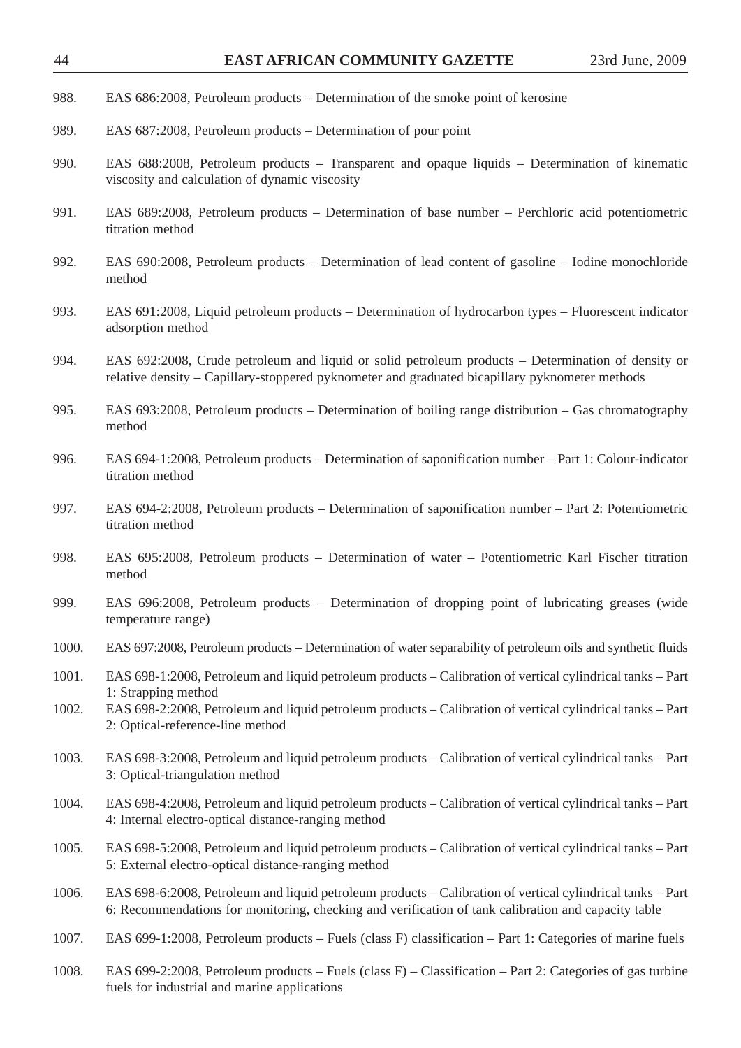988. EAS 686:2008, Petroleum products – Determination of the smoke point of kerosine

989. EAS 687:2008, Petroleum products – Determination of pour point

990. EAS 688:2008, Petroleum products – Transparent and opaque liquids – Determination of kinematic viscosity and calculation of dynamic viscosity

991. EAS 689:2008, Petroleum products – Determination of base number – Perchloric acid potentiometric titration method

992. EAS 690:2008, Petroleum products – Determination of lead content of gasoline – Iodine monochloride method

993. EAS 691:2008, Liquid petroleum products – Determination of hydrocarbon types – Fluorescent indicator adsorption method

994. EAS 692:2008, Crude petroleum and liquid or solid petroleum products – Determination of density or relative density – Capillary-stoppered pyknometer and graduated bicapillary pyknometer methods

995. EAS 693:2008, Petroleum products – Determination of boiling range distribution – Gas chromatography method

996. EAS 694-1:2008, Petroleum products – Determination of saponification number – Part 1: Colour-indicator titration method

997. EAS 694-2:2008, Petroleum products – Determination of saponification number – Part 2: Potentiometric titration method

998. EAS 695:2008, Petroleum products – Determination of water – Potentiometric Karl Fischer titration method

999. EAS 696:2008, Petroleum products – Determination of dropping point of lubricating greases (wide temperature range)

1000. EAS 697:2008, Petroleum products – Determination of water separability of petroleum oils and synthetic fluids

1001. EAS 698-1:2008, Petroleum and liquid petroleum products – Calibration of vertical cylindrical tanks – Part 1: Strapping method

1002. EAS 698-2:2008, Petroleum and liquid petroleum products – Calibration of vertical cylindrical tanks – Part 2: Optical-reference-line method

1003. EAS 698-3:2008, Petroleum and liquid petroleum products – Calibration of vertical cylindrical tanks – Part 3: Optical-triangulation method

1004. EAS 698-4:2008, Petroleum and liquid petroleum products – Calibration of vertical cylindrical tanks – Part 4: Internal electro-optical distance-ranging method

1005. EAS 698-5:2008, Petroleum and liquid petroleum products – Calibration of vertical cylindrical tanks – Part 5: External electro-optical distance-ranging method

1006. EAS 698-6:2008, Petroleum and liquid petroleum products – Calibration of vertical cylindrical tanks – Part 6: Recommendations for monitoring, checking and verification of tank calibration and capacity table

1007. EAS 699-1:2008, Petroleum products – Fuels (class F) classification – Part 1: Categories of marine fuels

1008. EAS 699-2:2008, Petroleum products – Fuels (class F) – Classification – Part 2: Categories of gas turbine fuels for industrial and marine applications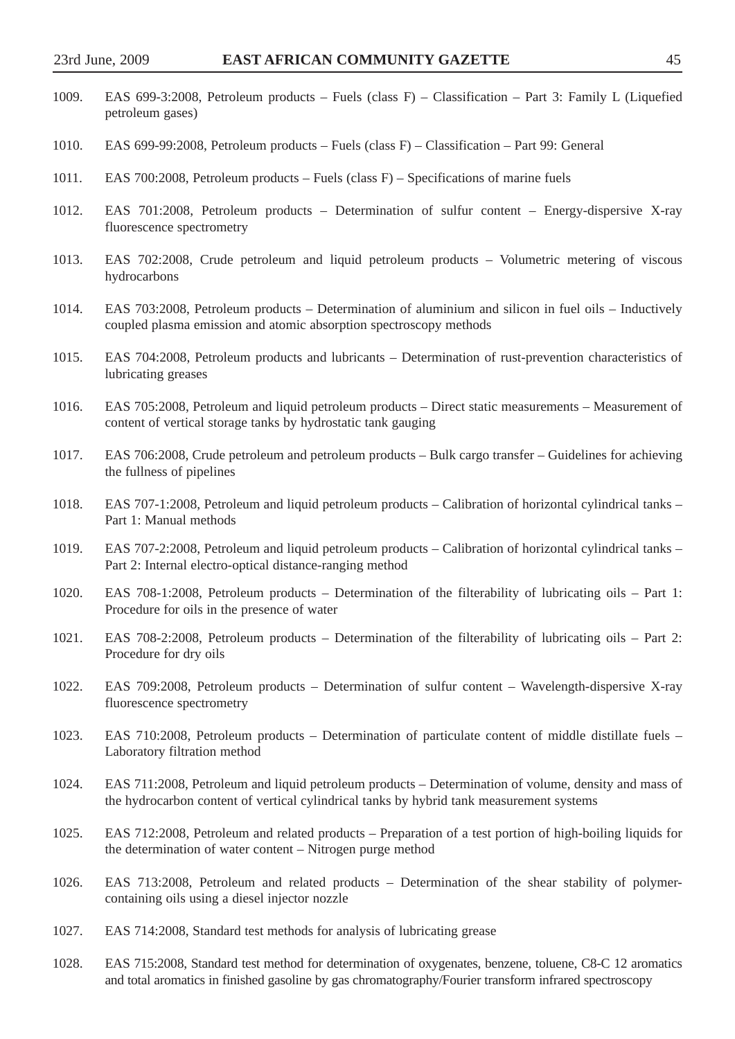1009. EAS 699-3:2008, Petroleum products – Fuels (class F) – Classification – Part 3: Family L (Liquefied petroleum gases)

1010. EAS 699-99:2008, Petroleum products – Fuels (class F) – Classification – Part 99: General

1011. EAS 700:2008, Petroleum products – Fuels (class F) – Specifications of marine fuels

1012. EAS 701:2008, Petroleum products – Determination of sulfur content – Energy-dispersive X-ray fluorescence spectrometry

1013. EAS 702:2008, Crude petroleum and liquid petroleum products – Volumetric metering of viscous hydrocarbons

1014. EAS 703:2008, Petroleum products – Determination of aluminium and silicon in fuel oils – Inductively coupled plasma emission and atomic absorption spectroscopy methods

1015. EAS 704:2008, Petroleum products and lubricants – Determination of rust-prevention characteristics of lubricating greases

1016. EAS 705:2008, Petroleum and liquid petroleum products – Direct static measurements – Measurement of content of vertical storage tanks by hydrostatic tank gauging

1017. EAS 706:2008, Crude petroleum and petroleum products – Bulk cargo transfer – Guidelines for achieving the fullness of pipelines

1018. EAS 707-1:2008, Petroleum and liquid petroleum products – Calibration of horizontal cylindrical tanks – Part 1: Manual methods

1019. EAS 707-2:2008, Petroleum and liquid petroleum products – Calibration of horizontal cylindrical tanks – Part 2: Internal electro-optical distance-ranging method

1020. EAS 708-1:2008, Petroleum products – Determination of the filterability of lubricating oils – Part 1: Procedure for oils in the presence of water

1021. EAS 708-2:2008, Petroleum products – Determination of the filterability of lubricating oils – Part 2: Procedure for dry oils

1022. EAS 709:2008, Petroleum products – Determination of sulfur content – Wavelength-dispersive X-ray fluorescence spectrometry

1023. EAS 710:2008, Petroleum products – Determination of particulate content of middle distillate fuels – Laboratory filtration method

1024. EAS 711:2008, Petroleum and liquid petroleum products – Determination of volume, density and mass of the hydrocarbon content of vertical cylindrical tanks by hybrid tank measurement systems

1025. EAS 712:2008, Petroleum and related products – Preparation of a test portion of high-boiling liquids for the determination of water content – Nitrogen purge method

1026. EAS 713:2008, Petroleum and related products – Determination of the shear stability of polymer-containing oils using a diesel injector nozzle

1027. EAS 714:2008, Standard test methods for analysis of lubricating grease

1028. EAS 715:2008, Standard test method for determination of oxygenates, benzene, toluene, C8-C 12 aromatics and total aromatics in finished gasoline by gas chromatography/Fourier transform infrared spectroscopy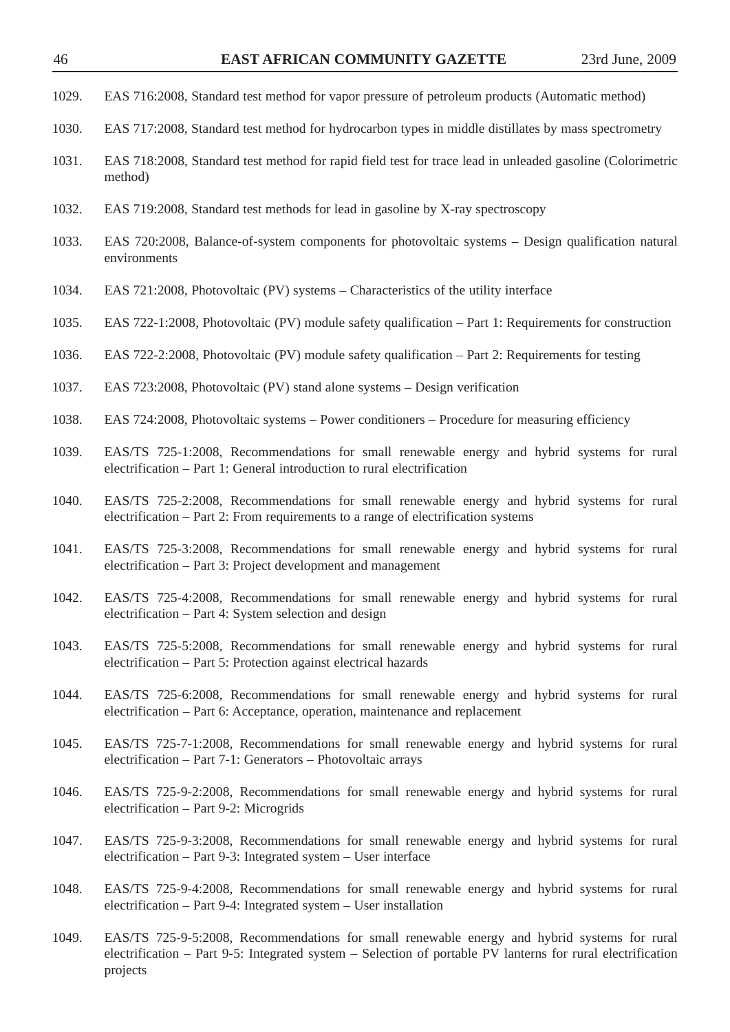1029. EAS 716:2008, Standard test method for vapor pressure of petroleum products (Automatic method)

1030. EAS 717:2008, Standard test method for hydrocarbon types in middle distillates by mass spectrometry

1031. EAS 718:2008, Standard test method for rapid field test for trace lead in unleaded gasoline (Colorimetric method)

1032. EAS 719:2008, Standard test methods for lead in gasoline by X-ray spectroscopy

1033. EAS 720:2008, Balance-of-system components for photovoltaic systems – Design qualification natural environments

1034. EAS 721:2008, Photovoltaic (PV) systems – Characteristics of the utility interface

1035. EAS 722-1:2008, Photovoltaic (PV) module safety qualification – Part 1: Requirements for construction

1036. EAS 722-2:2008, Photovoltaic (PV) module safety qualification – Part 2: Requirements for testing

1037. EAS 723:2008, Photovoltaic (PV) stand alone systems – Design verification

1038. EAS 724:2008, Photovoltaic systems – Power conditioners – Procedure for measuring efficiency

1039. EAS/TS 725-1:2008, Recommendations for small renewable energy and hybrid systems for rural electrification – Part 1: General introduction to rural electrification

1040. EAS/TS 725-2:2008, Recommendations for small renewable energy and hybrid systems for rural electrification – Part 2: From requirements to a range of electrification systems

1041. EAS/TS 725-3:2008, Recommendations for small renewable energy and hybrid systems for rural electrification – Part 3: Project development and management

1042. EAS/TS 725-4:2008, Recommendations for small renewable energy and hybrid systems for rural electrification – Part 4: System selection and design

1043. EAS/TS 725-5:2008, Recommendations for small renewable energy and hybrid systems for rural electrification – Part 5: Protection against electrical hazards

1044. EAS/TS 725-6:2008, Recommendations for small renewable energy and hybrid systems for rural electrification – Part 6: Acceptance, operation, maintenance and replacement

1045. EAS/TS 725-7-1:2008, Recommendations for small renewable energy and hybrid systems for rural electrification – Part 7-1: Generators – Photovoltaic arrays

1046. EAS/TS 725-9-2:2008, Recommendations for small renewable energy and hybrid systems for rural electrification – Part 9-2: Microgrids

1047. EAS/TS 725-9-3:2008, Recommendations for small renewable energy and hybrid systems for rural electrification – Part 9-3: Integrated system – User interface

1048. EAS/TS 725-9-4:2008, Recommendations for small renewable energy and hybrid systems for rural electrification – Part 9-4: Integrated system – User installation

1049. EAS/TS 725-9-5:2008, Recommendations for small renewable energy and hybrid systems for rural electrification – Part 9-5: Integrated system – Selection of portable PV lanterns for rural electrification projects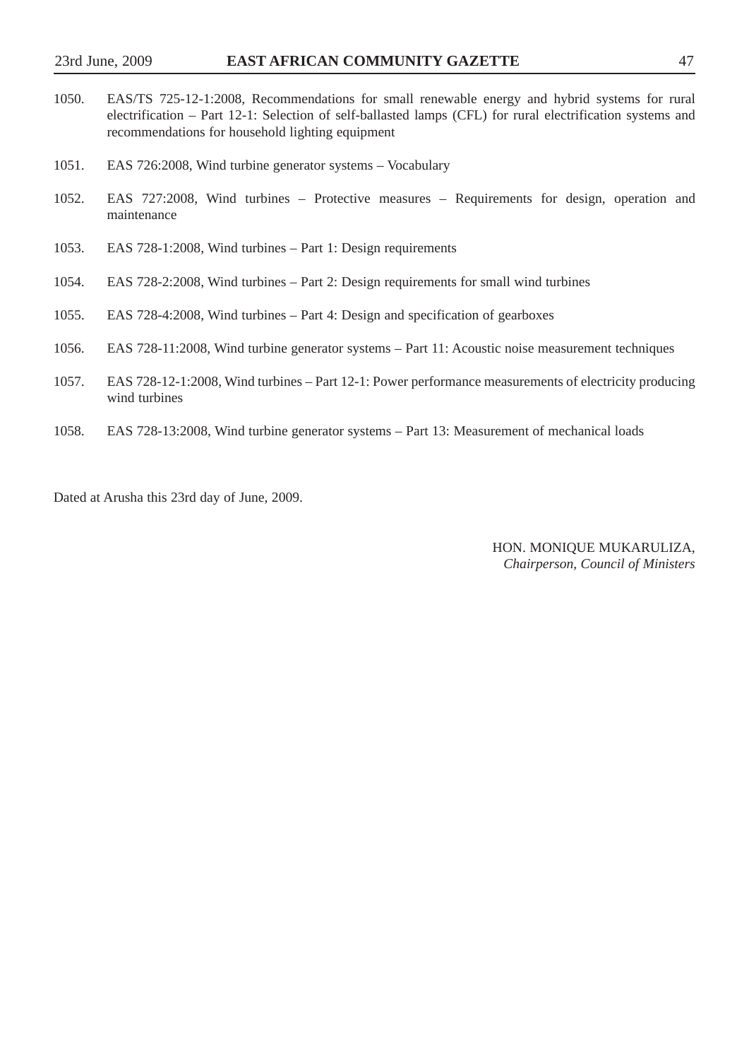1050. EAS/TS 725-12-1:2008, Recommendations for small renewable energy and hybrid systems for rural electrification – Part 12-1: Selection of self-ballasted lamps (CFL) for rural electrification systems and recommendations for household lighting equipment

1051. EAS 726:2008, Wind turbine generator systems – Vocabulary

1052. EAS 727:2008, Wind turbines – Protective measures – Requirements for design, operation and maintenance

1053. EAS 728-1:2008, Wind turbines – Part 1: Design requirements

1054. EAS 728-2:2008, Wind turbines – Part 2: Design requirements for small wind turbines

1055. EAS 728-4:2008, Wind turbines – Part 4: Design and specification of gearboxes

1056. EAS 728-11:2008, Wind turbine generator systems – Part 11: Acoustic noise measurement techniques

1057. EAS 728-12-1:2008, Wind turbines – Part 12-1: Power performance measurements of electricity producing wind turbines

1058. EAS 728-13:2008, Wind turbine generator systems – Part 13: Measurement of mechanical loads

Dated at Arusha this 23rd day of June, 2009.

HON. MONIQUE MUKARULIZA,
*Chairperson, Council of Ministers*